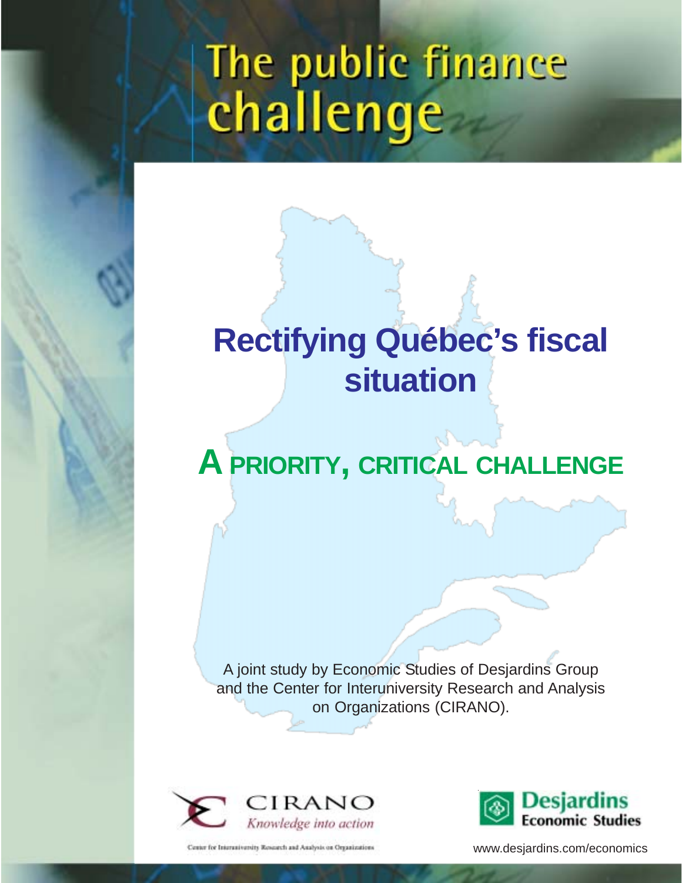# The public finance challenge

## Rectifying Québec's fiscal situation

## A PRIORITY, CRITICAL CHALLENGE

A joint study by Economic Studies of Desjardins Group and the Center for Interuniversity Research and Analysis on Organizations (CIRANO).

CIRANO
*Knowledge into action*

Center for Interuniversity Research and Analysis on Organizations

Desjardins
Economic Studies

www.desjardins.com/economics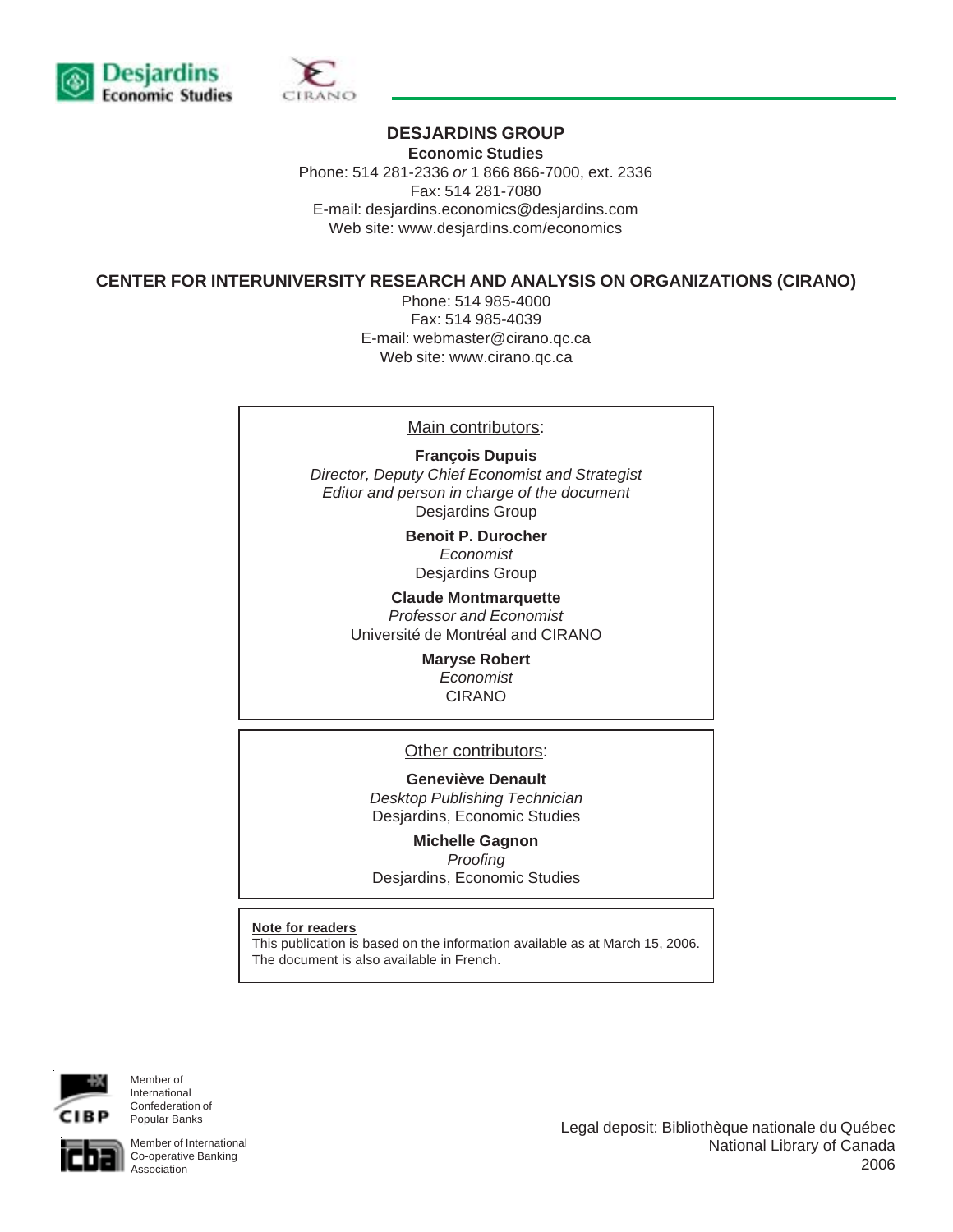**DESJARDINS GROUP**

**Economic Studies**

Phone: 514 281-2336 *or* 1 866 866-7000, ext. 2336
Fax: 514 281-7080
E-mail: desjardins.economics@desjardins.com
Web site: www.desjardins.com/economics

**CENTER FOR INTERUNIVERSITY RESEARCH AND ANALYSIS ON ORGANIZATIONS (CIRANO)**

Phone: 514 985-4000
Fax: 514 985-4039
E-mail: webmaster@cirano.qc.ca
Web site: www.cirano.qc.ca

Main contributors:

**François Dupuis**
*Director, Deputy Chief Economist and Strategist*
*Editor and person in charge of the document*
Desjardins Group

**Benoit P. Durocher**
*Economist*
Desjardins Group

**Claude Montmarquette**
*Professor and Economist*
Université de Montréal and CIRANO

**Maryse Robert**
*Economist*
CIRANO

Other contributors:

**Geneviève Denault**
*Desktop Publishing Technician*
Desjardins, Economic Studies

**Michelle Gagnon**
*Proofing*
Desjardins, Economic Studies

**Note for readers**
This publication is based on the information available as at March 15, 2006.
The document is also available in French.

Member of International Confederation of Popular Banks

Member of International Co-operative Banking Association

Legal deposit: Bibliothèque nationale du Québec
National Library of Canada
2006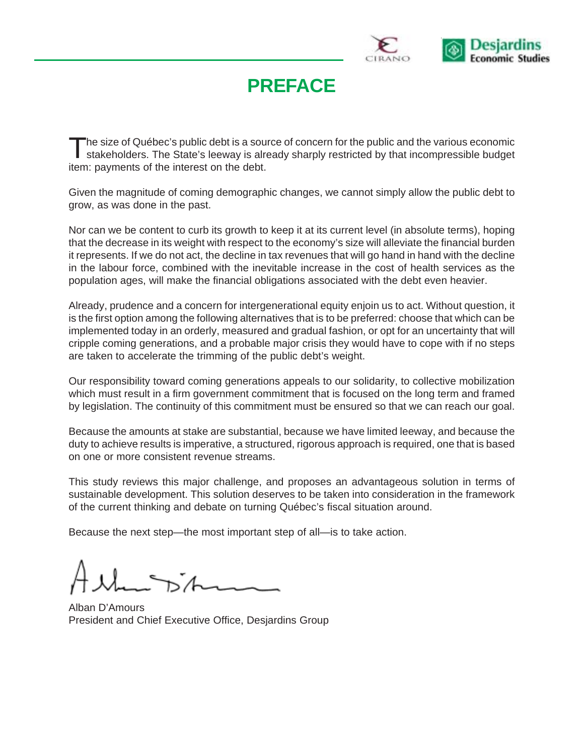# PREFACE

The size of Québec's public debt is a source of concern for the public and the various economic stakeholders. The State's leeway is already sharply restricted by that incompressible budget item: payments of the interest on the debt.

Given the magnitude of coming demographic changes, we cannot simply allow the public debt to grow, as was done in the past.

Nor can we be content to curb its growth to keep it at its current level (in absolute terms), hoping that the decrease in its weight with respect to the economy's size will alleviate the financial burden it represents. If we do not act, the decline in tax revenues that will go hand in hand with the decline in the labour force, combined with the inevitable increase in the cost of health services as the population ages, will make the financial obligations associated with the debt even heavier.

Already, prudence and a concern for intergenerational equity enjoin us to act. Without question, it is the first option among the following alternatives that is to be preferred: choose that which can be implemented today in an orderly, measured and gradual fashion, or opt for an uncertainty that will cripple coming generations, and a probable major crisis they would have to cope with if no steps are taken to accelerate the trimming of the public debt's weight.

Our responsibility toward coming generations appeals to our solidarity, to collective mobilization which must result in a firm government commitment that is focused on the long term and framed by legislation. The continuity of this commitment must be ensured so that we can reach our goal.

Because the amounts at stake are substantial, because we have limited leeway, and because the duty to achieve results is imperative, a structured, rigorous approach is required, one that is based on one or more consistent revenue streams.

This study reviews this major challenge, and proposes an advantageous solution in terms of sustainable development. This solution deserves to be taken into consideration in the framework of the current thinking and debate on turning Québec's fiscal situation around.

Because the next step—the most important step of all—is to take action.

Alban D'Amours
President and Chief Executive Office, Desjardins Group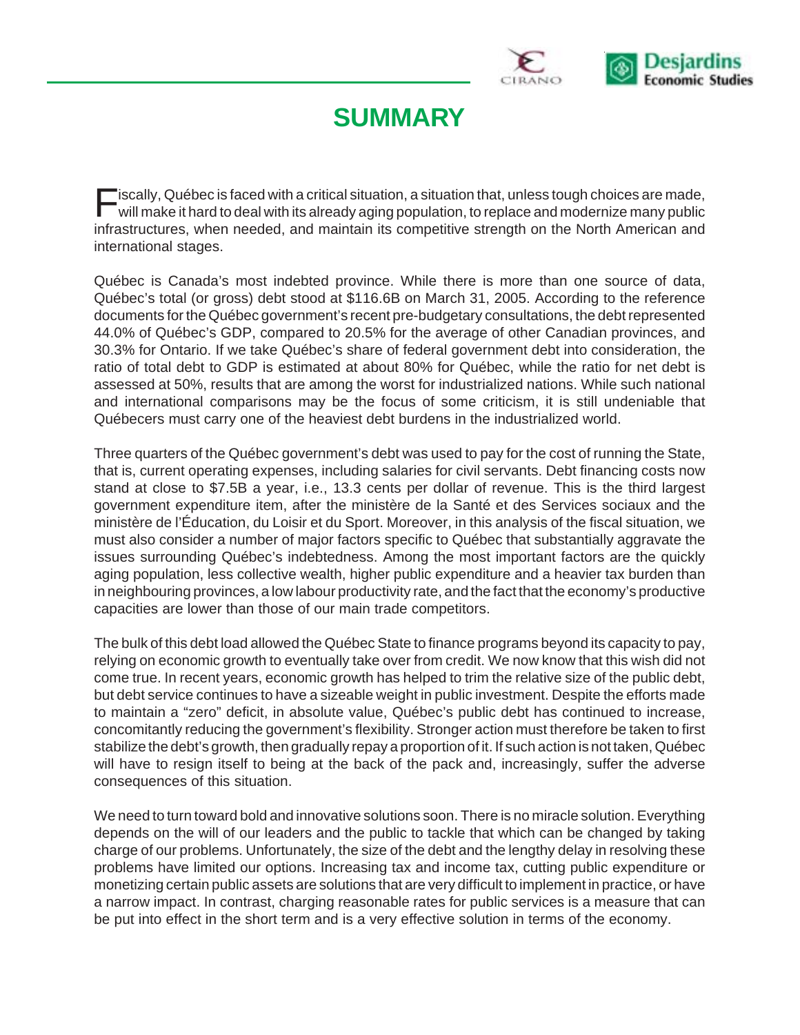# SUMMARY

Fiscally, Québec is faced with a critical situation, a situation that, unless tough choices are made, will make it hard to deal with its already aging population, to replace and modernize many public infrastructures, when needed, and maintain its competitive strength on the North American and international stages.

Québec is Canada's most indebted province. While there is more than one source of data, Québec's total (or gross) debt stood at $116.6B on March 31, 2005. According to the reference documents for the Québec government's recent pre-budgetary consultations, the debt represented 44.0% of Québec's GDP, compared to 20.5% for the average of other Canadian provinces, and 30.3% for Ontario. If we take Québec's share of federal government debt into consideration, the ratio of total debt to GDP is estimated at about 80% for Québec, while the ratio for net debt is assessed at 50%, results that are among the worst for industrialized nations. While such national and international comparisons may be the focus of some criticism, it is still undeniable that Québecers must carry one of the heaviest debt burdens in the industrialized world.

Three quarters of the Québec government's debt was used to pay for the cost of running the State, that is, current operating expenses, including salaries for civil servants. Debt financing costs now stand at close to $7.5B a year, i.e., 13.3 cents per dollar of revenue. This is the third largest government expenditure item, after the ministère de la Santé et des Services sociaux and the ministère de l'Éducation, du Loisir et du Sport. Moreover, in this analysis of the fiscal situation, we must also consider a number of major factors specific to Québec that substantially aggravate the issues surrounding Québec's indebtedness. Among the most important factors are the quickly aging population, less collective wealth, higher public expenditure and a heavier tax burden than in neighbouring provinces, a low labour productivity rate, and the fact that the economy's productive capacities are lower than those of our main trade competitors.

The bulk of this debt load allowed the Québec State to finance programs beyond its capacity to pay, relying on economic growth to eventually take over from credit. We now know that this wish did not come true. In recent years, economic growth has helped to trim the relative size of the public debt, but debt service continues to have a sizeable weight in public investment. Despite the efforts made to maintain a "zero" deficit, in absolute value, Québec's public debt has continued to increase, concomitantly reducing the government's flexibility. Stronger action must therefore be taken to first stabilize the debt's growth, then gradually repay a proportion of it. If such action is not taken, Québec will have to resign itself to being at the back of the pack and, increasingly, suffer the adverse consequences of this situation.

We need to turn toward bold and innovative solutions soon. There is no miracle solution. Everything depends on the will of our leaders and the public to tackle that which can be changed by taking charge of our problems. Unfortunately, the size of the debt and the lengthy delay in resolving these problems have limited our options. Increasing tax and income tax, cutting public expenditure or monetizing certain public assets are solutions that are very difficult to implement in practice, or have a narrow impact. In contrast, charging reasonable rates for public services is a measure that can be put into effect in the short term and is a very effective solution in terms of the economy.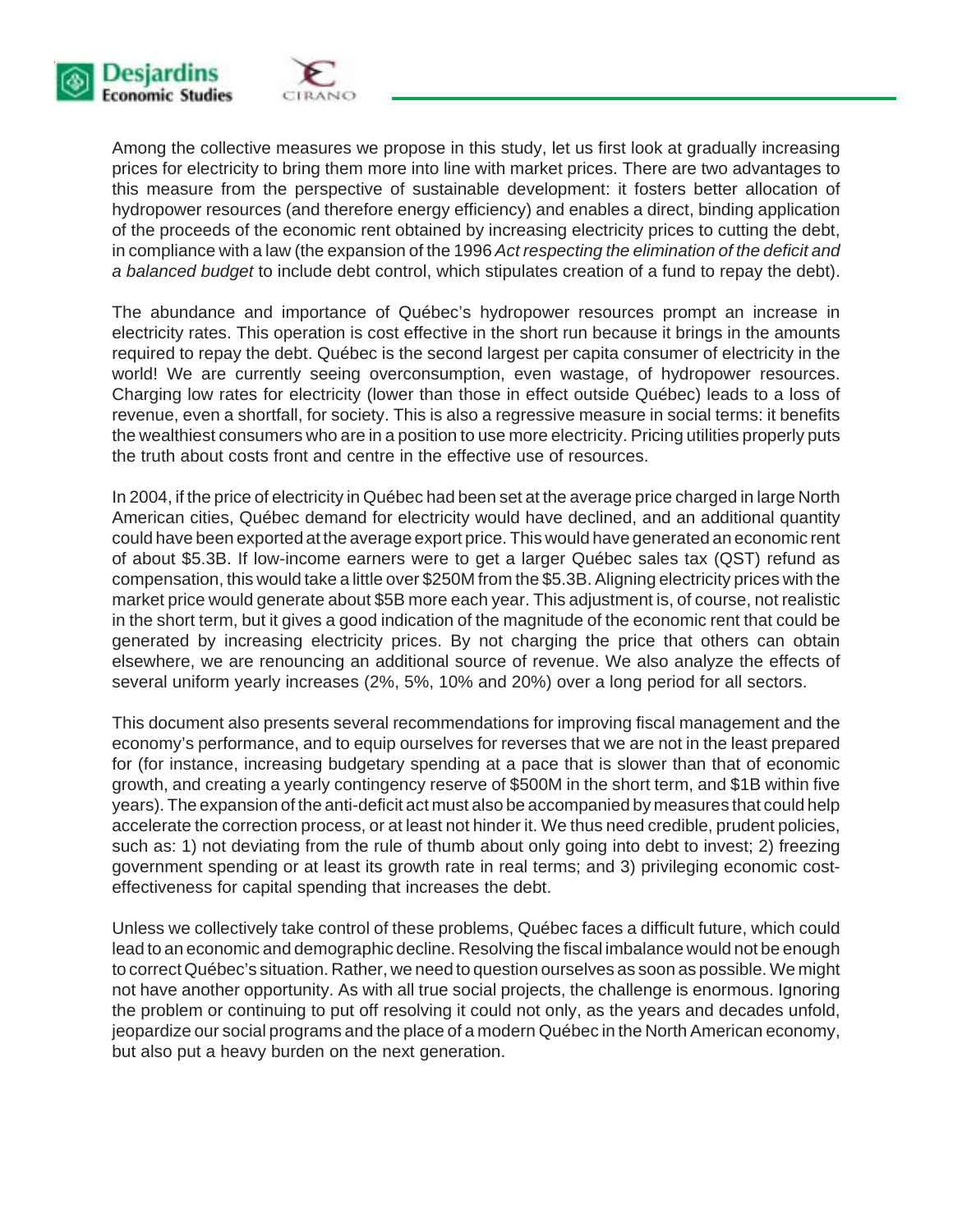Among the collective measures we propose in this study, let us first look at gradually increasing prices for electricity to bring them more into line with market prices. There are two advantages to this measure from the perspective of sustainable development: it fosters better allocation of hydropower resources (and therefore energy efficiency) and enables a direct, binding application of the proceeds of the economic rent obtained by increasing electricity prices to cutting the debt, in compliance with a law (the expansion of the 1996 *Act respecting the elimination of the deficit and a balanced budget* to include debt control, which stipulates creation of a fund to repay the debt).

The abundance and importance of Québec's hydropower resources prompt an increase in electricity rates. This operation is cost effective in the short run because it brings in the amounts required to repay the debt. Québec is the second largest per capita consumer of electricity in the world! We are currently seeing overconsumption, even wastage, of hydropower resources. Charging low rates for electricity (lower than those in effect outside Québec) leads to a loss of revenue, even a shortfall, for society. This is also a regressive measure in social terms: it benefits the wealthiest consumers who are in a position to use more electricity. Pricing utilities properly puts the truth about costs front and centre in the effective use of resources.

In 2004, if the price of electricity in Québec had been set at the average price charged in large North American cities, Québec demand for electricity would have declined, and an additional quantity could have been exported at the average export price. This would have generated an economic rent of about \$5.3B. If low-income earners were to get a larger Québec sales tax (QST) refund as compensation, this would take a little over \$250M from the \$5.3B. Aligning electricity prices with the market price would generate about \$5B more each year. This adjustment is, of course, not realistic in the short term, but it gives a good indication of the magnitude of the economic rent that could be generated by increasing electricity prices. By not charging the price that others can obtain elsewhere, we are renouncing an additional source of revenue. We also analyze the effects of several uniform yearly increases (2%, 5%, 10% and 20%) over a long period for all sectors.

This document also presents several recommendations for improving fiscal management and the economy's performance, and to equip ourselves for reverses that we are not in the least prepared for (for instance, increasing budgetary spending at a pace that is slower than that of economic growth, and creating a yearly contingency reserve of \$500M in the short term, and \$1B within five years). The expansion of the anti-deficit act must also be accompanied by measures that could help accelerate the correction process, or at least not hinder it. We thus need credible, prudent policies, such as: 1) not deviating from the rule of thumb about only going into debt to invest; 2) freezing government spending or at least its growth rate in real terms; and 3) privileging economic cost-effectiveness for capital spending that increases the debt.

Unless we collectively take control of these problems, Québec faces a difficult future, which could lead to an economic and demographic decline. Resolving the fiscal imbalance would not be enough to correct Québec's situation. Rather, we need to question ourselves as soon as possible. We might not have another opportunity. As with all true social projects, the challenge is enormous. Ignoring the problem or continuing to put off resolving it could not only, as the years and decades unfold, jeopardize our social programs and the place of a modern Québec in the North American economy, but also put a heavy burden on the next generation.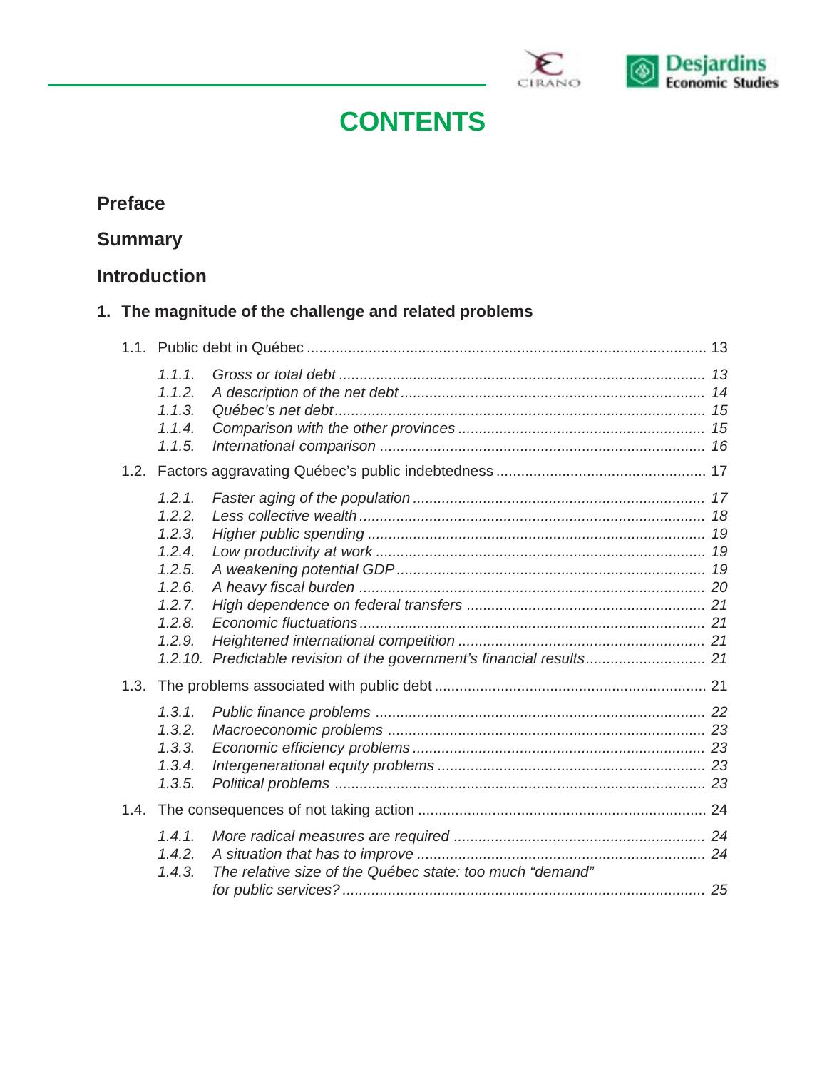# CONTENTS

## Preface

## Summary

## Introduction

## 1. The magnitude of the challenge and related problems

1.1. Public debt in Québec ........ 13

- *1.1.1. Gross or total debt ........ 13*
- *1.1.2. A description of the net debt ........ 14*
- *1.1.3. Québec's net debt ........ 15*
- *1.1.4. Comparison with the other provinces ........ 15*
- *1.1.5. International comparison ........ 16*

1.2. Factors aggravating Québec's public indebtedness ........ 17

- *1.2.1. Faster aging of the population ........ 17*
- *1.2.2. Less collective wealth ........ 18*
- *1.2.3. Higher public spending ........ 19*
- *1.2.4. Low productivity at work ........ 19*
- *1.2.5. A weakening potential GDP ........ 19*
- *1.2.6. A heavy fiscal burden ........ 20*
- *1.2.7. High dependence on federal transfers ........ 21*
- *1.2.8. Economic fluctuations ........ 21*
- *1.2.9. Heightened international competition ........ 21*
- *1.2.10. Predictable revision of the government's financial results ........ 21*

1.3. The problems associated with public debt ........ 21

- *1.3.1. Public finance problems ........ 22*
- *1.3.2. Macroeconomic problems ........ 23*
- *1.3.3. Economic efficiency problems ........ 23*
- *1.3.4. Intergenerational equity problems ........ 23*
- *1.3.5. Political problems ........ 23*

1.4. The consequences of not taking action ........ 24

- *1.4.1. More radical measures are required ........ 24*
- *1.4.2. A situation that has to improve ........ 24*
- *1.4.3. The relative size of the Québec state: too much "demand" for public services? ........ 25*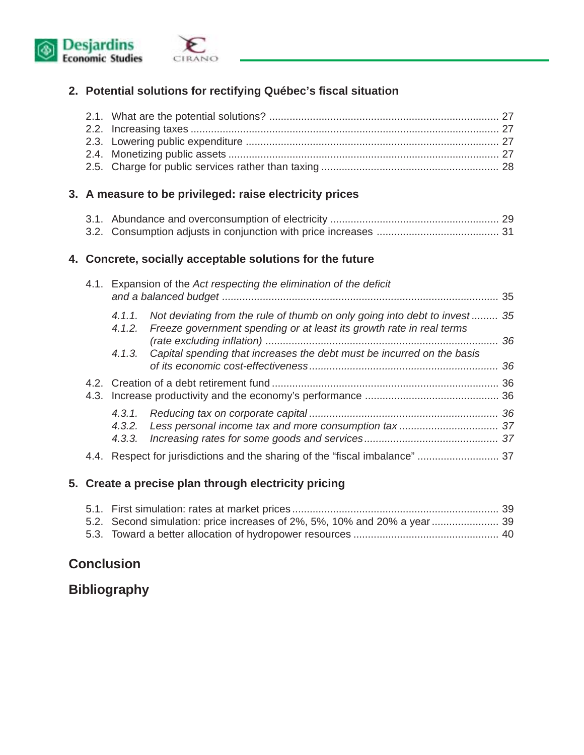**2. Potential solutions for rectifying Québec's fiscal situation**

2.1. What are the potential solutions? ............................................................................... 27
2.2. Increasing taxes ......................................................................................................... 27
2.3. Lowering public expenditure ...................................................................................... 27
2.4. Monetizing public assets ............................................................................................ 27
2.5. Charge for public services rather than taxing ............................................................ 28

**3. A measure to be privileged: raise electricity prices**

3.1. Abundance and overconsumption of electricity .......................................................... 29
3.2. Consumption adjusts in conjunction with price increases .......................................... 31

**4. Concrete, socially acceptable solutions for the future**

4.1. Expansion of the *Act respecting the elimination of the deficit and a balanced budget* ............................................................................................... 35

*4.1.1. Not deviating from the rule of thumb on only going into debt to invest ......... 35*
*4.1.2. Freeze government spending or at least its growth rate in real terms (rate excluding inflation) ................................................................................ 36*
*4.1.3. Capital spending that increases the debt must be incurred on the basis of its economic cost-effectiveness ................................................................. 36*

4.2. Creation of a debt retirement fund ............................................................................. 36
4.3. Increase productivity and the economy's performance .............................................. 36

*4.3.1. Reducing tax on corporate capital ................................................................. 36*
*4.3.2. Less personal income tax and more consumption tax .................................. 37*
*4.3.3. Increasing rates for some goods and services .............................................. 37*

4.4. Respect for jurisdictions and the sharing of the "fiscal imbalance" ............................ 37

**5. Create a precise plan through electricity pricing**

5.1. First simulation: rates at market prices ....................................................................... 39
5.2. Second simulation: price increases of 2%, 5%, 10% and 20% a year ....................... 39
5.3. Toward a better allocation of hydropower resources .................................................. 40

**Conclusion**

**Bibliography**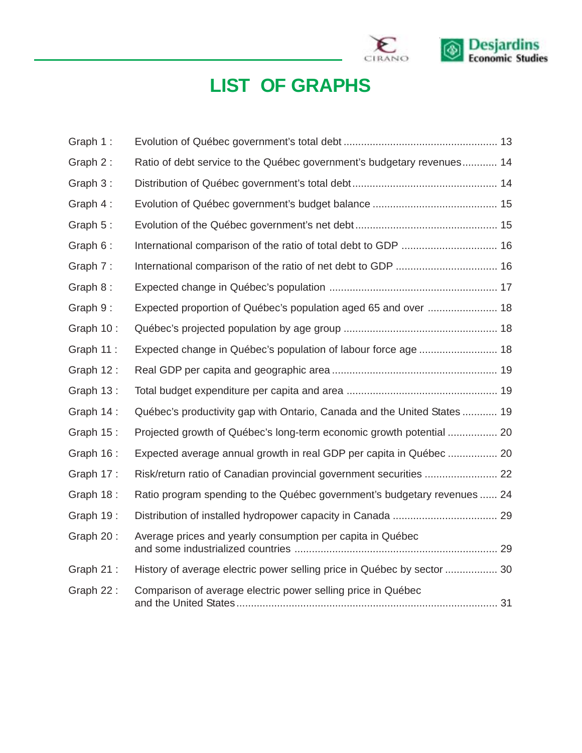# LIST OF GRAPHS

| | | |
|---|---|---|
| Graph 1 : | Evolution of Québec government's total debt | 13 |
| Graph 2 : | Ratio of debt service to the Québec government's budgetary revenues | 14 |
| Graph 3 : | Distribution of Québec government's total debt | 14 |
| Graph 4 : | Evolution of Québec government's budget balance | 15 |
| Graph 5 : | Evolution of the Québec government's net debt | 15 |
| Graph 6 : | International comparison of the ratio of total debt to GDP | 16 |
| Graph 7 : | International comparison of the ratio of net debt to GDP | 16 |
| Graph 8 : | Expected change in Québec's population | 17 |
| Graph 9 : | Expected proportion of Québec's population aged 65 and over | 18 |
| Graph 10 : | Québec's projected population by age group | 18 |
| Graph 11 : | Expected change in Québec's population of labour force age | 18 |
| Graph 12 : | Real GDP per capita and geographic area | 19 |
| Graph 13 : | Total budget expenditure per capita and area | 19 |
| Graph 14 : | Québec's productivity gap with Ontario, Canada and the United States | 19 |
| Graph 15 : | Projected growth of Québec's long-term economic growth potential | 20 |
| Graph 16 : | Expected average annual growth in real GDP per capita in Québec | 20 |
| Graph 17 : | Risk/return ratio of Canadian provincial government securities | 22 |
| Graph 18 : | Ratio program spending to the Québec government's budgetary revenues | 24 |
| Graph 19 : | Distribution of installed hydropower capacity in Canada | 29 |
| Graph 20 : | Average prices and yearly consumption per capita in Québec and some industrialized countries | 29 |
| Graph 21 : | History of average electric power selling price in Québec by sector | 30 |
| Graph 22 : | Comparison of average electric power selling price in Québec and the United States | 31 |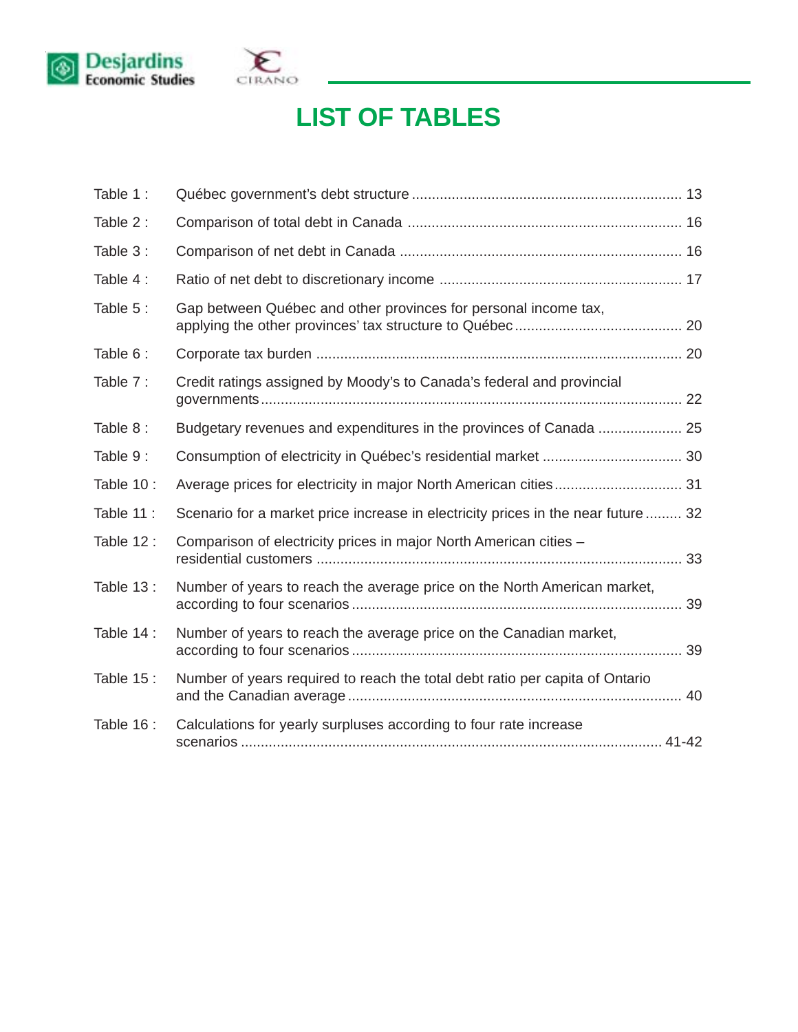# LIST OF TABLES

| | | |
|---|---|---|
| Table 1 : | Québec government's debt structure | 13 |
| Table 2 : | Comparison of total debt in Canada | 16 |
| Table 3 : | Comparison of net debt in Canada | 16 |
| Table 4 : | Ratio of net debt to discretionary income | 17 |
| Table 5 : | Gap between Québec and other provinces for personal income tax, applying the other provinces' tax structure to Québec | 20 |
| Table 6 : | Corporate tax burden | 20 |
| Table 7 : | Credit ratings assigned by Moody's to Canada's federal and provincial governments | 22 |
| Table 8 : | Budgetary revenues and expenditures in the provinces of Canada | 25 |
| Table 9 : | Consumption of electricity in Québec's residential market | 30 |
| Table 10 : | Average prices for electricity in major North American cities | 31 |
| Table 11 : | Scenario for a market price increase in electricity prices in the near future | 32 |
| Table 12 : | Comparison of electricity prices in major North American cities – residential customers | 33 |
| Table 13 : | Number of years to reach the average price on the North American market, according to four scenarios | 39 |
| Table 14 : | Number of years to reach the average price on the Canadian market, according to four scenarios | 39 |
| Table 15 : | Number of years required to reach the total debt ratio per capita of Ontario and the Canadian average | 40 |
| Table 16 : | Calculations for yearly surpluses according to four rate increase scenarios | 41-42 |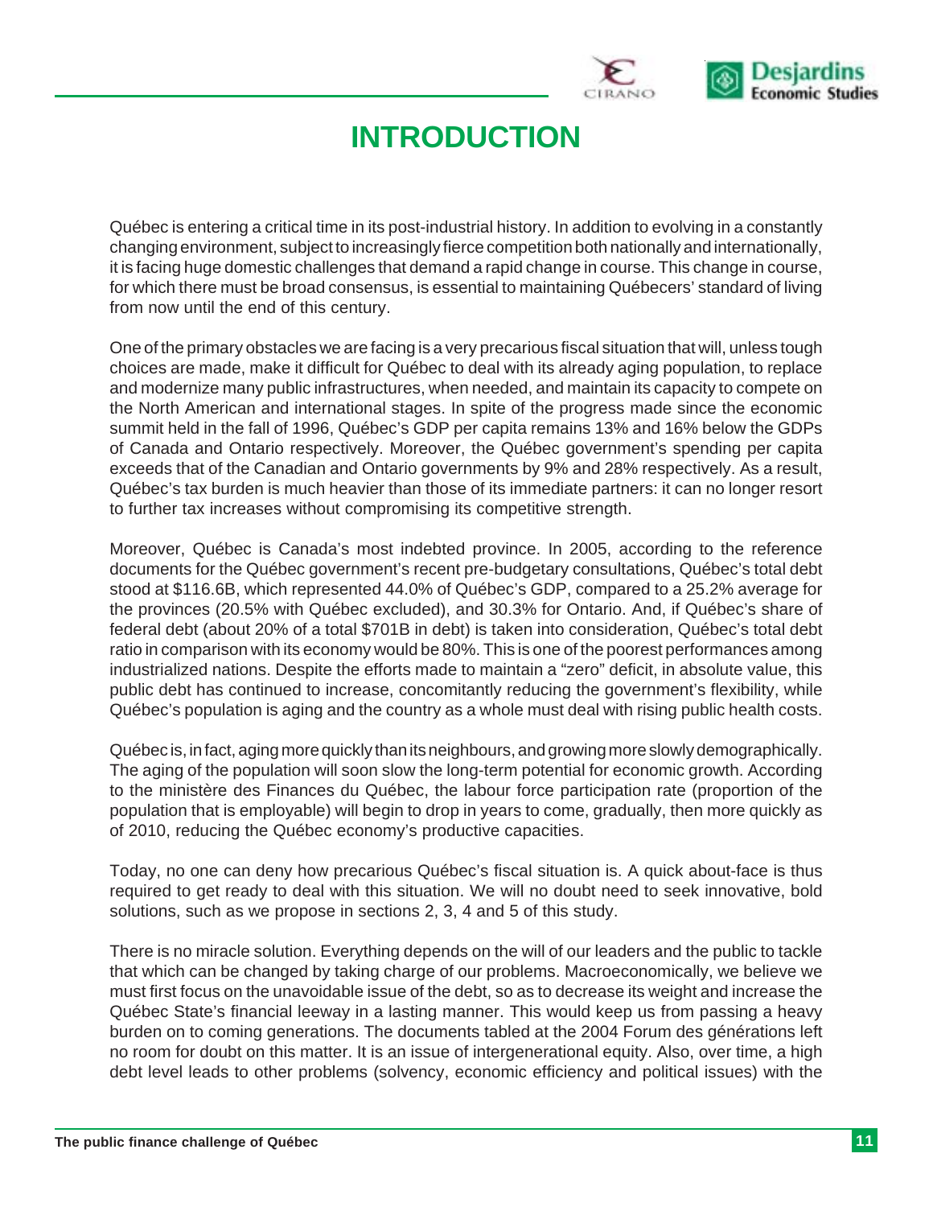# INTRODUCTION

Québec is entering a critical time in its post-industrial history. In addition to evolving in a constantly changing environment, subject to increasingly fierce competition both nationally and internationally, it is facing huge domestic challenges that demand a rapid change in course. This change in course, for which there must be broad consensus, is essential to maintaining Québecers' standard of living from now until the end of this century.

One of the primary obstacles we are facing is a very precarious fiscal situation that will, unless tough choices are made, make it difficult for Québec to deal with its already aging population, to replace and modernize many public infrastructures, when needed, and maintain its capacity to compete on the North American and international stages. In spite of the progress made since the economic summit held in the fall of 1996, Québec's GDP per capita remains 13% and 16% below the GDPs of Canada and Ontario respectively. Moreover, the Québec government's spending per capita exceeds that of the Canadian and Ontario governments by 9% and 28% respectively. As a result, Québec's tax burden is much heavier than those of its immediate partners: it can no longer resort to further tax increases without compromising its competitive strength.

Moreover, Québec is Canada's most indebted province. In 2005, according to the reference documents for the Québec government's recent pre-budgetary consultations, Québec's total debt stood at $116.6B, which represented 44.0% of Québec's GDP, compared to a 25.2% average for the provinces (20.5% with Québec excluded), and 30.3% for Ontario. And, if Québec's share of federal debt (about 20% of a total $701B in debt) is taken into consideration, Québec's total debt ratio in comparison with its economy would be 80%. This is one of the poorest performances among industrialized nations. Despite the efforts made to maintain a "zero" deficit, in absolute value, this public debt has continued to increase, concomitantly reducing the government's flexibility, while Québec's population is aging and the country as a whole must deal with rising public health costs.

Québec is, in fact, aging more quickly than its neighbours, and growing more slowly demographically. The aging of the population will soon slow the long-term potential for economic growth. According to the ministère des Finances du Québec, the labour force participation rate (proportion of the population that is employable) will begin to drop in years to come, gradually, then more quickly as of 2010, reducing the Québec economy's productive capacities.

Today, no one can deny how precarious Québec's fiscal situation is. A quick about-face is thus required to get ready to deal with this situation. We will no doubt need to seek innovative, bold solutions, such as we propose in sections 2, 3, 4 and 5 of this study.

There is no miracle solution. Everything depends on the will of our leaders and the public to tackle that which can be changed by taking charge of our problems. Macroeconomically, we believe we must first focus on the unavoidable issue of the debt, so as to decrease its weight and increase the Québec State's financial leeway in a lasting manner. This would keep us from passing a heavy burden on to coming generations. The documents tabled at the 2004 Forum des générations left no room for doubt on this matter. It is an issue of intergenerational equity. Also, over time, a high debt level leads to other problems (solvency, economic efficiency and political issues) with the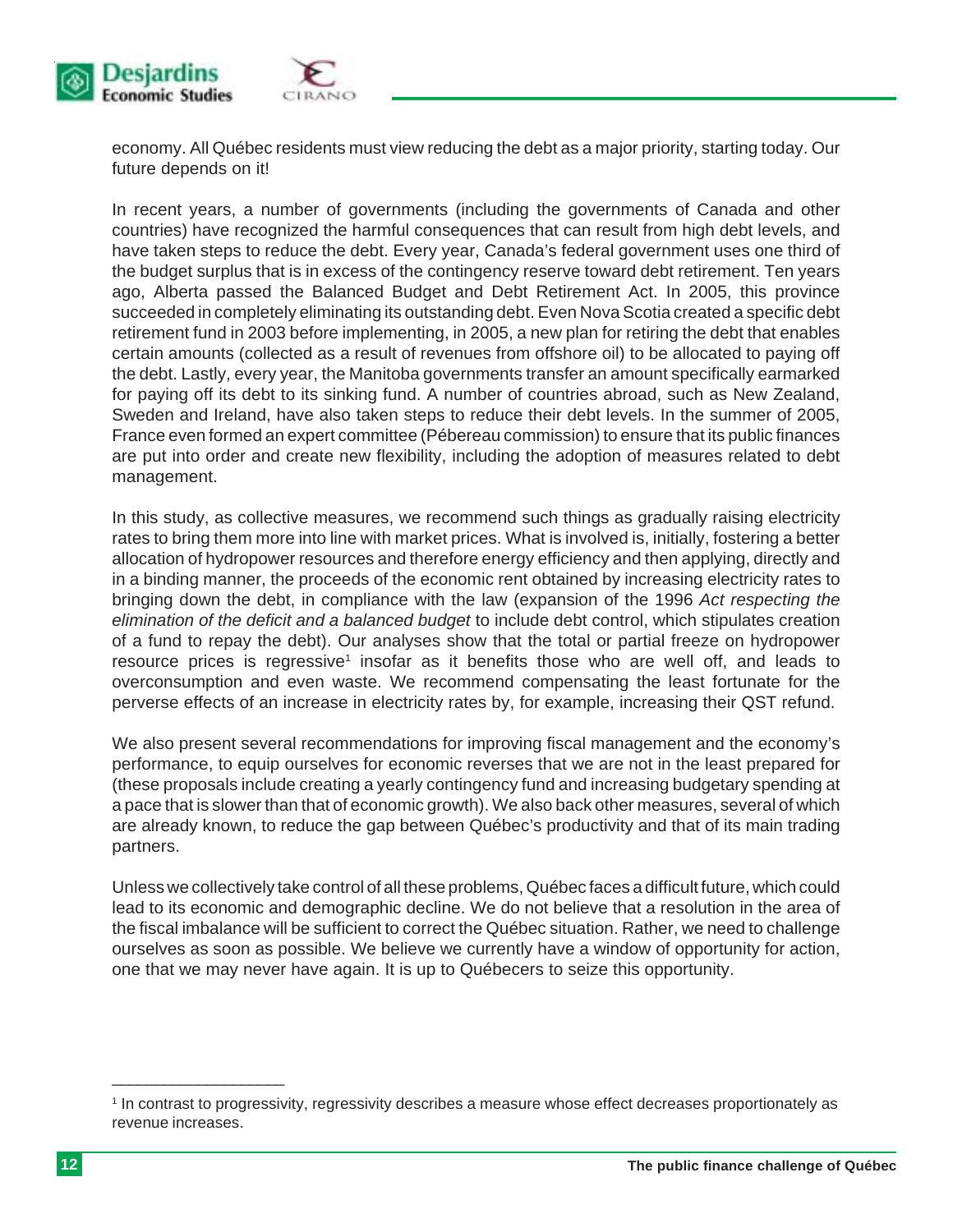economy. All Québec residents must view reducing the debt as a major priority, starting today. Our future depends on it!

In recent years, a number of governments (including the governments of Canada and other countries) have recognized the harmful consequences that can result from high debt levels, and have taken steps to reduce the debt. Every year, Canada's federal government uses one third of the budget surplus that is in excess of the contingency reserve toward debt retirement. Ten years ago, Alberta passed the Balanced Budget and Debt Retirement Act. In 2005, this province succeeded in completely eliminating its outstanding debt. Even Nova Scotia created a specific debt retirement fund in 2003 before implementing, in 2005, a new plan for retiring the debt that enables certain amounts (collected as a result of revenues from offshore oil) to be allocated to paying off the debt. Lastly, every year, the Manitoba governments transfer an amount specifically earmarked for paying off its debt to its sinking fund. A number of countries abroad, such as New Zealand, Sweden and Ireland, have also taken steps to reduce their debt levels. In the summer of 2005, France even formed an expert committee (Pébereau commission) to ensure that its public finances are put into order and create new flexibility, including the adoption of measures related to debt management.

In this study, as collective measures, we recommend such things as gradually raising electricity rates to bring them more into line with market prices. What is involved is, initially, fostering a better allocation of hydropower resources and therefore energy efficiency and then applying, directly and in a binding manner, the proceeds of the economic rent obtained by increasing electricity rates to bringing down the debt, in compliance with the law (expansion of the 1996 *Act respecting the elimination of the deficit and a balanced budget* to include debt control, which stipulates creation of a fund to repay the debt). Our analyses show that the total or partial freeze on hydropower resource prices is regressive[1] insofar as it benefits those who are well off, and leads to overconsumption and even waste. We recommend compensating the least fortunate for the perverse effects of an increase in electricity rates by, for example, increasing their QST refund.

We also present several recommendations for improving fiscal management and the economy's performance, to equip ourselves for economic reverses that we are not in the least prepared for (these proposals include creating a yearly contingency fund and increasing budgetary spending at a pace that is slower than that of economic growth). We also back other measures, several of which are already known, to reduce the gap between Québec's productivity and that of its main trading partners.

Unless we collectively take control of all these problems, Québec faces a difficult future, which could lead to its economic and demographic decline. We do not believe that a resolution in the area of the fiscal imbalance will be sufficient to correct the Québec situation. Rather, we need to challenge ourselves as soon as possible. We believe we currently have a window of opportunity for action, one that we may never have again. It is up to Québecers to seize this opportunity.

---

[1] In contrast to progressivity, regressivity describes a measure whose effect decreases proportionately as revenue increases.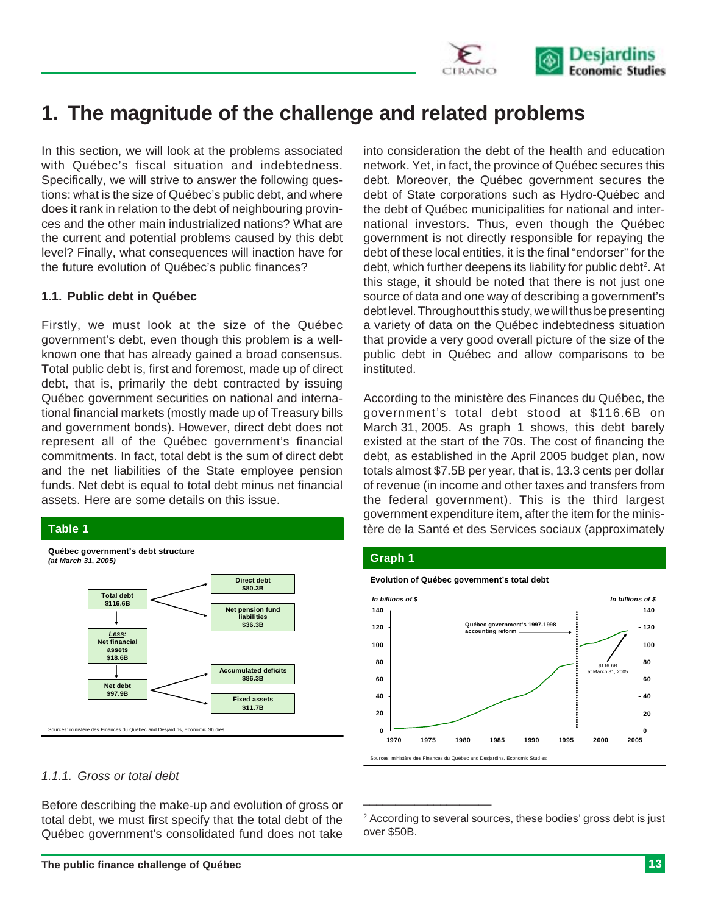# 1. The magnitude of the challenge and related problems

In this section, we will look at the problems associated with Québec's fiscal situation and indebtedness. Specifically, we will strive to answer the following questions: what is the size of Québec's public debt, and where does it rank in relation to the debt of neighbouring provinces and the other main industrialized nations? What are the current and potential problems caused by this debt level? Finally, what consequences will inaction have for the future evolution of Québec's public finances?

### 1.1. Public debt in Québec

Firstly, we must look at the size of the Québec government's debt, even though this problem is a well-known one that has already gained a broad consensus. Total public debt is, first and foremost, made up of direct debt, that is, primarily the debt contracted by issuing Québec government securities on national and international financial markets (mostly made up of Treasury bills and government bonds). However, direct debt does not represent all of the Québec government's financial commitments. In fact, total debt is the sum of direct debt and the net liabilities of the State employee pension funds. Net debt is equal to total debt minus net financial assets. Here are some details on this issue.

**Table 1**

**Québec government's debt structure**
***(at March 31, 2005)***

- **Total debt $116.6B** = **Direct debt $80.3B** + **Net pension fund liabilities $36.3B**
- ***Less:* Net financial assets $18.6B**
- **Net debt $97.9B** = **Accumulated deficits $86.3B** + **Fixed assets $11.7B**

Sources: ministère des Finances du Québec and Desjardins, Economic Studies

#### *1.1.1. Gross or total debt*

Before describing the make-up and evolution of gross or total debt, we must first specify that the total debt of the Québec government's consolidated fund does not take into consideration the debt of the health and education network. Yet, in fact, the province of Québec secures this debt. Moreover, the Québec government secures the debt of State corporations such as Hydro-Québec and the debt of Québec municipalities for national and international investors. Thus, even though the Québec government is not directly responsible for repaying the debt of these local entities, it is the final "endorser" for the debt, which further deepens its liability for public debt[2]. At this stage, it should be noted that there is not just one source of data and one way of describing a government's debt level. Throughout this study, we will thus be presenting a variety of data on the Québec indebtedness situation that provide a very good overall picture of the size of the public debt in Québec and allow comparisons to be instituted.

According to the ministère des Finances du Québec, the government's total debt stood at $116.6B on March 31, 2005. As graph 1 shows, this debt barely existed at the start of the 70s. The cost of financing the debt, as established in the April 2005 budget plan, now totals almost $7.5B per year, that is, 13.3 cents per dollar of revenue (in income and other taxes and transfers from the federal government). This is the third largest government expenditure item, after the item for the ministère de la Santé et des Services sociaux (approximately

**Graph 1**

**Evolution of Québec government's total debt**

*In billions of $* (left and right axes, 0 to 140; years 1970 to 2005)

Annotations: Québec government's 1997-1998 accounting reform; $116.6B at March 31, 2005

Sources: ministère des Finances du Québec and Desjardins, Economic Studies

---

[2] According to several sources, these bodies' gross debt is just over $50B.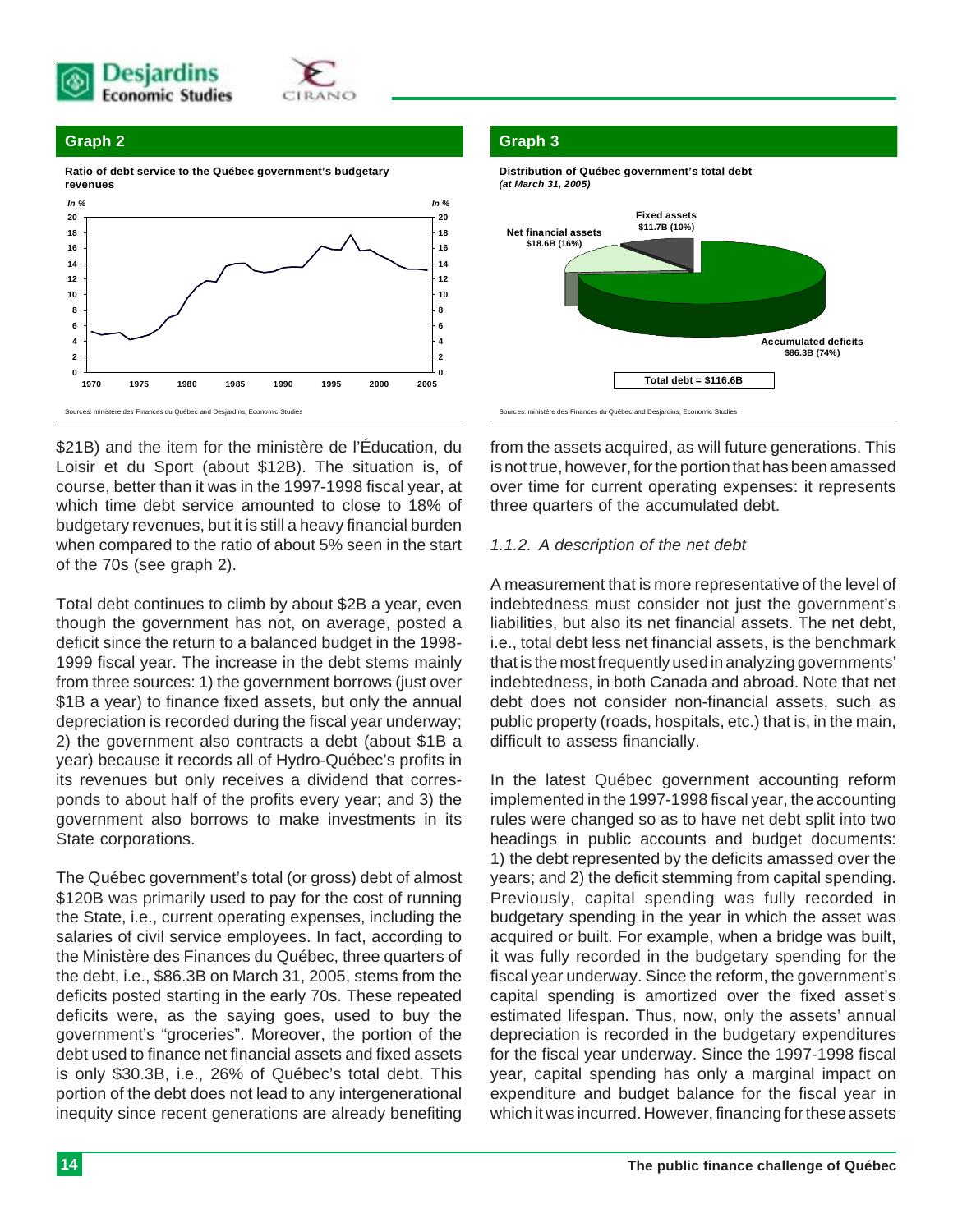**Graph 2**

**Ratio of debt service to the Québec government's budgetary revenues**

Sources: ministère des Finances du Québec and Desjardins, Economic Studies

**Graph 3**

**Distribution of Québec government's total debt**
***(at March 31, 2005)***

Net financial assets $18.6B (16%)
Fixed assets $11.7B (10%)
Accumulated deficits $86.3B (74%)
Total debt = $116.6B

Sources: ministère des Finances du Québec and Desjardins, Economic Studies

$21B) and the item for the ministère de l'Éducation, du Loisir et du Sport (about $12B). The situation is, of course, better than it was in the 1997-1998 fiscal year, at which time debt service amounted to close to 18% of budgetary revenues, but it is still a heavy financial burden when compared to the ratio of about 5% seen in the start of the 70s (see graph 2).

Total debt continues to climb by about $2B a year, even though the government has not, on average, posted a deficit since the return to a balanced budget in the 1998-1999 fiscal year. The increase in the debt stems mainly from three sources: 1) the government borrows (just over $1B a year) to finance fixed assets, but only the annual depreciation is recorded during the fiscal year underway; 2) the government also contracts a debt (about $1B a year) because it records all of Hydro-Québec's profits in its revenues but only receives a dividend that corresponds to about half of the profits every year; and 3) the government also borrows to make investments in its State corporations.

The Québec government's total (or gross) debt of almost $120B was primarily used to pay for the cost of running the State, i.e., current operating expenses, including the salaries of civil service employees. In fact, according to the Ministère des Finances du Québec, three quarters of the debt, i.e., $86.3B on March 31, 2005, stems from the deficits posted starting in the early 70s. These repeated deficits were, as the saying goes, used to buy the government's "groceries". Moreover, the portion of the debt used to finance net financial assets and fixed assets is only $30.3B, i.e., 26% of Québec's total debt. This portion of the debt does not lead to any intergenerational inequity since recent generations are already benefiting from the assets acquired, as will future generations. This is not true, however, for the portion that has been amassed over time for current operating expenses: it represents three quarters of the accumulated debt.

*1.1.2. A description of the net debt*

A measurement that is more representative of the level of indebtedness must consider not just the government's liabilities, but also its net financial assets. The net debt, i.e., total debt less net financial assets, is the benchmark that is the most frequently used in analyzing governments' indebtedness, in both Canada and abroad. Note that net debt does not consider non-financial assets, such as public property (roads, hospitals, etc.) that is, in the main, difficult to assess financially.

In the latest Québec government accounting reform implemented in the 1997-1998 fiscal year, the accounting rules were changed so as to have net debt split into two headings in public accounts and budget documents: 1) the debt represented by the deficits amassed over the years; and 2) the deficit stemming from capital spending. Previously, capital spending was fully recorded in budgetary spending in the year in which the asset was acquired or built. For example, when a bridge was built, it was fully recorded in the budgetary spending for the fiscal year underway. Since the reform, the government's capital spending is amortized over the fixed asset's estimated lifespan. Thus, now, only the assets' annual depreciation is recorded in the budgetary expenditures for the fiscal year underway. Since the 1997-1998 fiscal year, capital spending has only a marginal impact on expenditure and budget balance for the fiscal year in which it was incurred. However, financing for these assets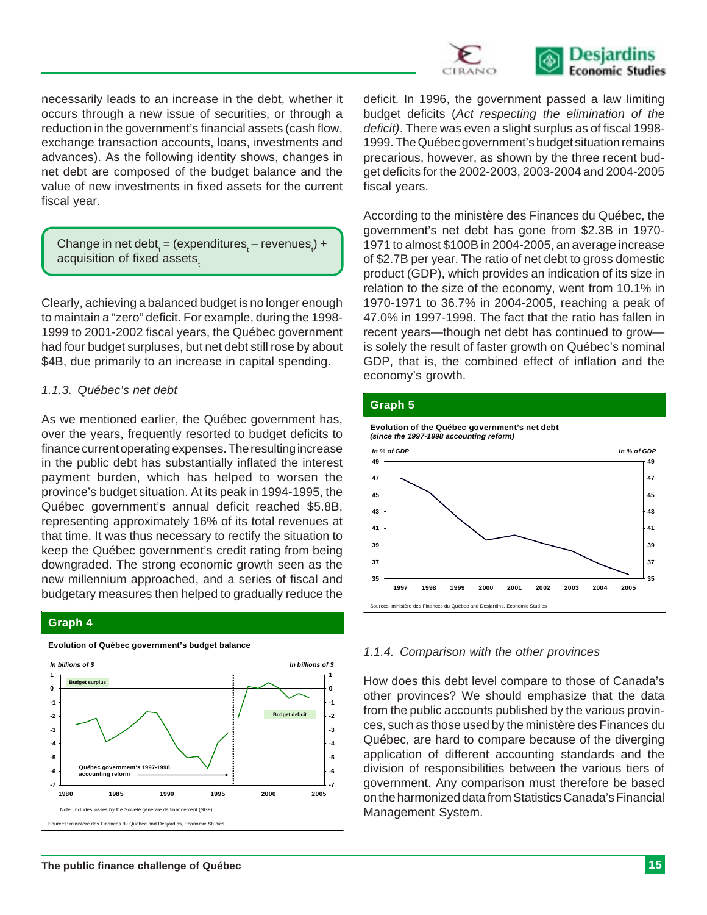necessarily leads to an increase in the debt, whether it occurs through a new issue of securities, or through a reduction in the government's financial assets (cash flow, exchange transaction accounts, loans, investments and advances). As the following identity shows, changes in net debt are composed of the budget balance and the value of new investments in fixed assets for the current fiscal year.

$$\text{Change in net debt}_t = (\text{expenditures}_t - \text{revenues}_t) + \text{acquisition of fixed assets}_t$$

Clearly, achieving a balanced budget is no longer enough to maintain a "zero" deficit. For example, during the 1998-1999 to 2001-2002 fiscal years, the Québec government had four budget surpluses, but net debt still rose by about $4B, due primarily to an increase in capital spending.

### 1.1.3. Québec's net debt

As we mentioned earlier, the Québec government has, over the years, frequently resorted to budget deficits to finance current operating expenses. The resulting increase in the public debt has substantially inflated the interest payment burden, which has helped to worsen the province's budget situation. At its peak in 1994-1995, the Québec government's annual deficit reached $5.8B, representing approximately 16% of its total revenues at that time. It was thus necessary to rectify the situation to keep the Québec government's credit rating from being downgraded. The strong economic growth seen as the new millennium approached, and a series of fiscal and budgetary measures then helped to gradually reduce the deficit. In 1996, the government passed a law limiting budget deficits (*Act respecting the elimination of the deficit)*. There was even a slight surplus as of fiscal 1998-1999. The Québec government's budget situation remains precarious, however, as shown by the three recent budget deficits for the 2002-2003, 2003-2004 and 2004-2005 fiscal years.

According to the ministère des Finances du Québec, the government's net debt has gone from $2.3B in 1970-1971 to almost $100B in 2004-2005, an average increase of $2.7B per year. The ratio of net debt to gross domestic product (GDP), which provides an indication of its size in relation to the size of the economy, went from 10.1% in 1970-1971 to 36.7% in 2004-2005, reaching a peak of 47.0% in 1997-1998. The fact that the ratio has fallen in recent years—though net debt has continued to grow—is solely the result of faster growth on Québec's nominal GDP, that is, the combined effect of inflation and the economy's growth.

**Graph 4**

**Evolution of Québec government's budget balance**

Note: Includes losses by the Société générale de financement (SGF).

Sources: ministère des Finances du Québec and Desjardins, Economic Studies

**Graph 5**

**Evolution of the Québec government's net debt**
***(since the 1997-1998 accounting reform)***

Sources: ministère des Finances du Québec and Desjardins, Economic Studies

### 1.1.4. Comparison with the other provinces

How does this debt level compare to those of Canada's other provinces? We should emphasize that the data from the public accounts published by the various provinces, such as those used by the ministère des Finances du Québec, are hard to compare because of the diverging application of different accounting standards and the division of responsibilities between the various tiers of government. Any comparison must therefore be based on the harmonized data from Statistics Canada's Financial Management System.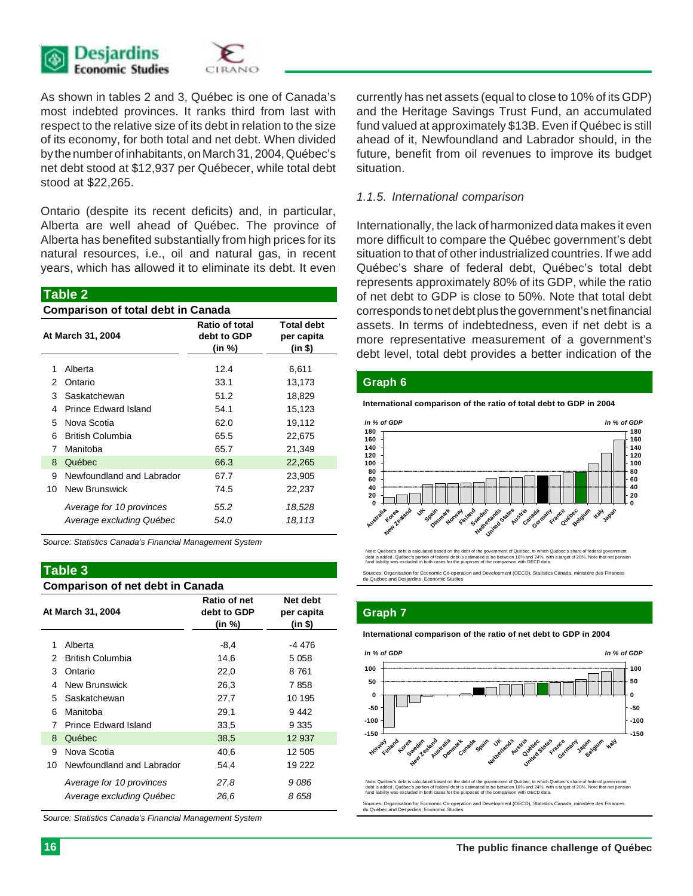As shown in tables 2 and 3, Québec is one of Canada's most indebted provinces. It ranks third from last with respect to the relative size of its debt in relation to the size of its economy, for both total and net debt. When divided by the number of inhabitants, on March 31, 2004, Québec's net debt stood at $12,937 per Québecer, while total debt stood at $22,265.

Ontario (despite its recent deficits) and, in particular, Alberta are well ahead of Québec. The province of Alberta has benefited substantially from high prices for its natural resources, i.e., oil and natural gas, in recent years, which has allowed it to eliminate its debt. It even currently has net assets (equal to close to 10% of its GDP) and the Heritage Savings Trust Fund, an accumulated fund valued at approximately $13B. Even if Québec is still ahead of it, Newfoundland and Labrador should, in the future, benefit from oil revenues to improve its budget situation.

**Table 2**

**Comparison of total debt in Canada**

| | At March 31, 2004 | Ratio of total debt to GDP (in %) | Total debt per capita (in $) |
|---|---|---|---|
| 1 | Alberta | 12.4 | 6,611 |
| 2 | Ontario | 33.1 | 13,173 |
| 3 | Saskatchewan | 51.2 | 18,829 |
| 4 | Prince Edward Island | 54.1 | 15,123 |
| 5 | Nova Scotia | 62.0 | 19,112 |
| 6 | British Columbia | 65.5 | 22,675 |
| 7 | Manitoba | 65.7 | 21,349 |
| 8 | Québec | 66.3 | 22,265 |
| 9 | Newfoundland and Labrador | 67.7 | 23,905 |
| 10 | New Brunswick | 74.5 | 22,237 |
| | *Average for 10 provinces* | *55.2* | *18,528* |
| | *Average excluding Québec* | *54.0* | *18,113* |

*Source: Statistics Canada's Financial Management System*

**Table 3**

**Comparison of net debt in Canada**

| | At March 31, 2004 | Ratio of net debt to GDP (in %) | Net debt per capita (in $) |
|---|---|---|---|
| 1 | Alberta | -8,4 | -4 476 |
| 2 | British Columbia | 14,6 | 5 058 |
| 3 | Ontario | 22,0 | 8 761 |
| 4 | New Brunswick | 26,3 | 7 858 |
| 5 | Saskatchewan | 27,7 | 10 195 |
| 6 | Manitoba | 29,1 | 9 442 |
| 7 | Prince Edward Island | 33,5 | 9 335 |
| 8 | Québec | 38,5 | 12 937 |
| 9 | Nova Scotia | 40,6 | 12 505 |
| 10 | Newfoundland and Labrador | 54,4 | 19 222 |
| | *Average for 10 provinces* | *27,8* | *9 086* |
| | *Average excluding Québec* | *26,6* | *8 658* |

*Source: Statistics Canada's Financial Management System*

*1.1.5. International comparison*

Internationally, the lack of harmonized data makes it even more difficult to compare the Québec government's debt situation to that of other industrialized countries. If we add Québec's share of federal debt, Québec's total debt represents approximately 80% of its GDP, while the ratio of net debt to GDP is close to 50%. Note that total debt corresponds to net debt plus the government's net financial assets. In terms of indebtedness, even if net debt is a more representative measurement of a government's debt level, total debt provides a better indication of the

**Graph 6**

**International comparison of the ratio of total debt to GDP in 2004**

Note: Québec's debt is calculated based on the debt of the government of Québec, to which Québec's share of federal government debt is added. Québec's portion of federal debt is estimated to be between 16% and 24%, with a target of 20%. Note that net pension fund liability was excluded in both cases for the purposes of the comparison with OECD data.

Sources: Organisation for Economic Co-operation and Development (OECD), Statistics Canada, ministère des Finances du Québec and Desjardins, Economic Studies

**Graph 7**

**International comparison of the ratio of net debt to GDP in 2004**

Note: Québec's debt is calculated based on the debt of the government of Québec, to which Québec's share of federal government debt is added. Québec's portion of federal debt is estimated to be between 16% and 24%, with a target of 20%. Note that net pension fund liability was excluded in both cases for the purposes of the comparison with OECD data.

Sources: Organisation for Economic Co-operation and Development (OECD), Statistics Canada, ministère des Finances du Québec and Desjardins, Economic Studies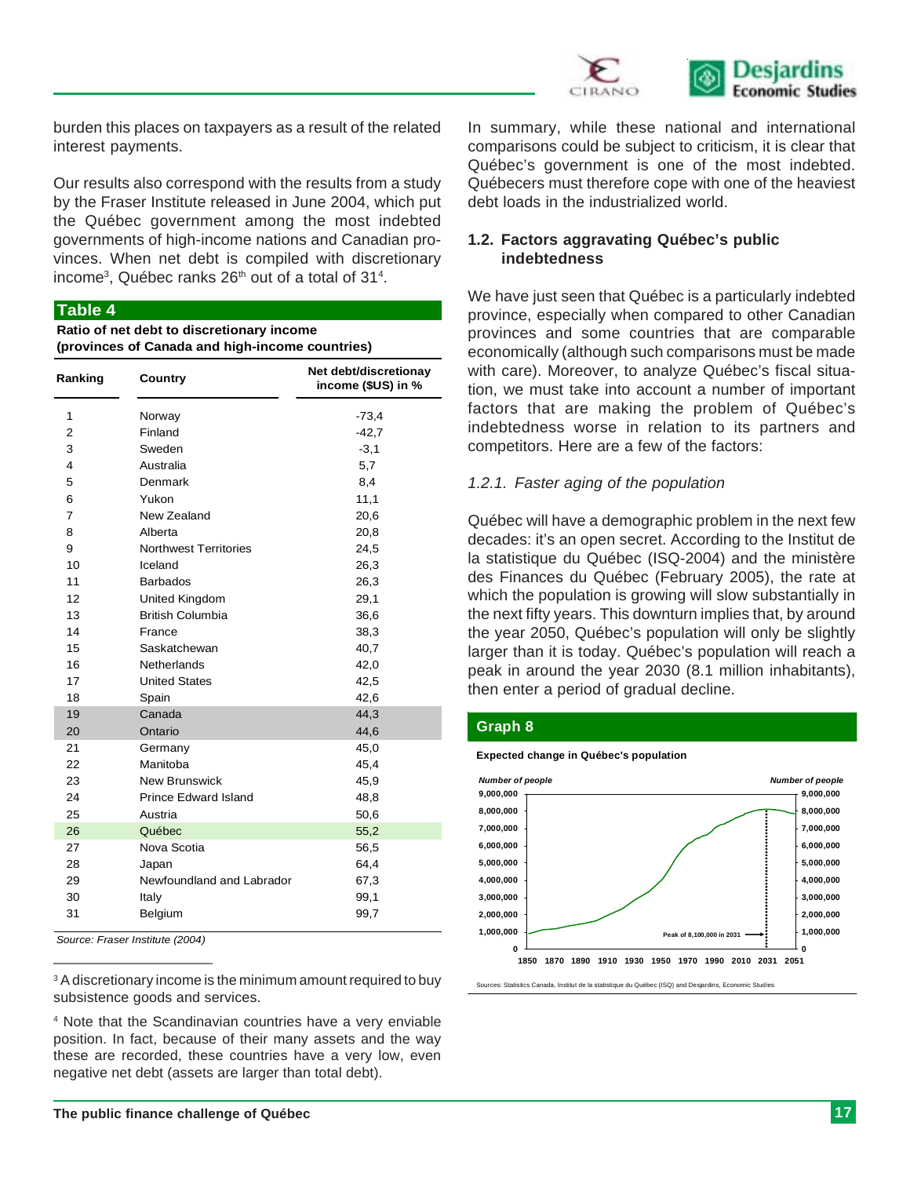burden this places on taxpayers as a result of the related interest payments.

Our results also correspond with the results from a study by the Fraser Institute released in June 2004, which put the Québec government among the most indebted governments of high-income nations and Canadian provinces. When net debt is compiled with discretionary income[3], Québec ranks 26th out of a total of 31[4].

**Table 4**

**Ratio of net debt to discretionary income (provinces of Canada and high-income countries)**

| Ranking | Country | Net debt/discretionay income ($US) in % |
|---|---|---|
| 1 | Norway | -73,4 |
| 2 | Finland | -42,7 |
| 3 | Sweden | -3,1 |
| 4 | Australia | 5,7 |
| 5 | Denmark | 8,4 |
| 6 | Yukon | 11,1 |
| 7 | New Zealand | 20,6 |
| 8 | Alberta | 20,8 |
| 9 | Northwest Territories | 24,5 |
| 10 | Iceland | 26,3 |
| 11 | Barbados | 26,3 |
| 12 | United Kingdom | 29,1 |
| 13 | British Columbia | 36,6 |
| 14 | France | 38,3 |
| 15 | Saskatchewan | 40,7 |
| 16 | Netherlands | 42,0 |
| 17 | United States | 42,5 |
| 18 | Spain | 42,6 |
| 19 | Canada | 44,3 |
| 20 | Ontario | 44,6 |
| 21 | Germany | 45,0 |
| 22 | Manitoba | 45,4 |
| 23 | New Brunswick | 45,9 |
| 24 | Prince Edward Island | 48,8 |
| 25 | Austria | 50,6 |
| 26 | Québec | 55,2 |
| 27 | Nova Scotia | 56,5 |
| 28 | Japan | 64,4 |
| 29 | Newfoundland and Labrador | 67,3 |
| 30 | Italy | 99,1 |
| 31 | Belgium | 99,7 |

*Source: Fraser Institute (2004)*

In summary, while these national and international comparisons could be subject to criticism, it is clear that Québec's government is one of the most indebted. Québecers must therefore cope with one of the heaviest debt loads in the industrialized world.

## 1.2. Factors aggravating Québec's public indebtedness

We have just seen that Québec is a particularly indebted province, especially when compared to other Canadian provinces and some countries that are comparable economically (although such comparisons must be made with care). Moreover, to analyze Québec's fiscal situation, we must take into account a number of important factors that are making the problem of Québec's indebtedness worse in relation to its partners and competitors. Here are a few of the factors:

### *1.2.1. Faster aging of the population*

Québec will have a demographic problem in the next few decades: it's an open secret. According to the Institut de la statistique du Québec (ISQ-2004) and the ministère des Finances du Québec (February 2005), the rate at which the population is growing will slow substantially in the next fifty years. This downturn implies that, by around the year 2050, Québec's population will only be slightly larger than it is today. Québec's population will reach a peak in around the year 2030 (8.1 million inhabitants), then enter a period of gradual decline.

**Graph 8**

**Expected change in Québec's population**

Sources: Statistics Canada, Institut de la statistique du Québec (ISQ) and Desjardins, Economic Studies

---

[3] A discretionary income is the minimum amount required to buy subsistence goods and services.

[4] Note that the Scandinavian countries have a very enviable position. In fact, because of their many assets and the way these are recorded, these countries have a very low, even negative net debt (assets are larger than total debt).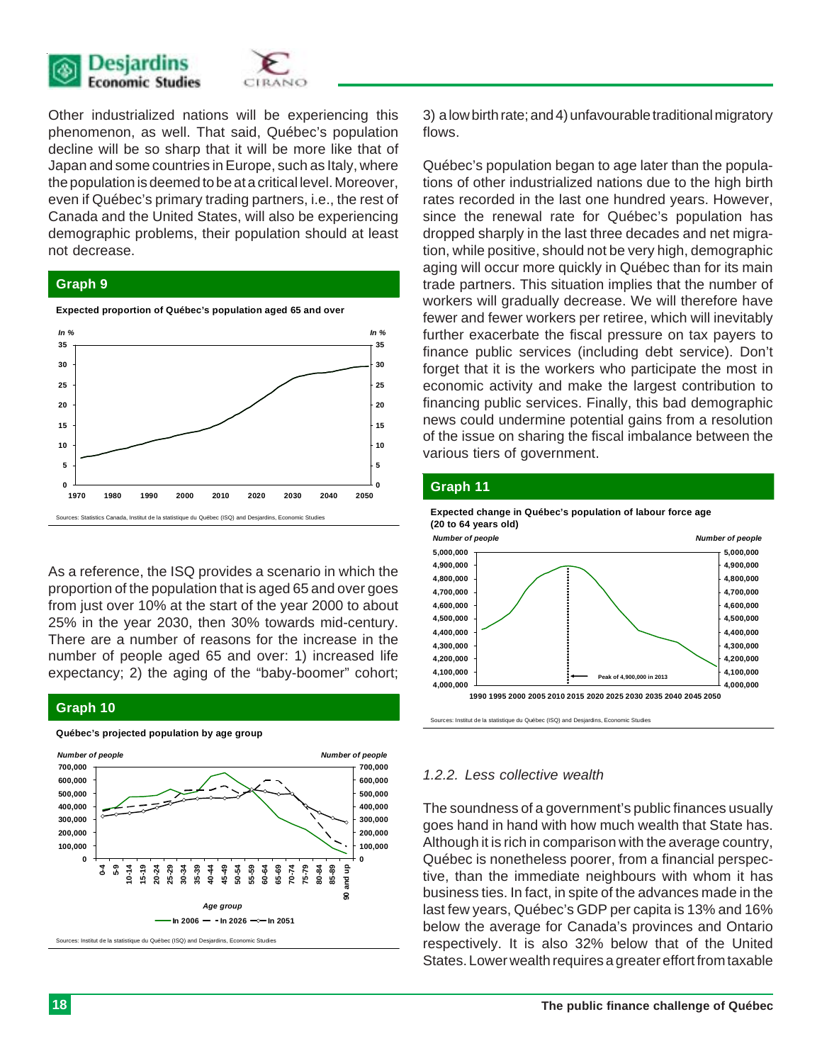Other industrialized nations will be experiencing this phenomenon, as well. That said, Québec's population decline will be so sharp that it will be more like that of Japan and some countries in Europe, such as Italy, where the population is deemed to be at a critical level. Moreover, even if Québec's primary trading partners, i.e., the rest of Canada and the United States, will also be experiencing demographic problems, their population should at least not decrease.

**Graph 9**

**Expected proportion of Québec's population aged 65 and over**

Sources: Statistics Canada, Institut de la statistique du Québec (ISQ) and Desjardins, Economic Studies

As a reference, the ISQ provides a scenario in which the proportion of the population that is aged 65 and over goes from just over 10% at the start of the year 2000 to about 25% in the year 2030, then 30% towards mid-century. There are a number of reasons for the increase in the number of people aged 65 and over: 1) increased life expectancy; 2) the aging of the "baby-boomer" cohort; 3) a low birth rate; and 4) unfavourable traditional migratory flows.

**Graph 10**

**Québec's projected population by age group**

Sources: Institut de la statistique du Québec (ISQ) and Desjardins, Economic Studies

Québec's population began to age later than the populations of other industrialized nations due to the high birth rates recorded in the last one hundred years. However, since the renewal rate for Québec's population has dropped sharply in the last three decades and net migration, while positive, should not be very high, demographic aging will occur more quickly in Québec than for its main trade partners. This situation implies that the number of workers will gradually decrease. We will therefore have fewer and fewer workers per retiree, which will inevitably further exacerbate the fiscal pressure on tax payers to finance public services (including debt service). Don't forget that it is the workers who participate the most in economic activity and make the largest contribution to financing public services. Finally, this bad demographic news could undermine potential gains from a resolution of the issue on sharing the fiscal imbalance between the various tiers of government.

**Graph 11**

**Expected change in Québec's population of labour force age (20 to 64 years old)**

Sources: Institut de la statistique du Québec (ISQ) and Desjardins, Economic Studies

### *1.2.2. Less collective wealth*

The soundness of a government's public finances usually goes hand in hand with how much wealth that State has. Although it is rich in comparison with the average country, Québec is nonetheless poorer, from a financial perspective, than the immediate neighbours with whom it has business ties. In fact, in spite of the advances made in the last few years, Québec's GDP per capita is 13% and 16% below the average for Canada's provinces and Ontario respectively. It is also 32% below that of the United States. Lower wealth requires a greater effort from taxable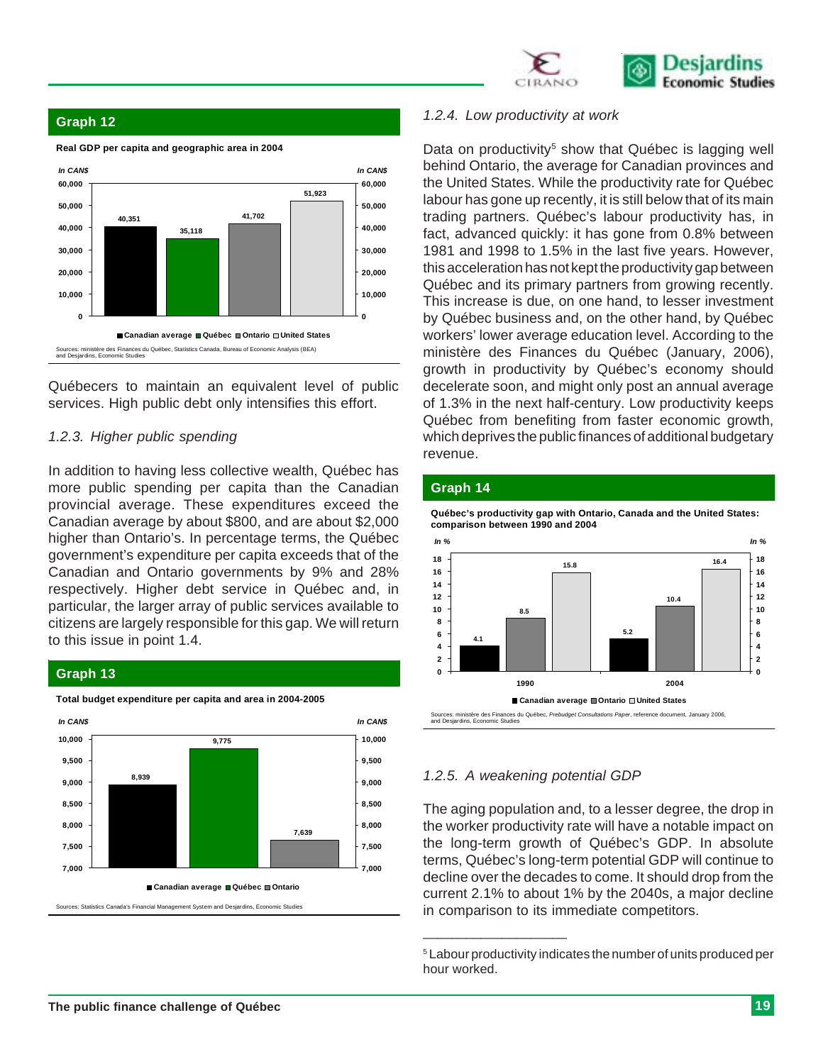## Graph 12

**Real GDP per capita and geographic area in 2004**

*In CAN$*

| | Canadian average | Québec | Ontario | United States |
|---|---|---|---|---|
| Real GDP per capita (CAN$) | 40,351 | 35,118 | 41,702 | 51,923 |

Sources: ministère des Finances du Québec, Statistics Canada, Bureau of Economic Analysis (BEA) and Desjardins, Economic Studies

Québecers to maintain an equivalent level of public services. High public debt only intensifies this effort.

### *1.2.3. Higher public spending*

In addition to having less collective wealth, Québec has more public spending per capita than the Canadian provincial average. These expenditures exceed the Canadian average by about $800, and are about $2,000 higher than Ontario's. In percentage terms, the Québec government's expenditure per capita exceeds that of the Canadian and Ontario governments by 9% and 28% respectively. Higher debt service in Québec and, in particular, the larger array of public services available to citizens are largely responsible for this gap. We will return to this issue in point 1.4.

## Graph 13

**Total budget expenditure per capita and area in 2004-2005**

*In CAN$*

| | Canadian average | Québec | Ontario |
|---|---|---|---|
| Expenditure per capita (CAN$) | 8,939 | 9,775 | 7,639 |

Sources: Statistics Canada's Financial Management System and Desjardins, Economic Studies

### *1.2.4. Low productivity at work*

Data on productivity[5] show that Québec is lagging well behind Ontario, the average for Canadian provinces and the United States. While the productivity rate for Québec labour has gone up recently, it is still below that of its main trading partners. Québec's labour productivity has, in fact, advanced quickly: it has gone from 0.8% between 1981 and 1998 to 1.5% in the last five years. However, this acceleration has not kept the productivity gap between Québec and its primary partners from growing recently. This increase is due, on one hand, to lesser investment by Québec business and, on the other hand, by Québec workers' lower average education level. According to the ministère des Finances du Québec (January, 2006), growth in productivity by Québec's economy should decelerate soon, and might only post an annual average of 1.3% in the next half-century. Low productivity keeps Québec from benefiting from faster economic growth, which deprives the public finances of additional budgetary revenue.

## Graph 14

**Québec's productivity gap with Ontario, Canada and the United States: comparison between 1990 and 2004**

*In %*

| | Canadian average | Ontario | United States |
|---|---|---|---|
| 1990 | 4.1 | 8.5 | 15.8 |
| 2004 | 5.2 | 10.4 | 16.4 |

Sources: ministère des Finances du Québec, *Prebudget Consultations Paper*, reference document, January 2006, and Desjardins, Economic Studies

### *1.2.5. A weakening potential GDP*

The aging population and, to a lesser degree, the drop in the worker productivity rate will have a notable impact on the long-term growth of Québec's GDP. In absolute terms, Québec's long-term potential GDP will continue to decline over the decades to come. It should drop from the current 2.1% to about 1% by the 2040s, a major decline in comparison to its immediate competitors.

---

[5] Labour productivity indicates the number of units produced per hour worked.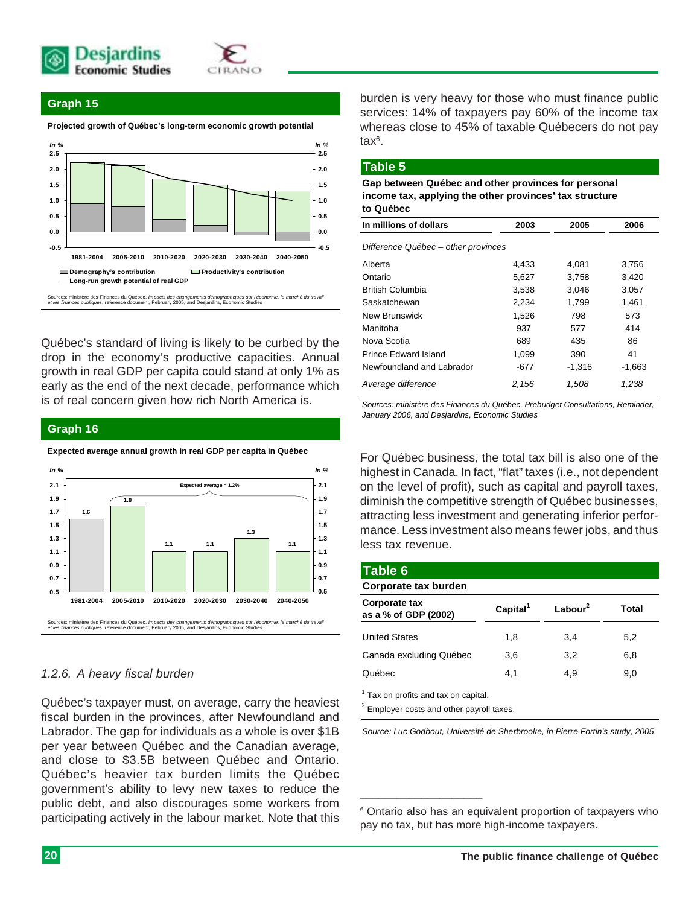## Graph 15

**Projected growth of Québec's long-term economic growth potential**

Sources: ministère des Finances du Québec, *Impacts des changements démographiques sur l'économie, le marché du travail et les finances publiques*, reference document, February 2005, and Desjardins, Economic Studies

Québec's standard of living is likely to be curbed by the drop in the economy's productive capacities. Annual growth in real GDP per capita could stand at only 1% as early as the end of the next decade, performance which is of real concern given how rich North America is.

## Graph 16

**Expected average annual growth in real GDP per capita in Québec**

Sources: ministère des Finances du Québec, *Impacts des changements démographiques sur l'économie, le marché du travail et les finances publiques*, reference document, February 2005, and Desjardins, Economic Studies

### *1.2.6. A heavy fiscal burden*

Québec's taxpayer must, on average, carry the heaviest fiscal burden in the provinces, after Newfoundland and Labrador. The gap for individuals as a whole is over $1B per year between Québec and the Canadian average, and close to $3.5B between Québec and Ontario. Québec's heavier tax burden limits the Québec government's ability to levy new taxes to reduce the public debt, and also discourages some workers from participating actively in the labour market. Note that this burden is very heavy for those who must finance public services: 14% of taxpayers pay 60% of the income tax whereas close to 45% of taxable Québecers do not pay tax[6].

## Table 5

**Gap between Québec and other provinces for personal income tax, applying the other provinces' tax structure to Québec**

| In millions of dollars | 2003 | 2005 | 2006 |
|---|---|---|---|
| *Difference Québec – other provinces* | | | |
| Alberta | 4,433 | 4,081 | 3,756 |
| Ontario | 5,627 | 3,758 | 3,420 |
| British Columbia | 3,538 | 3,046 | 3,057 |
| Saskatchewan | 2,234 | 1,799 | 1,461 |
| New Brunswick | 1,526 | 798 | 573 |
| Manitoba | 937 | 577 | 414 |
| Nova Scotia | 689 | 435 | 86 |
| Prince Edward Island | 1,099 | 390 | 41 |
| Newfoundland and Labrador | -677 | -1,316 | -1,663 |
| *Average difference* | *2,156* | *1,508* | *1,238* |

*Sources: ministère des Finances du Québec, Prebudget Consultations, Reminder, January 2006, and Desjardins, Economic Studies*

For Québec business, the total tax bill is also one of the highest in Canada. In fact, "flat" taxes (i.e., not dependent on the level of profit), such as capital and payroll taxes, diminish the competitive strength of Québec businesses, attracting less investment and generating inferior performance. Less investment also means fewer jobs, and thus less tax revenue.

## Table 6

**Corporate tax burden**

| Corporate tax as a % of GDP (2002) | Capital[1] | Labour[2] | Total |
|---|---|---|---|
| United States | 1,8 | 3,4 | 5,2 |
| Canada excluding Québec | 3,6 | 3,2 | 6,8 |
| Québec | 4,1 | 4,9 | 9,0 |

[1] Tax on profits and tax on capital.

[2] Employer costs and other payroll taxes.

*Source: Luc Godbout, Université de Sherbrooke, in Pierre Fortin's study, 2005*

---

[6] Ontario also has an equivalent proportion of taxpayers who pay no tax, but has more high-income taxpayers.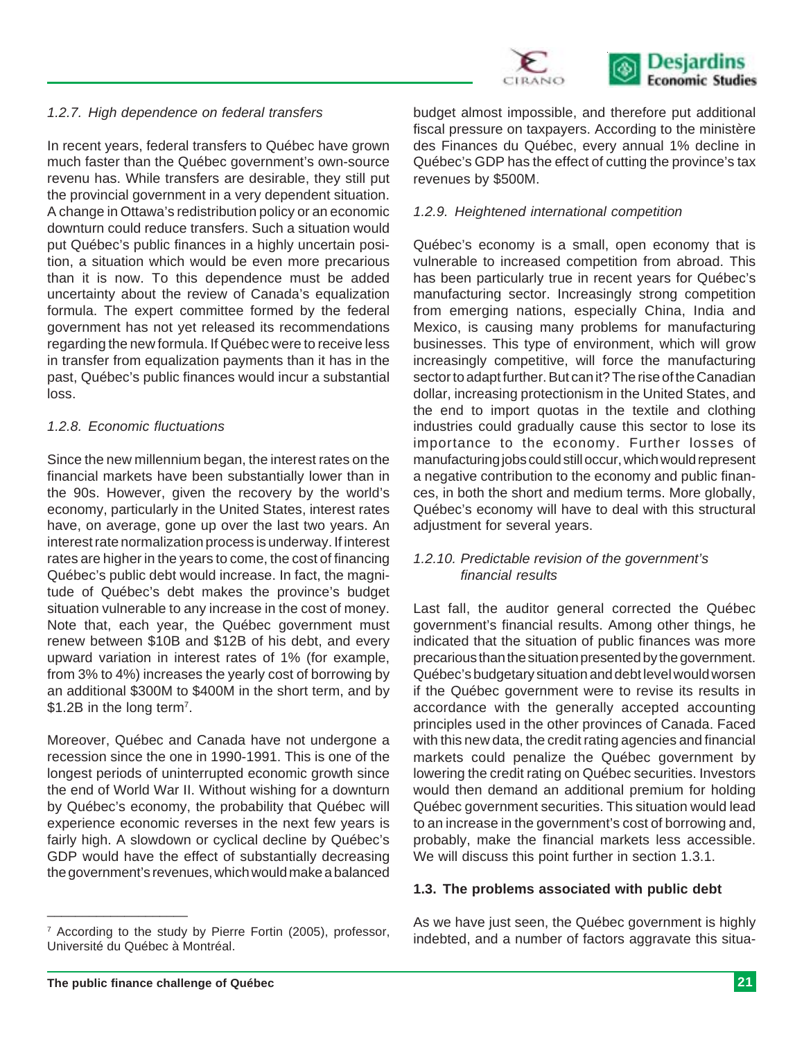### *1.2.7. High dependence on federal transfers*

In recent years, federal transfers to Québec have grown much faster than the Québec government's own-source revenu has. While transfers are desirable, they still put the provincial government in a very dependent situation. A change in Ottawa's redistribution policy or an economic downturn could reduce transfers. Such a situation would put Québec's public finances in a highly uncertain position, a situation which would be even more precarious than it is now. To this dependence must be added uncertainty about the review of Canada's equalization formula. The expert committee formed by the federal government has not yet released its recommendations regarding the new formula. If Québec were to receive less in transfer from equalization payments than it has in the past, Québec's public finances would incur a substantial loss.

### *1.2.8. Economic fluctuations*

Since the new millennium began, the interest rates on the financial markets have been substantially lower than in the 90s. However, given the recovery by the world's economy, particularly in the United States, interest rates have, on average, gone up over the last two years. An interest rate normalization process is underway. If interest rates are higher in the years to come, the cost of financing Québec's public debt would increase. In fact, the magnitude of Québec's debt makes the province's budget situation vulnerable to any increase in the cost of money. Note that, each year, the Québec government must renew between $10B and $12B of his debt, and every upward variation in interest rates of 1% (for example, from 3% to 4%) increases the yearly cost of borrowing by an additional $300M to $400M in the short term, and by $1.2B in the long term[7].

Moreover, Québec and Canada have not undergone a recession since the one in 1990-1991. This is one of the longest periods of uninterrupted economic growth since the end of World War II. Without wishing for a downturn by Québec's economy, the probability that Québec will experience economic reverses in the next few years is fairly high. A slowdown or cyclical decline by Québec's GDP would have the effect of substantially decreasing the government's revenues, which would make a balanced budget almost impossible, and therefore put additional fiscal pressure on taxpayers. According to the ministère des Finances du Québec, every annual 1% decline in Québec's GDP has the effect of cutting the province's tax revenues by $500M.

### *1.2.9. Heightened international competition*

Québec's economy is a small, open economy that is vulnerable to increased competition from abroad. This has been particularly true in recent years for Québec's manufacturing sector. Increasingly strong competition from emerging nations, especially China, India and Mexico, is causing many problems for manufacturing businesses. This type of environment, which will grow increasingly competitive, will force the manufacturing sector to adapt further. But can it? The rise of the Canadian dollar, increasing protectionism in the United States, and the end to import quotas in the textile and clothing industries could gradually cause this sector to lose its importance to the economy. Further losses of manufacturing jobs could still occur, which would represent a negative contribution to the economy and public finances, in both the short and medium terms. More globally, Québec's economy will have to deal with this structural adjustment for several years.

### *1.2.10. Predictable revision of the government's financial results*

Last fall, the auditor general corrected the Québec government's financial results. Among other things, he indicated that the situation of public finances was more precarious than the situation presented by the government. Québec's budgetary situation and debt level would worsen if the Québec government were to revise its results in accordance with the generally accepted accounting principles used in the other provinces of Canada. Faced with this new data, the credit rating agencies and financial markets could penalize the Québec government by lowering the credit rating on Québec securities. Investors would then demand an additional premium for holding Québec government securities. This situation would lead to an increase in the government's cost of borrowing and, probably, make the financial markets less accessible. We will discuss this point further in section 1.3.1.

## 1.3. The problems associated with public debt

As we have just seen, the Québec government is highly indebted, and a number of factors aggravate this situa-

---

[7] According to the study by Pierre Fortin (2005), professor, Université du Québec à Montréal.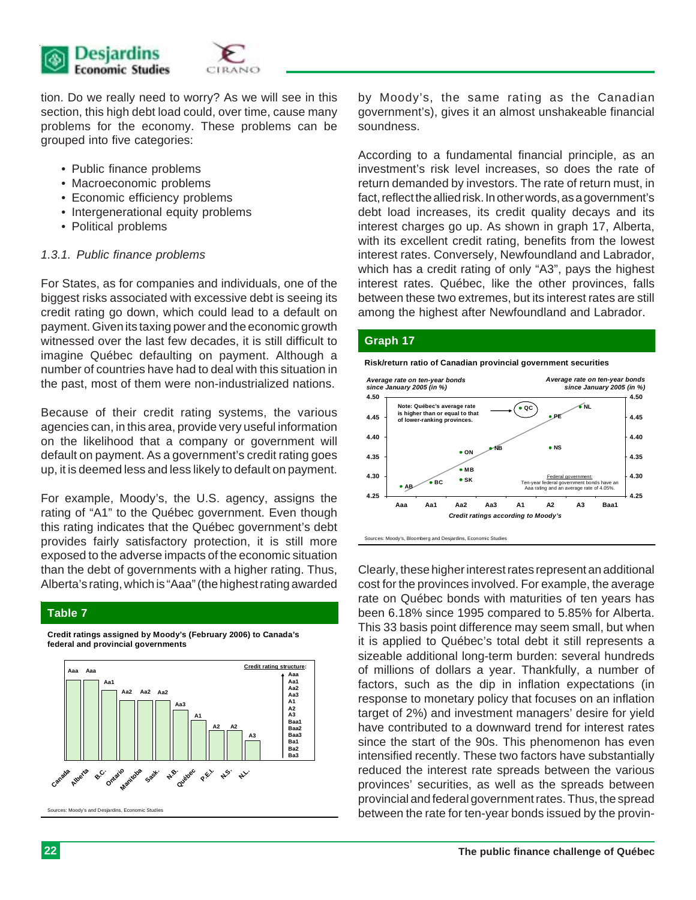tion. Do we really need to worry? As we will see in this section, this high debt load could, over time, cause many problems for the economy. These problems can be grouped into five categories:

- Public finance problems
- Macroeconomic problems
- Economic efficiency problems
- Intergenerational equity problems
- Political problems

*1.3.1. Public finance problems*

For States, as for companies and individuals, one of the biggest risks associated with excessive debt is seeing its credit rating go down, which could lead to a default on payment. Given its taxing power and the economic growth witnessed over the last few decades, it is still difficult to imagine Québec defaulting on payment. Although a number of countries have had to deal with this situation in the past, most of them were non-industrialized nations.

Because of their credit rating systems, the various agencies can, in this area, provide very useful information on the likelihood that a company or government will default on payment. As a government's credit rating goes up, it is deemed less and less likely to default on payment.

For example, Moody's, the U.S. agency, assigns the rating of "A1" to the Québec government. Even though this rating indicates that the Québec government's debt provides fairly satisfactory protection, it is still more exposed to the adverse impacts of the economic situation than the debt of governments with a higher rating. Thus, Alberta's rating, which is "Aaa" (the highest rating awarded by Moody's, the same rating as the Canadian government's), gives it an almost unshakeable financial soundness.

**Table 7**

**Credit ratings assigned by Moody's (February 2006) to Canada's federal and provincial governments**

| Government | Rating |
|---|---|
| Canada | Aaa |
| Alberta | Aaa |
| B.C. | Aa1 |
| Ontario | Aa2 |
| Manitoba | Aa2 |
| Sask. | Aa2 |
| N.B. | Aa3 |
| Québec | A1 |
| P.E.I. | A2 |
| N.S. | A2 |
| N.L. | A3 |

Credit rating structure: Aaa, Aa1, Aa2, Aa3, A1, A2, A3, Baa1, Baa2, Baa3, Ba1, Ba2, Ba3

Sources: Moody's and Desjardins, Economic Studies

According to a fundamental financial principle, as an investment's risk level increases, so does the rate of return demanded by investors. The rate of return must, in fact, reflect the allied risk. In other words, as a government's debt load increases, its credit quality decays and its interest charges go up. As shown in graph 17, Alberta, with its excellent credit rating, benefits from the lowest interest rates. Conversely, Newfoundland and Labrador, which has a credit rating of only "A3", pays the highest interest rates. Québec, like the other provinces, falls between these two extremes, but its interest rates are still among the highest after Newfoundland and Labrador.

**Graph 17**

**Risk/return ratio of Canadian provincial government securities**

*Average rate on ten-year bonds since January 2005 (in %)*

| Province | Moody's rating | Approx. average rate (%) |
|---|---|---|
| AB | Aaa | 4.27 |
| BC | Aa1 | 4.29 |
| ON | Aa2 | 4.36 |
| MB | Aa2 | 4.32 |
| SK | Aa2 | 4.29 |
| NB | Aa3 | 4.37 |
| QC | A1 | 4.47 |
| PE | A2 | 4.45 |
| NS | A2 | 4.37 |
| NL | A3 | 4.47 |

*Credit ratings according to Moody's*

Note: Québec's average rate is higher than or equal to that of lower-ranking provinces.

Federal government: Ten-year federal government bonds have an Aaa rating and an average rate of 4.05%.

Sources: Moody's, Bloomberg and Desjardins, Economic Studies

Clearly, these higher interest rates represent an additional cost for the provinces involved. For example, the average rate on Québec bonds with maturities of ten years has been 6.18% since 1995 compared to 5.85% for Alberta. This 33 basis point difference may seem small, but when it is applied to Québec's total debt it still represents a sizeable additional long-term burden: several hundreds of millions of dollars a year. Thankfully, a number of factors, such as the dip in inflation expectations (in response to monetary policy that focuses on an inflation target of 2%) and investment managers' desire for yield have contributed to a downward trend for interest rates since the start of the 90s. This phenomenon has even intensified recently. These two factors have substantially reduced the interest rate spreads between the various provinces' securities, as well as the spreads between provincial and federal government rates. Thus, the spread between the rate for ten-year bonds issued by the provin-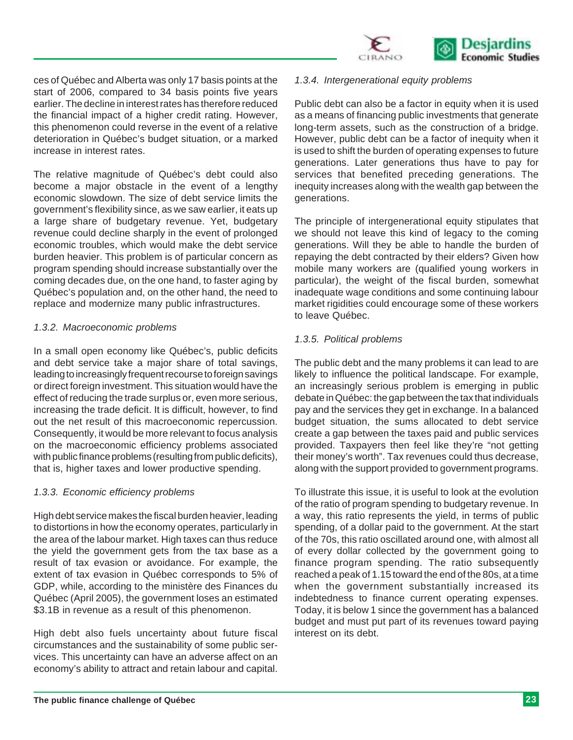ces of Québec and Alberta was only 17 basis points at the start of 2006, compared to 34 basis points five years earlier. The decline in interest rates has therefore reduced the financial impact of a higher credit rating. However, this phenomenon could reverse in the event of a relative deterioration in Québec's budget situation, or a marked increase in interest rates.

The relative magnitude of Québec's debt could also become a major obstacle in the event of a lengthy economic slowdown. The size of debt service limits the government's flexibility since, as we saw earlier, it eats up a large share of budgetary revenue. Yet, budgetary revenue could decline sharply in the event of prolonged economic troubles, which would make the debt service burden heavier. This problem is of particular concern as program spending should increase substantially over the coming decades due, on the one hand, to faster aging by Québec's population and, on the other hand, the need to replace and modernize many public infrastructures.

*1.3.2. Macroeconomic problems*

In a small open economy like Québec's, public deficits and debt service take a major share of total savings, leading to increasingly frequent recourse to foreign savings or direct foreign investment. This situation would have the effect of reducing the trade surplus or, even more serious, increasing the trade deficit. It is difficult, however, to find out the net result of this macroeconomic repercussion. Consequently, it would be more relevant to focus analysis on the macroeconomic efficiency problems associated with public finance problems (resulting from public deficits), that is, higher taxes and lower productive spending.

*1.3.3. Economic efficiency problems*

High debt service makes the fiscal burden heavier, leading to distortions in how the economy operates, particularly in the area of the labour market. High taxes can thus reduce the yield the government gets from the tax base as a result of tax evasion or avoidance. For example, the extent of tax evasion in Québec corresponds to 5% of GDP, while, according to the ministère des Finances du Québec (April 2005), the government loses an estimated $3.1B in revenue as a result of this phenomenon.

High debt also fuels uncertainty about future fiscal circumstances and the sustainability of some public services. This uncertainty can have an adverse affect on an economy's ability to attract and retain labour and capital.

*1.3.4. Intergenerational equity problems*

Public debt can also be a factor in equity when it is used as a means of financing public investments that generate long-term assets, such as the construction of a bridge. However, public debt can be a factor of inequity when it is used to shift the burden of operating expenses to future generations. Later generations thus have to pay for services that benefited preceding generations. The inequity increases along with the wealth gap between the generations.

The principle of intergenerational equity stipulates that we should not leave this kind of legacy to the coming generations. Will they be able to handle the burden of repaying the debt contracted by their elders? Given how mobile many workers are (qualified young workers in particular), the weight of the fiscal burden, somewhat inadequate wage conditions and some continuing labour market rigidities could encourage some of these workers to leave Québec.

*1.3.5. Political problems*

The public debt and the many problems it can lead to are likely to influence the political landscape. For example, an increasingly serious problem is emerging in public debate in Québec: the gap between the tax that individuals pay and the services they get in exchange. In a balanced budget situation, the sums allocated to debt service create a gap between the taxes paid and public services provided. Taxpayers then feel like they're "not getting their money's worth". Tax revenues could thus decrease, along with the support provided to government programs.

To illustrate this issue, it is useful to look at the evolution of the ratio of program spending to budgetary revenue. In a way, this ratio represents the yield, in terms of public spending, of a dollar paid to the government. At the start of the 70s, this ratio oscillated around one, with almost all of every dollar collected by the government going to finance program spending. The ratio subsequently reached a peak of 1.15 toward the end of the 80s, at a time when the government substantially increased its indebtedness to finance current operating expenses. Today, it is below 1 since the government has a balanced budget and must put part of its revenues toward paying interest on its debt.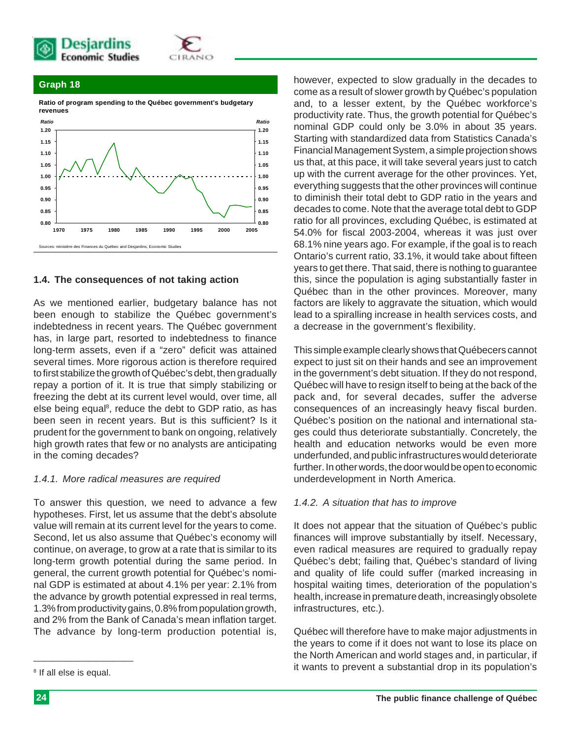**Graph 18**

**Ratio of program spending to the Québec government's budgetary revenues**

Sources: ministère des Finances du Québec and Desjardins, Economic Studies

## 1.4. The consequences of not taking action

As we mentioned earlier, budgetary balance has not been enough to stabilize the Québec government's indebtedness in recent years. The Québec government has, in large part, resorted to indebtedness to finance long-term assets, even if a "zero" deficit was attained several times. More rigorous action is therefore required to first stabilize the growth of Québec's debt, then gradually repay a portion of it. It is true that simply stabilizing or freezing the debt at its current level would, over time, all else being equal[8], reduce the debt to GDP ratio, as has been seen in recent years. But is this sufficient? Is it prudent for the government to bank on ongoing, relatively high growth rates that few or no analysts are anticipating in the coming decades?

### *1.4.1. More radical measures are required*

To answer this question, we need to advance a few hypotheses. First, let us assume that the debt's absolute value will remain at its current level for the years to come. Second, let us also assume that Québec's economy will continue, on average, to grow at a rate that is similar to its long-term growth potential during the same period. In general, the current growth potential for Québec's nominal GDP is estimated at about 4.1% per year: 2.1% from the advance by growth potential expressed in real terms, 1.3% from productivity gains, 0.8% from population growth, and 2% from the Bank of Canada's mean inflation target. The advance by long-term production potential is, however, expected to slow gradually in the decades to come as a result of slower growth by Québec's population and, to a lesser extent, by the Québec workforce's productivity rate. Thus, the growth potential for Québec's nominal GDP could only be 3.0% in about 35 years. Starting with standardized data from Statistics Canada's Financial Management System, a simple projection shows us that, at this pace, it will take several years just to catch up with the current average for the other provinces. Yet, everything suggests that the other provinces will continue to diminish their total debt to GDP ratio in the years and decades to come. Note that the average total debt to GDP ratio for all provinces, excluding Québec, is estimated at 54.0% for fiscal 2003-2004, whereas it was just over 68.1% nine years ago. For example, if the goal is to reach Ontario's current ratio, 33.1%, it would take about fifteen years to get there. That said, there is nothing to guarantee this, since the population is aging substantially faster in Québec than in the other provinces. Moreover, many factors are likely to aggravate the situation, which would lead to a spiralling increase in health services costs, and a decrease in the government's flexibility.

This simple example clearly shows that Québecers cannot expect to just sit on their hands and see an improvement in the government's debt situation. If they do not respond, Québec will have to resign itself to being at the back of the pack and, for several decades, suffer the adverse consequences of an increasingly heavy fiscal burden. Québec's position on the national and international stages could thus deteriorate substantially. Concretely, the health and education networks would be even more underfunded, and public infrastructures would deteriorate further. In other words, the door would be open to economic underdevelopment in North America.

### *1.4.2. A situation that has to improve*

It does not appear that the situation of Québec's public finances will improve substantially by itself. Necessary, even radical measures are required to gradually repay Québec's debt; failing that, Québec's standard of living and quality of life could suffer (marked increasing in hospital waiting times, deterioration of the population's health, increase in premature death, increasingly obsolete infrastructures, etc.).

Québec will therefore have to make major adjustments in the years to come if it does not want to lose its place on the North American and world stages and, in particular, if it wants to prevent a substantial drop in its population's

---

[8] If all else is equal.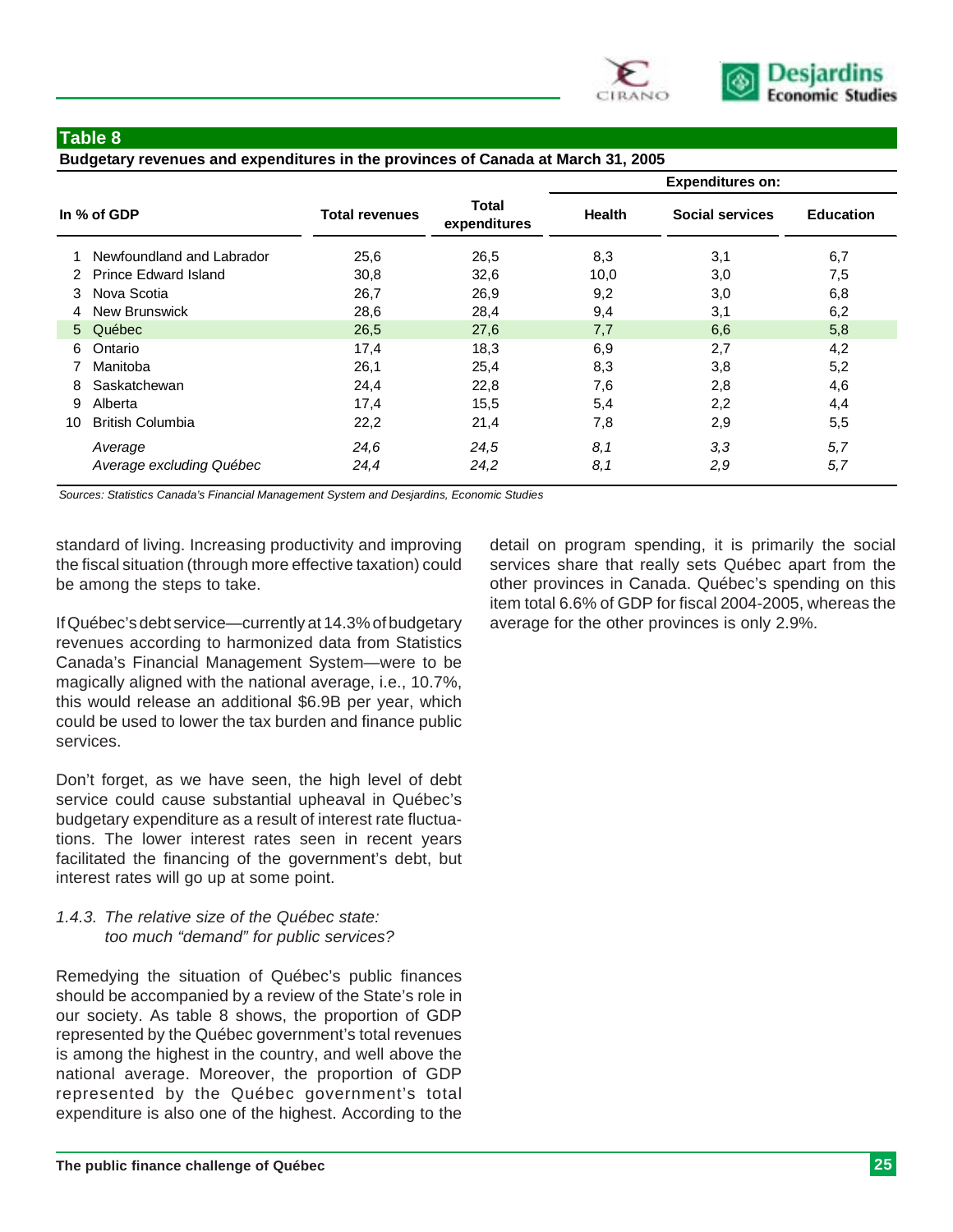**Table 8**

**Budgetary revenues and expenditures in the provinces of Canada at March 31, 2005**

| In % of GDP | | Total revenues | Total expenditures | Expenditures on: | | |
|---|---|---|---|---|---|---|
| | | | | Health | Social services | Education |
| 1 | Newfoundland and Labrador | 25,6 | 26,5 | 8,3 | 3,1 | 6,7 |
| 2 | Prince Edward Island | 30,8 | 32,6 | 10,0 | 3,0 | 7,5 |
| 3 | Nova Scotia | 26,7 | 26,9 | 9,2 | 3,0 | 6,8 |
| 4 | New Brunswick | 28,6 | 28,4 | 9,4 | 3,1 | 6,2 |
| 5 | Québec | 26,5 | 27,6 | 7,7 | 6,6 | 5,8 |
| 6 | Ontario | 17,4 | 18,3 | 6,9 | 2,7 | 4,2 |
| 7 | Manitoba | 26,1 | 25,4 | 8,3 | 3,8 | 5,2 |
| 8 | Saskatchewan | 24,4 | 22,8 | 7,6 | 2,8 | 4,6 |
| 9 | Alberta | 17,4 | 15,5 | 5,4 | 2,2 | 4,4 |
| 10 | British Columbia | 22,2 | 21,4 | 7,8 | 2,9 | 5,5 |
| | *Average* | *24,6* | *24,5* | *8,1* | *3,3* | *5,7* |
| | *Average excluding Québec* | *24,4* | *24,2* | *8,1* | *2,9* | *5,7* |

*Sources: Statistics Canada's Financial Management System and Desjardins, Economic Studies*

standard of living. Increasing productivity and improving the fiscal situation (through more effective taxation) could be among the steps to take.

If Québec's debt service—currently at 14.3% of budgetary revenues according to harmonized data from Statistics Canada's Financial Management System—were to be magically aligned with the national average, i.e., 10.7%, this would release an additional $6.9B per year, which could be used to lower the tax burden and finance public services.

Don't forget, as we have seen, the high level of debt service could cause substantial upheaval in Québec's budgetary expenditure as a result of interest rate fluctuations. The lower interest rates seen in recent years facilitated the financing of the government's debt, but interest rates will go up at some point.

### *1.4.3. The relative size of the Québec state: too much "demand" for public services?*

Remedying the situation of Québec's public finances should be accompanied by a review of the State's role in our society. As table 8 shows, the proportion of GDP represented by the Québec government's total revenues is among the highest in the country, and well above the national average. Moreover, the proportion of GDP represented by the Québec government's total expenditure is also one of the highest. According to the detail on program spending, it is primarily the social services share that really sets Québec apart from the other provinces in Canada. Québec's spending on this item total 6.6% of GDP for fiscal 2004-2005, whereas the average for the other provinces is only 2.9%.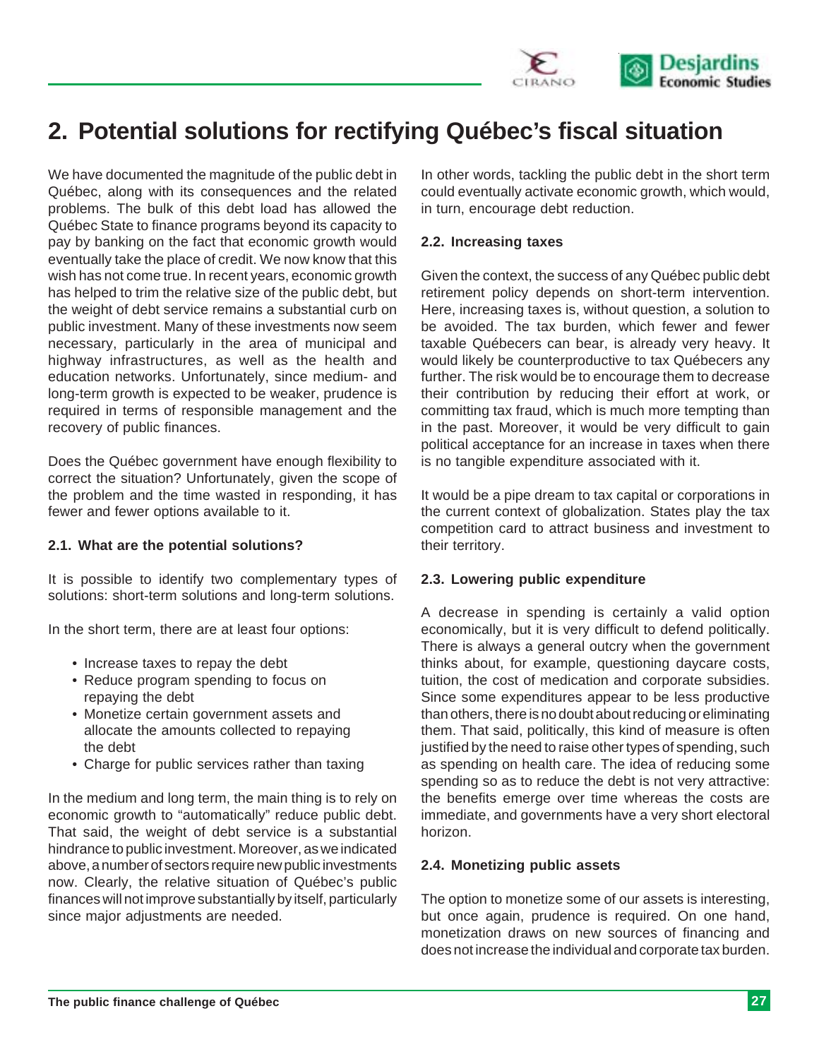# 2. Potential solutions for rectifying Québec's fiscal situation

We have documented the magnitude of the public debt in Québec, along with its consequences and the related problems. The bulk of this debt load has allowed the Québec State to finance programs beyond its capacity to pay by banking on the fact that economic growth would eventually take the place of credit. We now know that this wish has not come true. In recent years, economic growth has helped to trim the relative size of the public debt, but the weight of debt service remains a substantial curb on public investment. Many of these investments now seem necessary, particularly in the area of municipal and highway infrastructures, as well as the health and education networks. Unfortunately, since medium- and long-term growth is expected to be weaker, prudence is required in terms of responsible management and the recovery of public finances.

Does the Québec government have enough flexibility to correct the situation? Unfortunately, given the scope of the problem and the time wasted in responding, it has fewer and fewer options available to it.

### 2.1. What are the potential solutions?

It is possible to identify two complementary types of solutions: short-term solutions and long-term solutions.

In the short term, there are at least four options:

- Increase taxes to repay the debt
- Reduce program spending to focus on repaying the debt
- Monetize certain government assets and allocate the amounts collected to repaying the debt
- Charge for public services rather than taxing

In the medium and long term, the main thing is to rely on economic growth to "automatically" reduce public debt. That said, the weight of debt service is a substantial hindrance to public investment. Moreover, as we indicated above, a number of sectors require new public investments now. Clearly, the relative situation of Québec's public finances will not improve substantially by itself, particularly since major adjustments are needed.

In other words, tackling the public debt in the short term could eventually activate economic growth, which would, in turn, encourage debt reduction.

### 2.2. Increasing taxes

Given the context, the success of any Québec public debt retirement policy depends on short-term intervention. Here, increasing taxes is, without question, a solution to be avoided. The tax burden, which fewer and fewer taxable Québecers can bear, is already very heavy. It would likely be counterproductive to tax Québecers any further. The risk would be to encourage them to decrease their contribution by reducing their effort at work, or committing tax fraud, which is much more tempting than in the past. Moreover, it would be very difficult to gain political acceptance for an increase in taxes when there is no tangible expenditure associated with it.

It would be a pipe dream to tax capital or corporations in the current context of globalization. States play the tax competition card to attract business and investment to their territory.

### 2.3. Lowering public expenditure

A decrease in spending is certainly a valid option economically, but it is very difficult to defend politically. There is always a general outcry when the government thinks about, for example, questioning daycare costs, tuition, the cost of medication and corporate subsidies. Since some expenditures appear to be less productive than others, there is no doubt about reducing or eliminating them. That said, politically, this kind of measure is often justified by the need to raise other types of spending, such as spending on health care. The idea of reducing some spending so as to reduce the debt is not very attractive: the benefits emerge over time whereas the costs are immediate, and governments have a very short electoral horizon.

### 2.4. Monetizing public assets

The option to monetize some of our assets is interesting, but once again, prudence is required. On one hand, monetization draws on new sources of financing and does not increase the individual and corporate tax burden.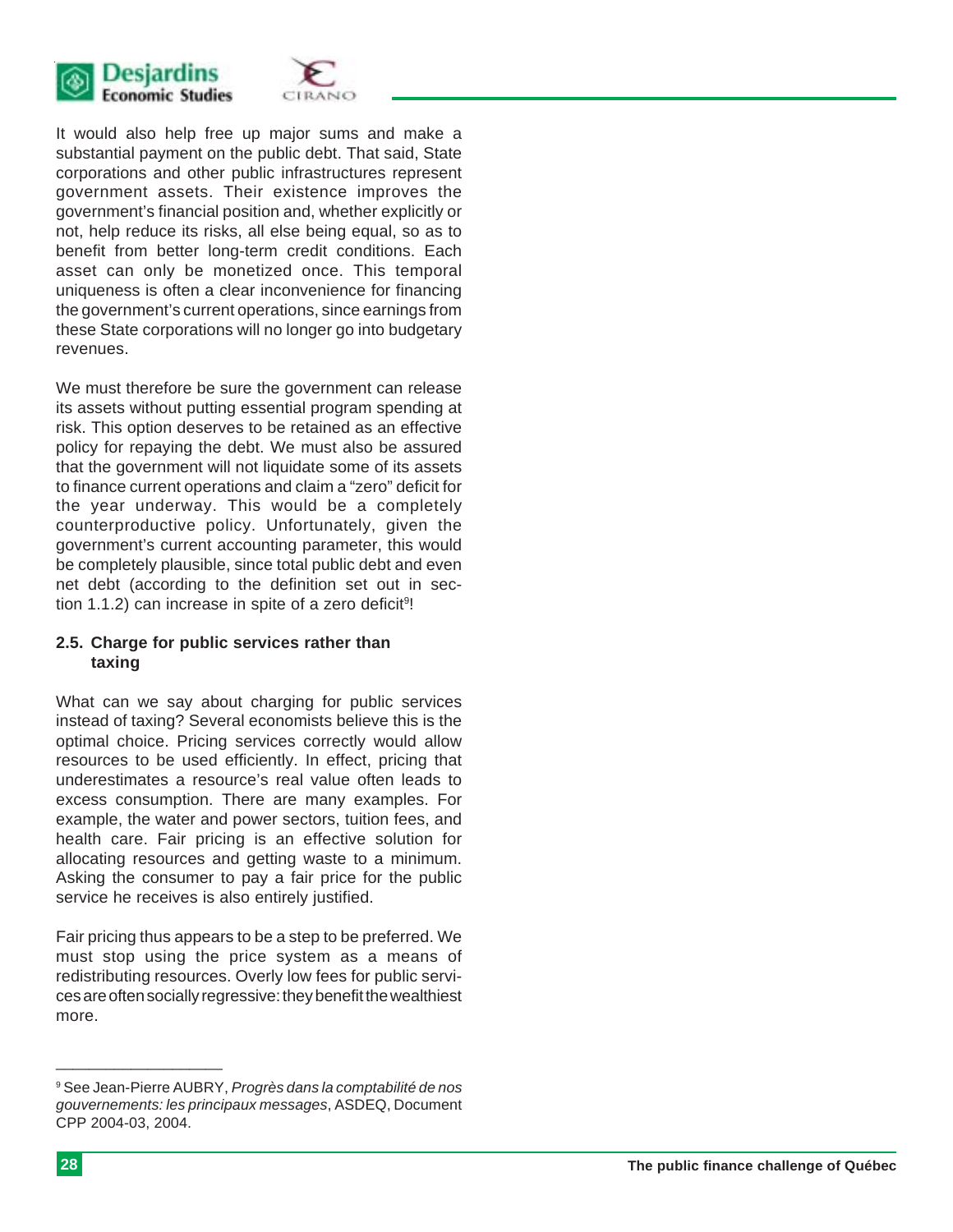It would also help free up major sums and make a substantial payment on the public debt. That said, State corporations and other public infrastructures represent government assets. Their existence improves the government's financial position and, whether explicitly or not, help reduce its risks, all else being equal, so as to benefit from better long-term credit conditions. Each asset can only be monetized once. This temporal uniqueness is often a clear inconvenience for financing the government's current operations, since earnings from these State corporations will no longer go into budgetary revenues.

We must therefore be sure the government can release its assets without putting essential program spending at risk. This option deserves to be retained as an effective policy for repaying the debt. We must also be assured that the government will not liquidate some of its assets to finance current operations and claim a "zero" deficit for the year underway. This would be a completely counterproductive policy. Unfortunately, given the government's current accounting parameter, this would be completely plausible, since total public debt and even net debt (according to the definition set out in section 1.1.2) can increase in spite of a zero deficit[9]!

### 2.5. Charge for public services rather than taxing

What can we say about charging for public services instead of taxing? Several economists believe this is the optimal choice. Pricing services correctly would allow resources to be used efficiently. In effect, pricing that underestimates a resource's real value often leads to excess consumption. There are many examples. For example, the water and power sectors, tuition fees, and health care. Fair pricing is an effective solution for allocating resources and getting waste to a minimum. Asking the consumer to pay a fair price for the public service he receives is also entirely justified.

Fair pricing thus appears to be a step to be preferred. We must stop using the price system as a means of redistributing resources. Overly low fees for public services are often socially regressive: they benefit the wealthiest more.

---

[9] See Jean-Pierre AUBRY, *Progrès dans la comptabilité de nos gouvernements: les principaux messages*, ASDEQ, Document CPP 2004-03, 2004.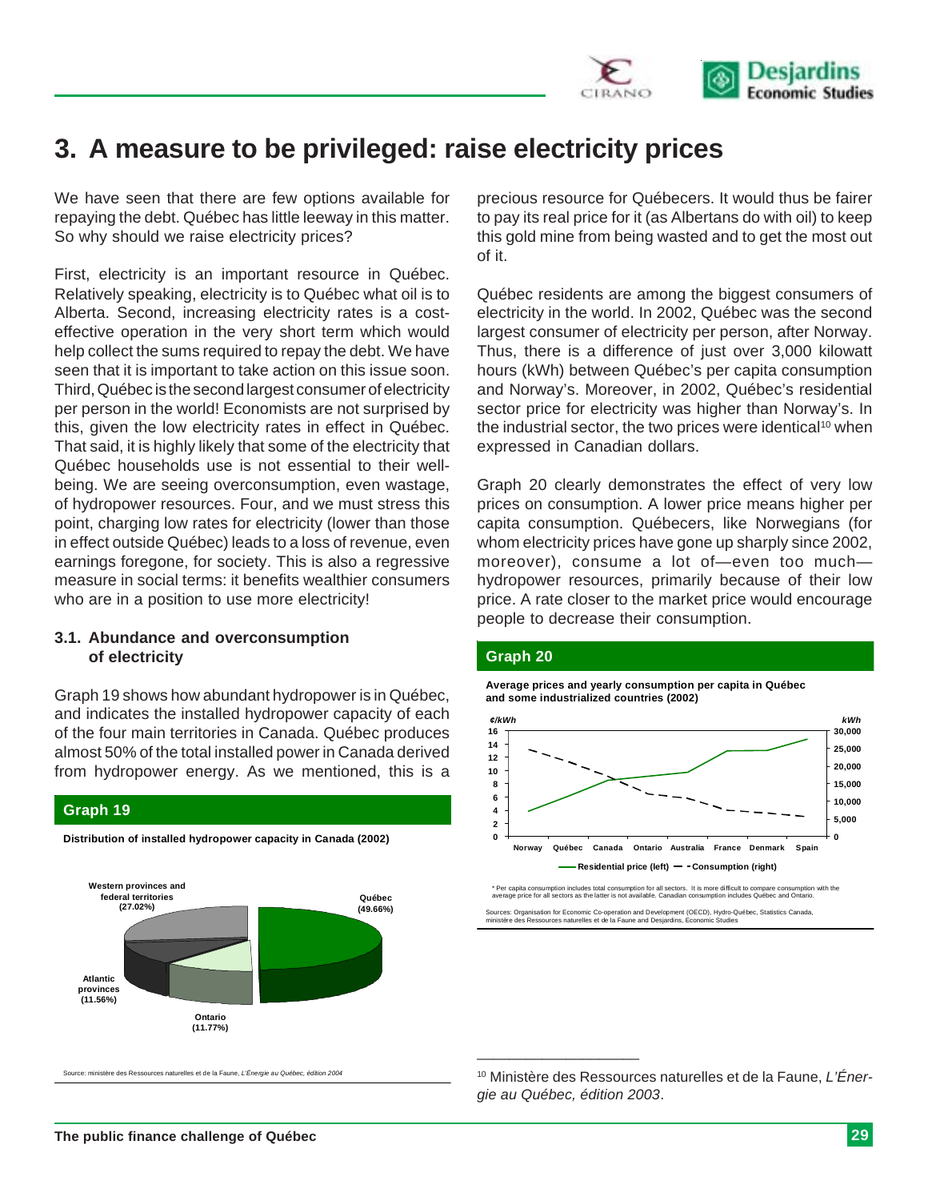# 3. A measure to be privileged: raise electricity prices

We have seen that there are few options available for repaying the debt. Québec has little leeway in this matter. So why should we raise electricity prices?

First, electricity is an important resource in Québec. Relatively speaking, electricity is to Québec what oil is to Alberta. Second, increasing electricity rates is a cost-effective operation in the very short term which would help collect the sums required to repay the debt. We have seen that it is important to take action on this issue soon. Third, Québec is the second largest consumer of electricity per person in the world! Economists are not surprised by this, given the low electricity rates in effect in Québec. That said, it is highly likely that some of the electricity that Québec households use is not essential to their well-being. We are seeing overconsumption, even wastage, of hydropower resources. Four, and we must stress this point, charging low rates for electricity (lower than those in effect outside Québec) leads to a loss of revenue, even earnings foregone, for society. This is also a regressive measure in social terms: it benefits wealthier consumers who are in a position to use more electricity!

## 3.1. Abundance and overconsumption of electricity

Graph 19 shows how abundant hydropower is in Québec, and indicates the installed hydropower capacity of each of the four main territories in Canada. Québec produces almost 50% of the total installed power in Canada derived from hydropower energy. As we mentioned, this is a precious resource for Québecers. It would thus be fairer to pay its real price for it (as Albertans do with oil) to keep this gold mine from being wasted and to get the most out of it.

**Graph 19**

**Distribution of installed hydropower capacity in Canada (2002)**

| Territory | Share |
|---|---|
| Québec | 49.66% |
| Western provinces and federal territories | 27.02% |
| Ontario | 11.77% |
| Atlantic provinces | 11.56% |

Source: ministère des Ressources naturelles et de la Faune, *L'Énergie au Québec, édition 2004*

Québec residents are among the biggest consumers of electricity in the world. In 2002, Québec was the second largest consumer of electricity per person, after Norway. Thus, there is a difference of just over 3,000 kilowatt hours (kWh) between Québec's per capita consumption and Norway's. Moreover, in 2002, Québec's residential sector price for electricity was higher than Norway's. In the industrial sector, the two prices were identical[10] when expressed in Canadian dollars.

Graph 20 clearly demonstrates the effect of very low prices on consumption. A lower price means higher per capita consumption. Québecers, like Norwegians (for whom electricity prices have gone up sharply since 2002, moreover), consume a lot of—even too much—hydropower resources, primarily because of their low price. A rate closer to the market price would encourage people to decrease their consumption.

**Graph 20**

**Average prices and yearly consumption per capita in Québec and some industrialized countries (2002)**

Countries shown: Norway, Québec, Canada, Ontario, Australia, France, Denmark, Spain. Left axis: ¢/kWh (0–16); right axis: kWh (0–30,000). Series: Residential price (left) — Consumption (right).

\* Per capita consumption includes total consumption for all sectors. It is more difficult to compare consumption with the average price for all sectors as the latter is not available. Canadian consumption includes Québec and Ontario.

Sources: Organisation for Economic Co-operation and Development (OECD), Hydro-Québec, Statistics Canada, ministère des Ressources naturelles et de la Faune and Desjardins, Economic Studies

[10] Ministère des Ressources naturelles et de la Faune, *L'Énergie au Québec, édition 2003*.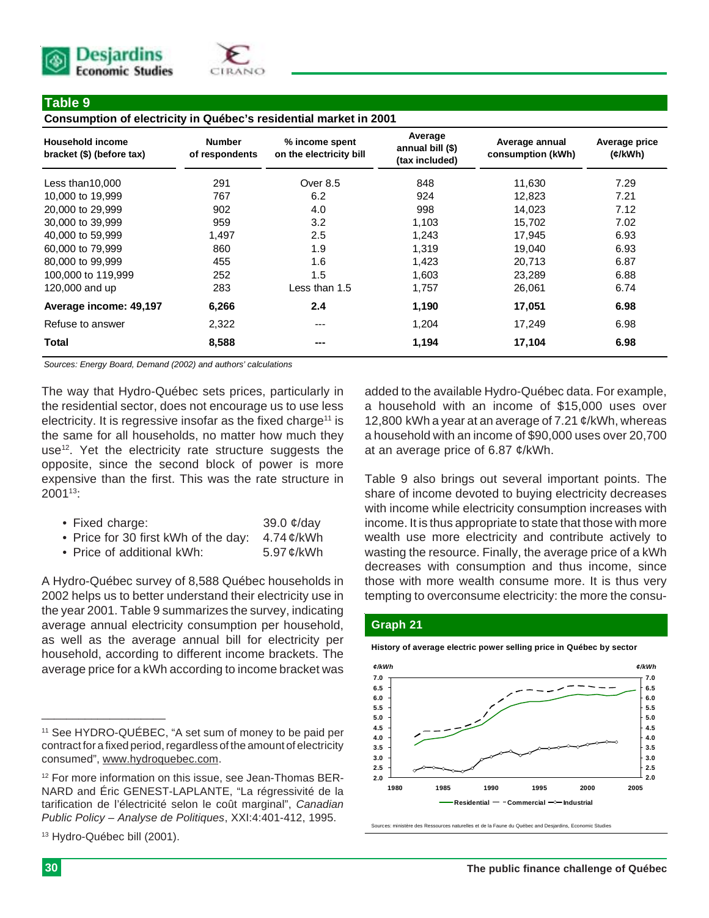## Table 9

**Consumption of electricity in Québec's residential market in 2001**

| Household income bracket ($) (before tax) | Number of respondents | % income spent on the electricity bill | Average annual bill ($) (tax included) | Average annual consumption (kWh) | Average price (¢/kWh) |
|---|---|---|---|---|---|
| Less than10,000 | 291 | Over 8.5 | 848 | 11,630 | 7.29 |
| 10,000 to 19,999 | 767 | 6.2 | 924 | 12,823 | 7.21 |
| 20,000 to 29,999 | 902 | 4.0 | 998 | 14,023 | 7.12 |
| 30,000 to 39,999 | 959 | 3.2 | 1,103 | 15,702 | 7.02 |
| 40,000 to 59,999 | 1,497 | 2.5 | 1,243 | 17,945 | 6.93 |
| 60,000 to 79,999 | 860 | 1.9 | 1,319 | 19,040 | 6.93 |
| 80,000 to 99,999 | 455 | 1.6 | 1,423 | 20,713 | 6.87 |
| 100,000 to 119,999 | 252 | 1.5 | 1,603 | 23,289 | 6.88 |
| 120,000 and up | 283 | Less than 1.5 | 1,757 | 26,061 | 6.74 |
| **Average income: 49,197** | **6,266** | **2.4** | **1,190** | **17,051** | **6.98** |
| Refuse to answer | 2,322 | --- | 1,204 | 17,249 | 6.98 |
| **Total** | **8,588** | **---** | **1,194** | **17,104** | **6.98** |

*Sources: Energy Board, Demand (2002) and authors' calculations*

The way that Hydro-Québec sets prices, particularly in the residential sector, does not encourage us to use less electricity. It is regressive insofar as the fixed charge[11] is the same for all households, no matter how much they use[12]. Yet the electricity rate structure suggests the opposite, since the second block of power is more expensive than the first. This was the rate structure in 2001[13]:

- Fixed charge: 39.0 ¢/day
- Price for 30 first kWh of the day: 4.74 ¢/kWh
- Price of additional kWh: 5.97 ¢/kWh

A Hydro-Québec survey of 8,588 Québec households in 2002 helps us to better understand their electricity use in the year 2001. Table 9 summarizes the survey, indicating average annual electricity consumption per household, as well as the average annual bill for electricity per household, according to different income brackets. The average price for a kWh according to income bracket was added to the available Hydro-Québec data. For example, a household with an income of $15,000 uses over 12,800 kWh a year at an average of 7.21 ¢/kWh, whereas a household with an income of $90,000 uses over 20,700 at an average price of 6.87 ¢/kWh.

Table 9 also brings out several important points. The share of income devoted to buying electricity decreases with income while electricity consumption increases with income. It is thus appropriate to state that those with more wealth use more electricity and contribute actively to wasting the resource. Finally, the average price of a kWh decreases with consumption and thus income, since those with more wealth consume more. It is thus very tempting to overconsume electricity: the more the consu-

## Graph 21

**History of average electric power selling price in Québec by sector**

Sources: ministère des Ressources naturelles et de la Faune du Québec and Desjardins, Economic Studies

---

[11] See HYDRO-QUÉBEC, "A set sum of money to be paid per contract for a fixed period, regardless of the amount of electricity consumed", www.hydroquebec.com.

[12] For more information on this issue, see Jean-Thomas BERNARD and Éric GENEST-LAPLANTE, "La régressivité de la tarification de l'électricité selon le coût marginal", *Canadian Public Policy – Analyse de Politiques*, XXI:4:401-412, 1995.

[13] Hydro-Québec bill (2001).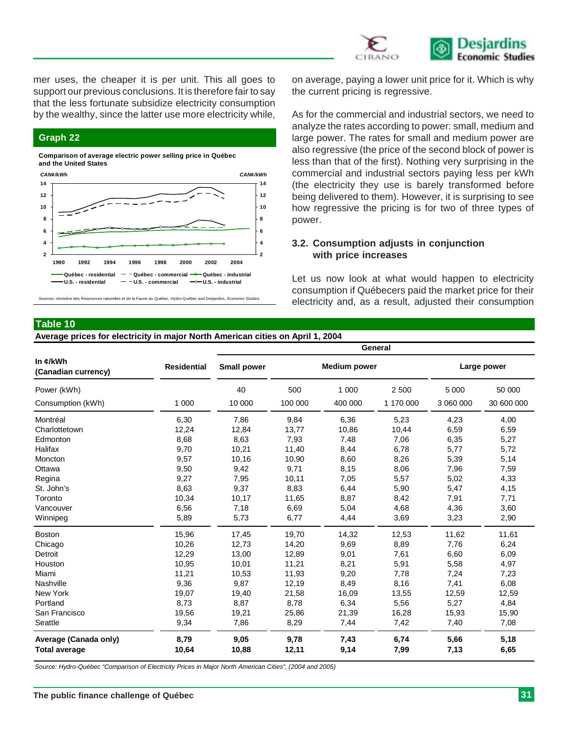mer uses, the cheaper it is per unit. This all goes to support our previous conclusions. It is therefore fair to say that the less fortunate subsidize electricity consumption by the wealthy, since the latter use more electricity while, on average, paying a lower unit price for it. Which is why the current pricing is regressive.

**Graph 22**

**Comparison of average electric power selling price in Québec and the United States**

CAN¢/kWh

Québec - residential, Québec - commercial, Québec - industrial, U.S. - residential, U.S. - commercial, U.S. - industrial

Sources: ministère des Ressources naturelles et de la Faune du Québec, Hydro-Québec and Desjardins, Economic Studies

As for the commercial and industrial sectors, we need to analyze the rates according to power: small, medium and large power. The rates for small and medium power are also regressive (the price of the second block of power is less than that of the first). Nothing very surprising in the commercial and industrial sectors paying less per kWh (the electricity they use is barely transformed before being delivered to them). However, it is surprising to see how regressive the pricing is for two of three types of power.

### 3.2. Consumption adjusts in conjunction with price increases

Let us now look at what would happen to electricity consumption if Québecers paid the market price for their electricity and, as a result, adjusted their consumption

**Table 10**

**Average prices for electricity in major North American cities on April 1, 2004**

| In ¢/kWh (Canadian currency) | Residential | General | | | | | | |
|---|---|---|---|---|---|---|---|---|
| | | Small power | Medium power | | | | Large power | |
| Power (kWh) | | 40 | 500 | 1 000 | 2 500 | | 5 000 | 50 000 |
| Consumption (kWh) | 1 000 | 10 000 | 100 000 | 400 000 | 1 170 000 | | 3 060 000 | 30 600 000 |
| Montréal | 6,30 | 7,86 | 9,84 | 6,36 | 5,23 | | 4,23 | 4,00 |
| Charlottetown | 12,24 | 12,84 | 13,77 | 10,86 | 10,44 | | 6,59 | 6,59 |
| Edmonton | 8,68 | 8,63 | 7,93 | 7,48 | 7,06 | | 6,35 | 5,27 |
| Halifax | 9,70 | 10,21 | 11,40 | 8,44 | 6,78 | | 5,77 | 5,72 |
| Moncton | 9,57 | 10,16 | 10,90 | 8,60 | 8,26 | | 5,39 | 5,14 |
| Ottawa | 9,50 | 9,42 | 9,71 | 8,15 | 8,06 | | 7,96 | 7,59 |
| Regina | 9,27 | 7,95 | 10,11 | 7,05 | 5,57 | | 5,02 | 4,33 |
| St. John's | 8,63 | 9,37 | 8,83 | 6,44 | 5,90 | | 5,47 | 4,15 |
| Toronto | 10,34 | 10,17 | 11,65 | 8,87 | 8,42 | | 7,91 | 7,71 |
| Vancouver | 6,56 | 7,18 | 6,69 | 5,04 | 4,68 | | 4,36 | 3,60 |
| Winnipeg | 5,89 | 5,73 | 6,77 | 4,44 | 3,69 | | 3,23 | 2,90 |
| Boston | 15,96 | 17,45 | 19,70 | 14,32 | 12,53 | | 11,62 | 11,61 |
| Chicago | 10,26 | 12,73 | 14,20 | 9,69 | 8,89 | | 7,76 | 6,24 |
| Detroit | 12,29 | 13,00 | 12,89 | 9,01 | 7,61 | | 6,60 | 6,09 |
| Houston | 10,95 | 10,01 | 11,21 | 8,21 | 5,91 | | 5,58 | 4,97 |
| Miami | 11,21 | 10,53 | 11,93 | 9,20 | 7,78 | | 7,24 | 7,23 |
| Nashville | 9,36 | 9,87 | 12,19 | 8,49 | 8,16 | | 7,41 | 6,08 |
| New York | 19,07 | 19,40 | 21,58 | 16,09 | 13,55 | | 12,59 | 12,59 |
| Portland | 8,73 | 8,87 | 8,78 | 6,34 | 5,56 | | 5,27 | 4,84 |
| San Francisco | 19,56 | 19,21 | 25,86 | 21,39 | 16,28 | | 15,93 | 15,90 |
| Seattle | 9,34 | 7,86 | 8,29 | 7,44 | 7,42 | | 7,40 | 7,08 |
| **Average (Canada only)** | **8,79** | **9,05** | **9,78** | **7,43** | **6,74** | | **5,66** | **5,18** |
| **Total average** | **10,64** | **10,88** | **12,11** | **9,14** | **7,99** | | **7,13** | **6,65** |

*Source: Hydro-Québec "Comparison of Electricity Prices in Major North American Cities", (2004 and 2005)*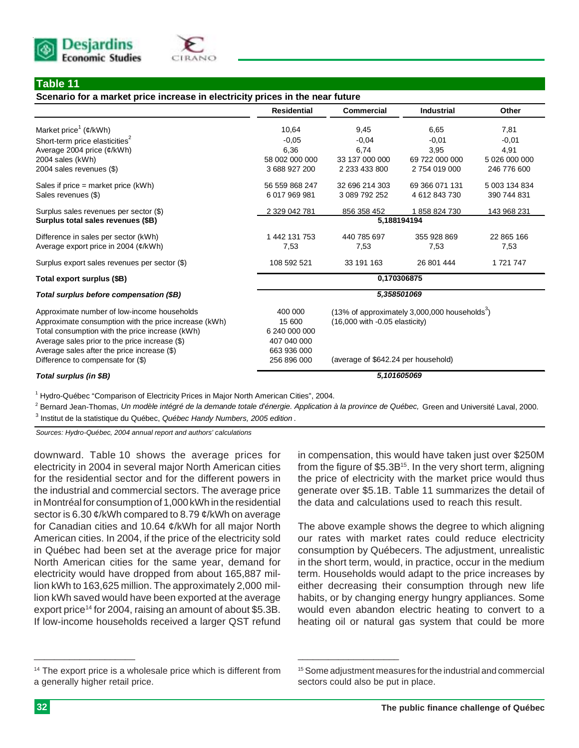## Table 11

**Scenario for a market price increase in electricity prices in the near future**

| | Residential | Commercial | Industrial | Other |
|---|---|---|---|---|
| Market price[1] (¢/kWh) | 10,64 | 9,45 | 6,65 | 7,81 |
| Short-term price elasticities[2] | -0,05 | -0,04 | -0,01 | -0,01 |
| Average 2004 price (¢/kWh) | 6,36 | 6,74 | 3,95 | 4,91 |
| 2004 sales (kWh) | 58 002 000 000 | 33 137 000 000 | 69 722 000 000 | 5 026 000 000 |
| 2004 sales revenues ($) | 3 688 927 200 | 2 233 433 800 | 2 754 019 000 | 246 776 600 |
| Sales if price = market price (kWh) | 56 559 868 247 | 32 696 214 303 | 69 366 071 131 | 5 003 134 834 |
| Sales revenues ($) | 6 017 969 981 | 3 089 792 252 | 4 612 843 730 | 390 744 831 |
| Surplus sales revenues per sector ($) | 2 329 042 781 | 856 358 452 | 1 858 824 730 | 143 968 231 |
| **Surplus total sales revenues ($B)** | **5,188194194** | | | |
| Difference in sales per sector (kWh) | 1 442 131 753 | 440 785 697 | 355 928 869 | 22 865 166 |
| Average export price in 2004 (¢/kWh) | 7,53 | 7,53 | 7,53 | 7,53 |
| Surplus export sales revenues per sector ($) | 108 592 521 | 33 191 163 | 26 801 444 | 1 721 747 |
| **Total export surplus ($B)** | **0,170306875** | | | |
| ***Total surplus before compensation ($B)*** | ***5,358501069*** | | | |
| Approximate number of low-income households | 400 000 | (13% of approximately 3,000,000 households[3]) | | |
| Approximate consumption with the price increase (kWh) | 15 600 | (16,000 with -0.05 elasticity) | | |
| Total consumption with the price increase (kWh) | 6 240 000 000 | | | |
| Average sales prior to the price increase ($) | 407 040 000 | | | |
| Average sales after the price increase ($) | 663 936 000 | | | |
| Difference to compensate for ($) | 256 896 000 | (average of $642.24 per household) | | |
| ***Total surplus (in $B)*** | ***5,101605069*** | | | |

[1] Hydro-Québec "Comparison of Electricity Prices in Major North American Cities", 2004.

[2] Bernard Jean-Thomas, *Un modèle intégré de la demande totale d'énergie. Application à la province de Québec,* Green and Université Laval, 2000.

[3] Institut de la statistique du Québec, *Québec Handy Numbers, 2005 edition* .

*Sources: Hydro-Québec, 2004 annual report and authors' calculations*

downward. Table 10 shows the average prices for electricity in 2004 in several major North American cities for the residential sector and for the different powers in the industrial and commercial sectors. The average price in Montréal for consumption of 1,000 kWh in the residential sector is 6.30 ¢/kWh compared to 8.79 ¢/kWh on average for Canadian cities and 10.64 ¢/kWh for all major North American cities. In 2004, if the price of the electricity sold in Québec had been set at the average price for major North American cities for the same year, demand for electricity would have dropped from about 165,887 million kWh to 163,625 million. The approximately 2,000 million kWh saved would have been exported at the average export price[14] for 2004, raising an amount of about $5.3B. If low-income households received a larger QST refund in compensation, this would have taken just over $250M from the figure of $5.3B[15]. In the very short term, aligning the price of electricity with the market price would thus generate over $5.1B. Table 11 summarizes the detail of the data and calculations used to reach this result.

The above example shows the degree to which aligning our rates with market rates could reduce electricity consumption by Québecers. The adjustment, unrealistic in the short term, would, in practice, occur in the medium term. Households would adapt to the price increases by either decreasing their consumption through new life habits, or by changing energy hungry appliances. Some would even abandon electric heating to convert to a heating oil or natural gas system that could be more

[14] The export price is a wholesale price which is different from a generally higher retail price.

[15] Some adjustment measures for the industrial and commercial sectors could also be put in place.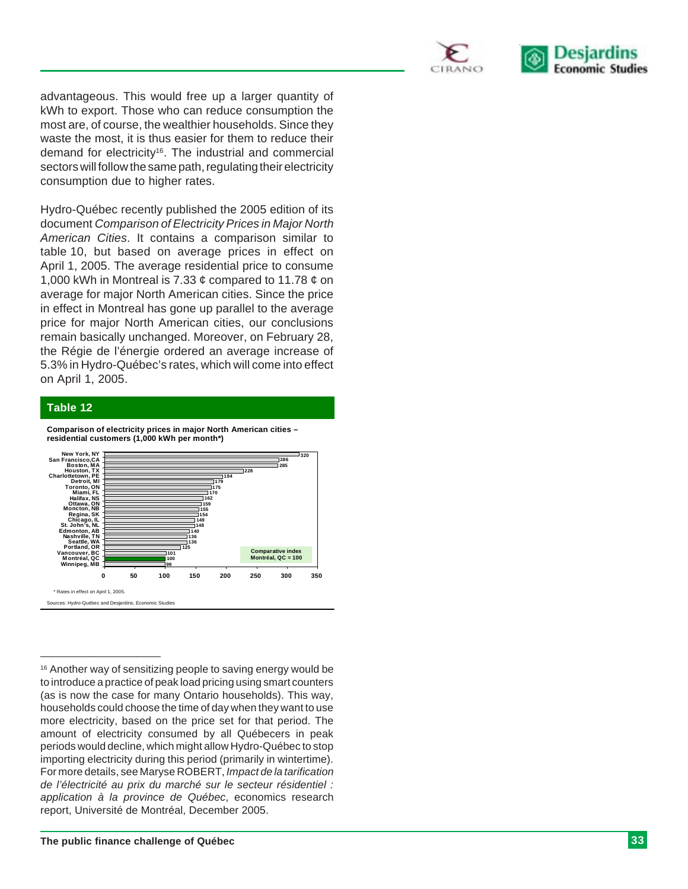advantageous. This would free up a larger quantity of kWh to export. Those who can reduce consumption the most are, of course, the wealthier households. Since they waste the most, it is thus easier for them to reduce their demand for electricity[16]. The industrial and commercial sectors will follow the same path, regulating their electricity consumption due to higher rates.

Hydro-Québec recently published the 2005 edition of its document *Comparison of Electricity Prices in Major North American Cities*. It contains a comparison similar to table 10, but based on average prices in effect on April 1, 2005. The average residential price to consume 1,000 kWh in Montreal is 7.33 ¢ compared to 11.78 ¢ on average for major North American cities. Since the price in effect in Montreal has gone up parallel to the average price for major North American cities, our conclusions remain basically unchanged. Moreover, on February 28, the Régie de l'énergie ordered an average increase of 5.3% in Hydro-Québec's rates, which will come into effect on April 1, 2005.

## Table 12

**Comparison of electricity prices in major North American cities – residential customers (1,000 kWh per month*)**

| City | Comparative index (Montréal, QC = 100) |
|---|---|
| New York, NY | 320 |
| San Francisco, CA | 286 |
| Boston, MA | 285 |
| Houston, TX | 228 |
| Charlottetown, PE | 194 |
| Detroit, MI | 179 |
| Toronto, ON | 175 |
| Miami, FL | 170 |
| Halifax, NS | 162 |
| Ottawa, ON | 159 |
| Moncton, NB | 155 |
| Regina, SK | 154 |
| Chicago, IL | 149 |
| St. John's, NL | 148 |
| Edmonton, AB | 140 |
| Nashville, TN | 136 |
| Seattle, WA | 136 |
| Portland, OR | 125 |
| Vancouver, BC | 101 |
| Montréal, QC | 100 |
| Winnipeg, MB | 99 |

\* Rates in effect on April 1, 2005.

Sources: Hydro-Québec and Desjardins, Economic Studies

---

[16] Another way of sensitizing people to saving energy would be to introduce a practice of peak load pricing using smart counters (as is now the case for many Ontario households). This way, households could choose the time of day when they want to use more electricity, based on the price set for that period. The amount of electricity consumed by all Québecers in peak periods would decline, which might allow Hydro-Québec to stop importing electricity during this period (primarily in wintertime). For more details, see Maryse ROBERT, *Impact de la tarification de l'électricité au prix du marché sur le secteur résidentiel : application à la province de Québec*, economics research report, Université de Montréal, December 2005.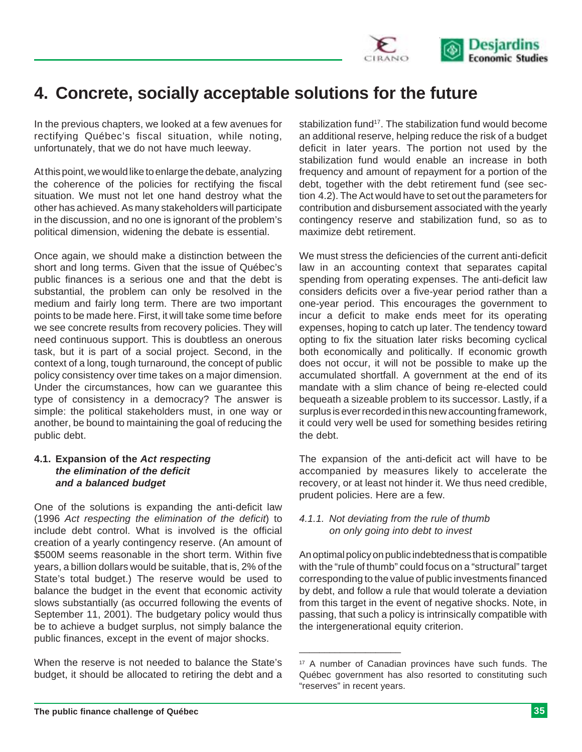# 4. Concrete, socially acceptable solutions for the future

In the previous chapters, we looked at a few avenues for rectifying Québec's fiscal situation, while noting, unfortunately, that we do not have much leeway.

At this point, we would like to enlarge the debate, analyzing the coherence of the policies for rectifying the fiscal situation. We must not let one hand destroy what the other has achieved. As many stakeholders will participate in the discussion, and no one is ignorant of the problem's political dimension, widening the debate is essential.

Once again, we should make a distinction between the short and long terms. Given that the issue of Québec's public finances is a serious one and that the debt is substantial, the problem can only be resolved in the medium and fairly long term. There are two important points to be made here. First, it will take some time before we see concrete results from recovery policies. They will need continuous support. This is doubtless an onerous task, but it is part of a social project. Second, in the context of a long, tough turnaround, the concept of public policy consistency over time takes on a major dimension. Under the circumstances, how can we guarantee this type of consistency in a democracy? The answer is simple: the political stakeholders must, in one way or another, be bound to maintaining the goal of reducing the public debt.

## 4.1. Expansion of the *Act respecting the elimination of the deficit and a balanced budget*

One of the solutions is expanding the anti-deficit law (1996 *Act respecting the elimination of the deficit*) to include debt control. What is involved is the official creation of a yearly contingency reserve. (An amount of $500M seems reasonable in the short term. Within five years, a billion dollars would be suitable, that is, 2% of the State's total budget.) The reserve would be used to balance the budget in the event that economic activity slows substantially (as occurred following the events of September 11, 2001). The budgetary policy would thus be to achieve a budget surplus, not simply balance the public finances, except in the event of major shocks.

When the reserve is not needed to balance the State's budget, it should be allocated to retiring the debt and a stabilization fund[17]. The stabilization fund would become an additional reserve, helping reduce the risk of a budget deficit in later years. The portion not used by the stabilization fund would enable an increase in both frequency and amount of repayment for a portion of the debt, together with the debt retirement fund (see section 4.2). The Act would have to set out the parameters for contribution and disbursement associated with the yearly contingency reserve and stabilization fund, so as to maximize debt retirement.

We must stress the deficiencies of the current anti-deficit law in an accounting context that separates capital spending from operating expenses. The anti-deficit law considers deficits over a five-year period rather than a one-year period. This encourages the government to incur a deficit to make ends meet for its operating expenses, hoping to catch up later. The tendency toward opting to fix the situation later risks becoming cyclical both economically and politically. If economic growth does not occur, it will not be possible to make up the accumulated shortfall. A government at the end of its mandate with a slim chance of being re-elected could bequeath a sizeable problem to its successor. Lastly, if a surplus is ever recorded in this new accounting framework, it could very well be used for something besides retiring the debt.

The expansion of the anti-deficit act will have to be accompanied by measures likely to accelerate the recovery, or at least not hinder it. We thus need credible, prudent policies. Here are a few.

### *4.1.1. Not deviating from the rule of thumb on only going into debt to invest*

An optimal policy on public indebtedness that is compatible with the "rule of thumb" could focus on a "structural" target corresponding to the value of public investments financed by debt, and follow a rule that would tolerate a deviation from this target in the event of negative shocks. Note, in passing, that such a policy is intrinsically compatible with the intergenerational equity criterion.

---

[17] A number of Canadian provinces have such funds. The Québec government has also resorted to constituting such "reserves" in recent years.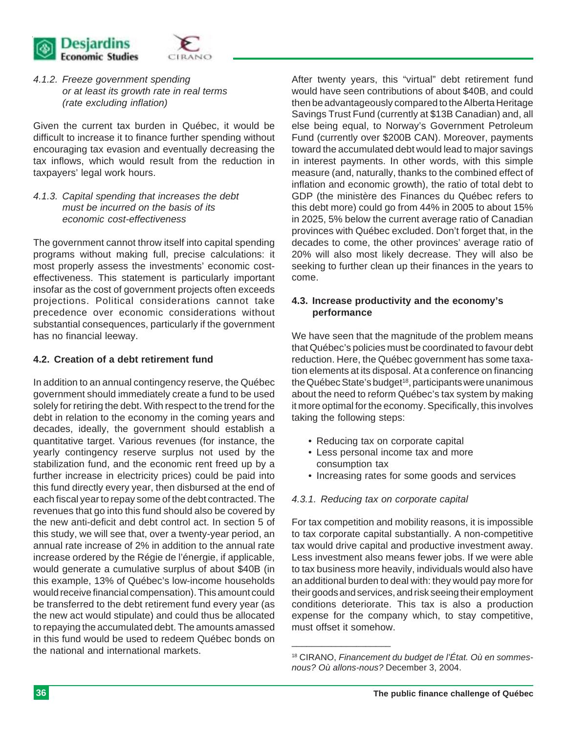*4.1.2. Freeze government spending or at least its growth rate in real terms (rate excluding inflation)*

Given the current tax burden in Québec, it would be difficult to increase it to finance further spending without encouraging tax evasion and eventually decreasing the tax inflows, which would result from the reduction in taxpayers' legal work hours.

*4.1.3. Capital spending that increases the debt must be incurred on the basis of its economic cost-effectiveness*

The government cannot throw itself into capital spending programs without making full, precise calculations: it most properly assess the investments' economic cost-effectiveness. This statement is particularly important insofar as the cost of government projects often exceeds projections. Political considerations cannot take precedence over economic considerations without substantial consequences, particularly if the government has no financial leeway.

### 4.2. Creation of a debt retirement fund

In addition to an annual contingency reserve, the Québec government should immediately create a fund to be used solely for retiring the debt. With respect to the trend for the debt in relation to the economy in the coming years and decades, ideally, the government should establish a quantitative target. Various revenues (for instance, the yearly contingency reserve surplus not used by the stabilization fund, and the economic rent freed up by a further increase in electricity prices) could be paid into this fund directly every year, then disbursed at the end of each fiscal year to repay some of the debt contracted. The revenues that go into this fund should also be covered by the new anti-deficit and debt control act. In section 5 of this study, we will see that, over a twenty-year period, an annual rate increase of 2% in addition to the annual rate increase ordered by the Régie de l'énergie, if applicable, would generate a cumulative surplus of about $40B (in this example, 13% of Québec's low-income households would receive financial compensation). This amount could be transferred to the debt retirement fund every year (as the new act would stipulate) and could thus be allocated to repaying the accumulated debt. The amounts amassed in this fund would be used to redeem Québec bonds on the national and international markets.

After twenty years, this "virtual" debt retirement fund would have seen contributions of about $40B, and could then be advantageously compared to the Alberta Heritage Savings Trust Fund (currently at $13B Canadian) and, all else being equal, to Norway's Government Petroleum Fund (currently over $200B CAN). Moreover, payments toward the accumulated debt would lead to major savings in interest payments. In other words, with this simple measure (and, naturally, thanks to the combined effect of inflation and economic growth), the ratio of total debt to GDP (the ministère des Finances du Québec refers to this debt more) could go from 44% in 2005 to about 15% in 2025, 5% below the current average ratio of Canadian provinces with Québec excluded. Don't forget that, in the decades to come, the other provinces' average ratio of 20% will also most likely decrease. They will also be seeking to further clean up their finances in the years to come.

### 4.3. Increase productivity and the economy's performance

We have seen that the magnitude of the problem means that Québec's policies must be coordinated to favour debt reduction. Here, the Québec government has some taxation elements at its disposal. At a conference on financing the Québec State's budget[18], participants were unanimous about the need to reform Québec's tax system by making it more optimal for the economy. Specifically, this involves taking the following steps:

- Reducing tax on corporate capital
- Less personal income tax and more consumption tax
- Increasing rates for some goods and services

*4.3.1. Reducing tax on corporate capital*

For tax competition and mobility reasons, it is impossible to tax corporate capital substantially. A non-competitive tax would drive capital and productive investment away. Less investment also means fewer jobs. If we were able to tax business more heavily, individuals would also have an additional burden to deal with: they would pay more for their goods and services, and risk seeing their employment conditions deteriorate. This tax is also a production expense for the company which, to stay competitive, must offset it somehow.

---

[18] CIRANO, *Financement du budget de l'État. Où en sommes-nous? Où allons-nous?* December 3, 2004.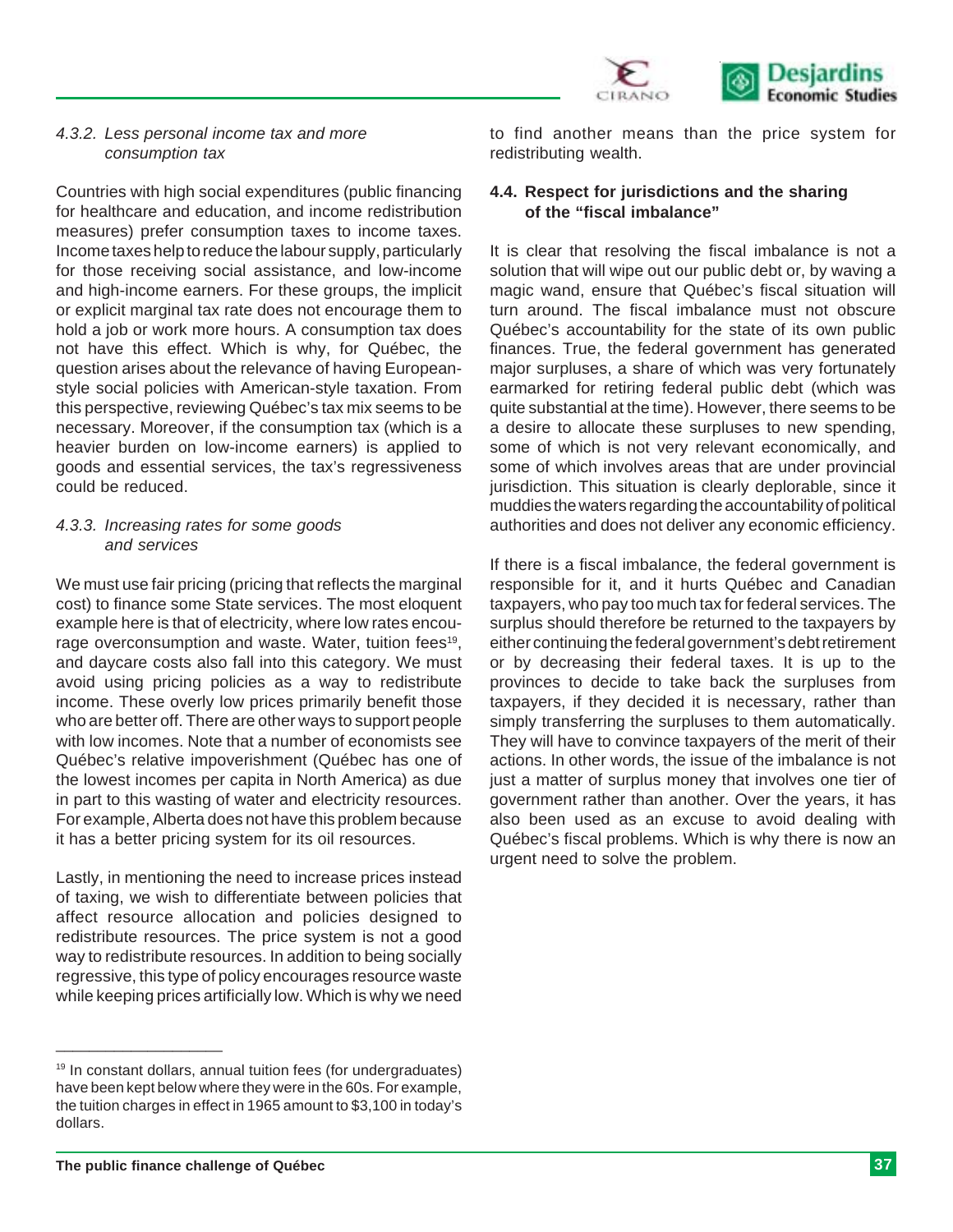#### *4.3.2. Less personal income tax and more consumption tax*

Countries with high social expenditures (public financing for healthcare and education, and income redistribution measures) prefer consumption taxes to income taxes. Income taxes help to reduce the labour supply, particularly for those receiving social assistance, and low-income and high-income earners. For these groups, the implicit or explicit marginal tax rate does not encourage them to hold a job or work more hours. A consumption tax does not have this effect. Which is why, for Québec, the question arises about the relevance of having European-style social policies with American-style taxation. From this perspective, reviewing Québec's tax mix seems to be necessary. Moreover, if the consumption tax (which is a heavier burden on low-income earners) is applied to goods and essential services, the tax's regressiveness could be reduced.

#### *4.3.3. Increasing rates for some goods and services*

We must use fair pricing (pricing that reflects the marginal cost) to finance some State services. The most eloquent example here is that of electricity, where low rates encourage overconsumption and waste. Water, tuition fees[19], and daycare costs also fall into this category. We must avoid using pricing policies as a way to redistribute income. These overly low prices primarily benefit those who are better off. There are other ways to support people with low incomes. Note that a number of economists see Québec's relative impoverishment (Québec has one of the lowest incomes per capita in North America) as due in part to this wasting of water and electricity resources. For example, Alberta does not have this problem because it has a better pricing system for its oil resources.

Lastly, in mentioning the need to increase prices instead of taxing, we wish to differentiate between policies that affect resource allocation and policies designed to redistribute resources. The price system is not a good way to redistribute resources. In addition to being socially regressive, this type of policy encourages resource waste while keeping prices artificially low. Which is why we need to find another means than the price system for redistributing wealth.

### 4.4. Respect for jurisdictions and the sharing of the "fiscal imbalance"

It is clear that resolving the fiscal imbalance is not a solution that will wipe out our public debt or, by waving a magic wand, ensure that Québec's fiscal situation will turn around. The fiscal imbalance must not obscure Québec's accountability for the state of its own public finances. True, the federal government has generated major surpluses, a share of which was very fortunately earmarked for retiring federal public debt (which was quite substantial at the time). However, there seems to be a desire to allocate these surpluses to new spending, some of which is not very relevant economically, and some of which involves areas that are under provincial jurisdiction. This situation is clearly deplorable, since it muddies the waters regarding the accountability of political authorities and does not deliver any economic efficiency.

If there is a fiscal imbalance, the federal government is responsible for it, and it hurts Québec and Canadian taxpayers, who pay too much tax for federal services. The surplus should therefore be returned to the taxpayers by either continuing the federal government's debt retirement or by decreasing their federal taxes. It is up to the provinces to decide to take back the surpluses from taxpayers, if they decided it is necessary, rather than simply transferring the surpluses to them automatically. They will have to convince taxpayers of the merit of their actions. In other words, the issue of the imbalance is not just a matter of surplus money that involves one tier of government rather than another. Over the years, it has also been used as an excuse to avoid dealing with Québec's fiscal problems. Which is why there is now an urgent need to solve the problem.

---

[19] In constant dollars, annual tuition fees (for undergraduates) have been kept below where they were in the 60s. For example, the tuition charges in effect in 1965 amount to $3,100 in today's dollars.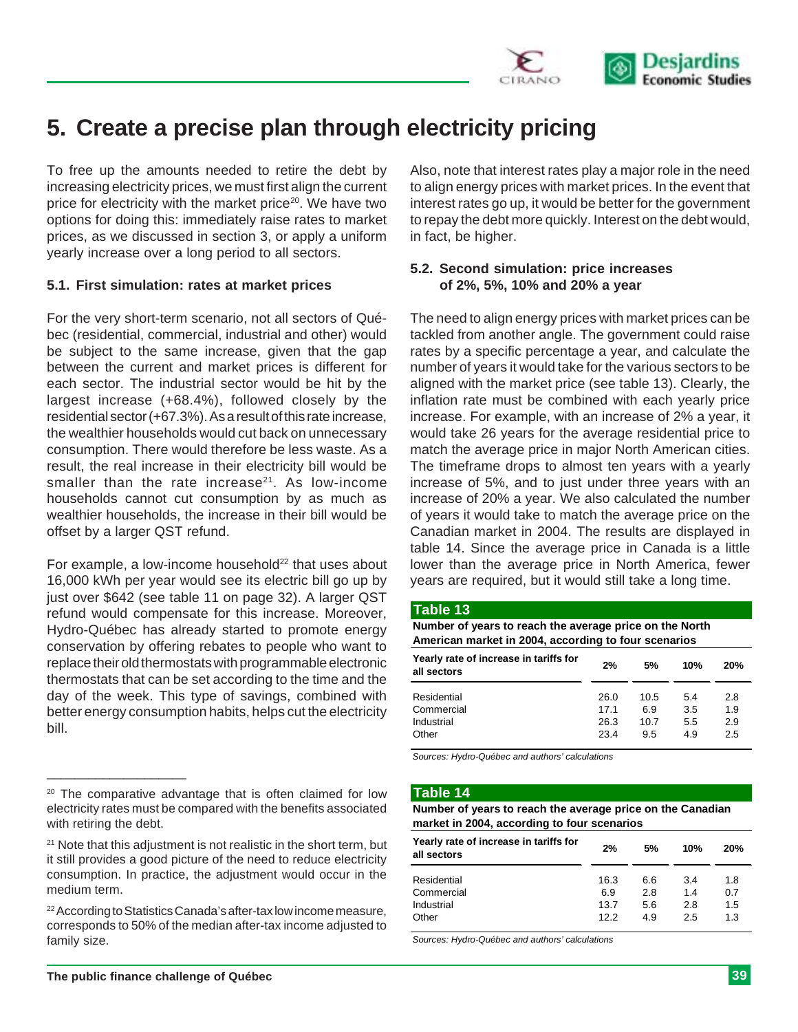# 5. Create a precise plan through electricity pricing

To free up the amounts needed to retire the debt by increasing electricity prices, we must first align the current price for electricity with the market price[20]. We have two options for doing this: immediately raise rates to market prices, as we discussed in section 3, or apply a uniform yearly increase over a long period to all sectors.

### 5.1. First simulation: rates at market prices

For the very short-term scenario, not all sectors of Québec (residential, commercial, industrial and other) would be subject to the same increase, given that the gap between the current and market prices is different for each sector. The industrial sector would be hit by the largest increase (+68.4%), followed closely by the residential sector (+67.3%). As a result of this rate increase, the wealthier households would cut back on unnecessary consumption. There would therefore be less waste. As a result, the real increase in their electricity bill would be smaller than the rate increase[21]. As low-income households cannot cut consumption by as much as wealthier households, the increase in their bill would be offset by a larger QST refund.

For example, a low-income household[22] that uses about 16,000 kWh per year would see its electric bill go up by just over $642 (see table 11 on page 32). A larger QST refund would compensate for this increase. Moreover, Hydro-Québec has already started to promote energy conservation by offering rebates to people who want to replace their old thermostats with programmable electronic thermostats that can be set according to the time and the day of the week. This type of savings, combined with better energy consumption habits, helps cut the electricity bill.

Also, note that interest rates play a major role in the need to align energy prices with market prices. In the event that interest rates go up, it would be better for the government to repay the debt more quickly. Interest on the debt would, in fact, be higher.

### 5.2. Second simulation: price increases of 2%, 5%, 10% and 20% a year

The need to align energy prices with market prices can be tackled from another angle. The government could raise rates by a specific percentage a year, and calculate the number of years it would take for the various sectors to be aligned with the market price (see table 13). Clearly, the inflation rate must be combined with each yearly price increase. For example, with an increase of 2% a year, it would take 26 years for the average residential price to match the average price in major North American cities. The timeframe drops to almost ten years with a yearly increase of 5%, and to just under three years with an increase of 20% a year. We also calculated the number of years it would take to match the average price on the Canadian market in 2004. The results are displayed in table 14. Since the average price in Canada is a little lower than the average price in North America, fewer years are required, but it would still take a long time.

**Table 13**

**Number of years to reach the average price on the North American market in 2004, according to four scenarios**

| Yearly rate of increase in tariffs for all sectors | 2% | 5% | 10% | 20% |
|---|---|---|---|---|
| Residential | 26.0 | 10.5 | 5.4 | 2.8 |
| Commercial | 17.1 | 6.9 | 3.5 | 1.9 |
| Industrial | 26.3 | 10.7 | 5.5 | 2.9 |
| Other | 23.4 | 9.5 | 4.9 | 2.5 |

*Sources: Hydro-Québec and authors' calculations*

**Table 14**

**Number of years to reach the average price on the Canadian market in 2004, according to four scenarios**

| Yearly rate of increase in tariffs for all sectors | 2% | 5% | 10% | 20% |
|---|---|---|---|---|
| Residential | 16.3 | 6.6 | 3.4 | 1.8 |
| Commercial | 6.9 | 2.8 | 1.4 | 0.7 |
| Industrial | 13.7 | 5.6 | 2.8 | 1.5 |
| Other | 12.2 | 4.9 | 2.5 | 1.3 |

*Sources: Hydro-Québec and authors' calculations*

---

[20] The comparative advantage that is often claimed for low electricity rates must be compared with the benefits associated with retiring the debt.

[21] Note that this adjustment is not realistic in the short term, but it still provides a good picture of the need to reduce electricity consumption. In practice, the adjustment would occur in the medium term.

[22] According to Statistics Canada's after-tax low income measure, corresponds to 50% of the median after-tax income adjusted to family size.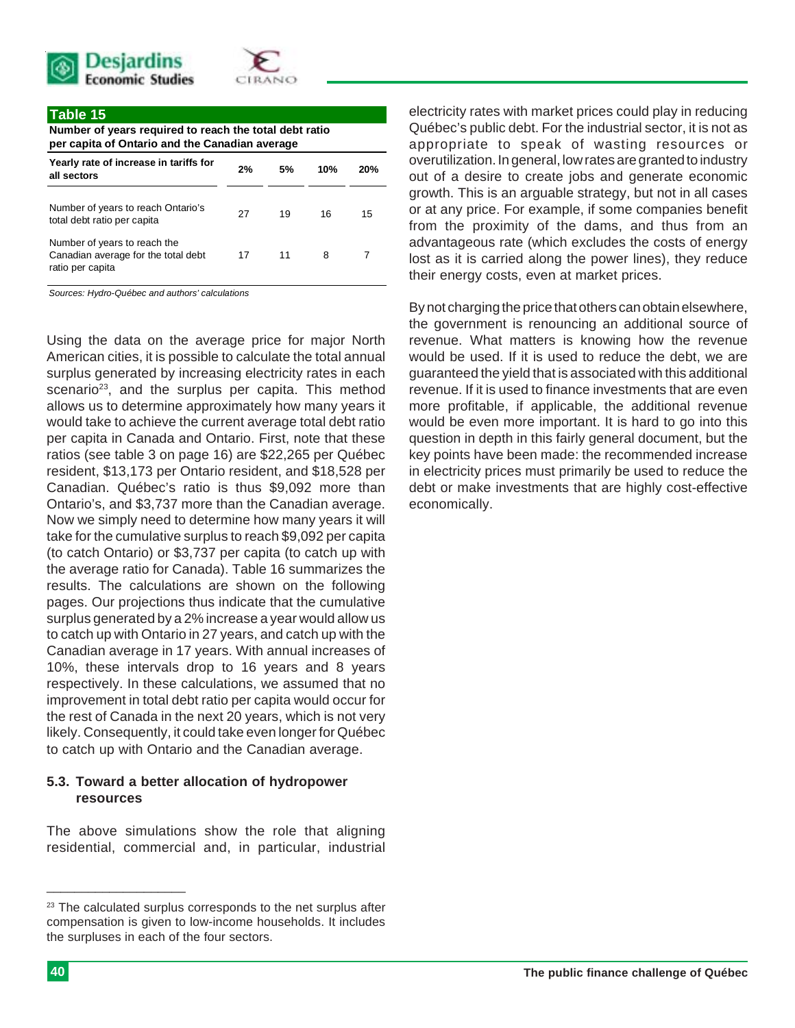**Table 15**

**Number of years required to reach the total debt ratio per capita of Ontario and the Canadian average**

| Yearly rate of increase in tariffs for all sectors | 2% | 5% | 10% | 20% |
|---|---|---|---|---|
| Number of years to reach Ontario's total debt ratio per capita | 27 | 19 | 16 | 15 |
| Number of years to reach the Canadian average for the total debt ratio per capita | 17 | 11 | 8 | 7 |

*Sources: Hydro-Québec and authors' calculations*

Using the data on the average price for major North American cities, it is possible to calculate the total annual surplus generated by increasing electricity rates in each scenario[23], and the surplus per capita. This method allows us to determine approximately how many years it would take to achieve the current average total debt ratio per capita in Canada and Ontario. First, note that these ratios (see table 3 on page 16) are $22,265 per Québec resident, $13,173 per Ontario resident, and $18,528 per Canadian. Québec's ratio is thus $9,092 more than Ontario's, and $3,737 more than the Canadian average. Now we simply need to determine how many years it will take for the cumulative surplus to reach $9,092 per capita (to catch Ontario) or $3,737 per capita (to catch up with the average ratio for Canada). Table 16 summarizes the results. The calculations are shown on the following pages. Our projections thus indicate that the cumulative surplus generated by a 2% increase a year would allow us to catch up with Ontario in 27 years, and catch up with the Canadian average in 17 years. With annual increases of 10%, these intervals drop to 16 years and 8 years respectively. In these calculations, we assumed that no improvement in total debt ratio per capita would occur for the rest of Canada in the next 20 years, which is not very likely. Consequently, it could take even longer for Québec to catch up with Ontario and the Canadian average.

### 5.3. Toward a better allocation of hydropower resources

The above simulations show the role that aligning residential, commercial and, in particular, industrial electricity rates with market prices could play in reducing Québec's public debt. For the industrial sector, it is not as appropriate to speak of wasting resources or overutilization. In general, low rates are granted to industry out of a desire to create jobs and generate economic growth. This is an arguable strategy, but not in all cases or at any price. For example, if some companies benefit from the proximity of the dams, and thus from an advantageous rate (which excludes the costs of energy lost as it is carried along the power lines), they reduce their energy costs, even at market prices.

By not charging the price that others can obtain elsewhere, the government is renouncing an additional source of revenue. What matters is knowing how the revenue would be used. If it is used to reduce the debt, we are guaranteed the yield that is associated with this additional revenue. If it is used to finance investments that are even more profitable, if applicable, the additional revenue would be even more important. It is hard to go into this question in depth in this fairly general document, but the key points have been made: the recommended increase in electricity prices must primarily be used to reduce the debt or make investments that are highly cost-effective economically.

---

[23] The calculated surplus corresponds to the net surplus after compensation is given to low-income households. It includes the surpluses in each of the four sectors.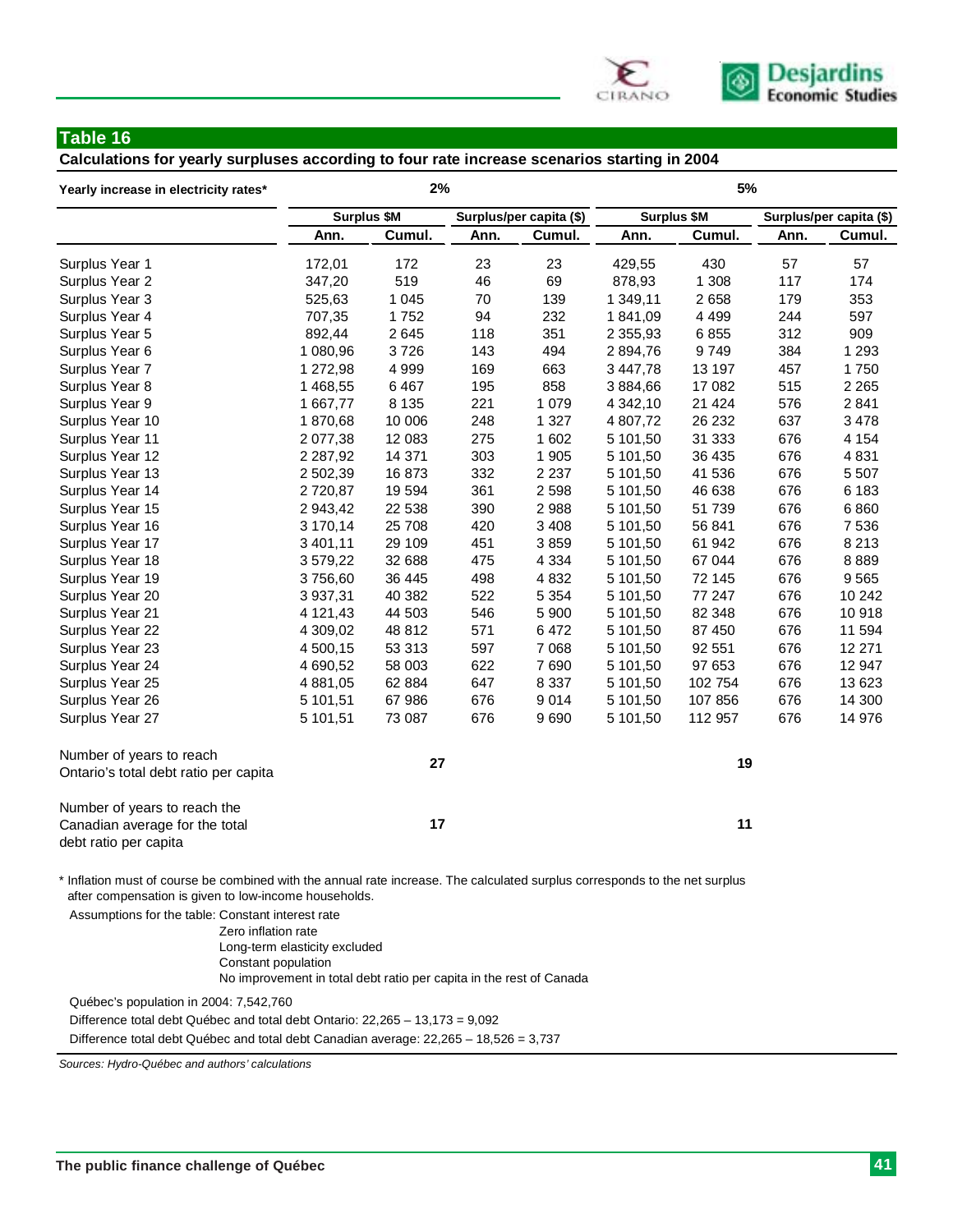## Table 16

**Calculations for yearly surpluses according to four rate increase scenarios starting in 2004**

| Yearly increase in electricity rates* | 2% | | | | 5% | | | |
|---|---|---|---|---|---|---|---|---|
| | Surplus $M | | Surplus/per capita ($) | | Surplus $M | | Surplus/per capita ($) | |
| | Ann. | Cumul. | Ann. | Cumul. | Ann. | Cumul. | Ann. | Cumul. |
| Surplus Year 1 | 172,01 | 172 | 23 | 23 | 429,55 | 430 | 57 | 57 |
| Surplus Year 2 | 347,20 | 519 | 46 | 69 | 878,93 | 1 308 | 117 | 174 |
| Surplus Year 3 | 525,63 | 1 045 | 70 | 139 | 1 349,11 | 2 658 | 179 | 353 |
| Surplus Year 4 | 707,35 | 1 752 | 94 | 232 | 1 841,09 | 4 499 | 244 | 597 |
| Surplus Year 5 | 892,44 | 2 645 | 118 | 351 | 2 355,93 | 6 855 | 312 | 909 |
| Surplus Year 6 | 1 080,96 | 3 726 | 143 | 494 | 2 894,76 | 9 749 | 384 | 1 293 |
| Surplus Year 7 | 1 272,98 | 4 999 | 169 | 663 | 3 447,78 | 13 197 | 457 | 1 750 |
| Surplus Year 8 | 1 468,55 | 6 467 | 195 | 858 | 3 884,66 | 17 082 | 515 | 2 265 |
| Surplus Year 9 | 1 667,77 | 8 135 | 221 | 1 079 | 4 342,10 | 21 424 | 576 | 2 841 |
| Surplus Year 10 | 1 870,68 | 10 006 | 248 | 1 327 | 4 807,72 | 26 232 | 637 | 3 478 |
| Surplus Year 11 | 2 077,38 | 12 083 | 275 | 1 602 | 5 101,50 | 31 333 | 676 | 4 154 |
| Surplus Year 12 | 2 287,92 | 14 371 | 303 | 1 905 | 5 101,50 | 36 435 | 676 | 4 831 |
| Surplus Year 13 | 2 502,39 | 16 873 | 332 | 2 237 | 5 101,50 | 41 536 | 676 | 5 507 |
| Surplus Year 14 | 2 720,87 | 19 594 | 361 | 2 598 | 5 101,50 | 46 638 | 676 | 6 183 |
| Surplus Year 15 | 2 943,42 | 22 538 | 390 | 2 988 | 5 101,50 | 51 739 | 676 | 6 860 |
| Surplus Year 16 | 3 170,14 | 25 708 | 420 | 3 408 | 5 101,50 | 56 841 | 676 | 7 536 |
| Surplus Year 17 | 3 401,11 | 29 109 | 451 | 3 859 | 5 101,50 | 61 942 | 676 | 8 213 |
| Surplus Year 18 | 3 579,22 | 32 688 | 475 | 4 334 | 5 101,50 | 67 044 | 676 | 8 889 |
| Surplus Year 19 | 3 756,60 | 36 445 | 498 | 4 832 | 5 101,50 | 72 145 | 676 | 9 565 |
| Surplus Year 20 | 3 937,31 | 40 382 | 522 | 5 354 | 5 101,50 | 77 247 | 676 | 10 242 |
| Surplus Year 21 | 4 121,43 | 44 503 | 546 | 5 900 | 5 101,50 | 82 348 | 676 | 10 918 |
| Surplus Year 22 | 4 309,02 | 48 812 | 571 | 6 472 | 5 101,50 | 87 450 | 676 | 11 594 |
| Surplus Year 23 | 4 500,15 | 53 313 | 597 | 7 068 | 5 101,50 | 92 551 | 676 | 12 271 |
| Surplus Year 24 | 4 690,52 | 58 003 | 622 | 7 690 | 5 101,50 | 97 653 | 676 | 12 947 |
| Surplus Year 25 | 4 881,05 | 62 884 | 647 | 8 337 | 5 101,50 | 102 754 | 676 | 13 623 |
| Surplus Year 26 | 5 101,51 | 67 986 | 676 | 9 014 | 5 101,50 | 107 856 | 676 | 14 300 |
| Surplus Year 27 | 5 101,51 | 73 087 | 676 | 9 690 | 5 101,50 | 112 957 | 676 | 14 976 |
| Number of years to reach Ontario's total debt ratio per capita | **27** | | | | **19** | | | |
| Number of years to reach the Canadian average for the total debt ratio per capita | **17** | | | | **11** | | | |

\* Inflation must of course be combined with the annual rate increase. The calculated surplus corresponds to the net surplus after compensation is given to low-income households.

Assumptions for the table: Constant interest rate
Zero inflation rate
Long-term elasticity excluded
Constant population
No improvement in total debt ratio per capita in the rest of Canada

Québec's population in 2004: 7,542,760

Difference total debt Québec and total debt Ontario: 22,265 – 13,173 = 9,092

Difference total debt Québec and total debt Canadian average: 22,265 – 18,526 = 3,737

*Sources: Hydro-Québec and authors' calculations*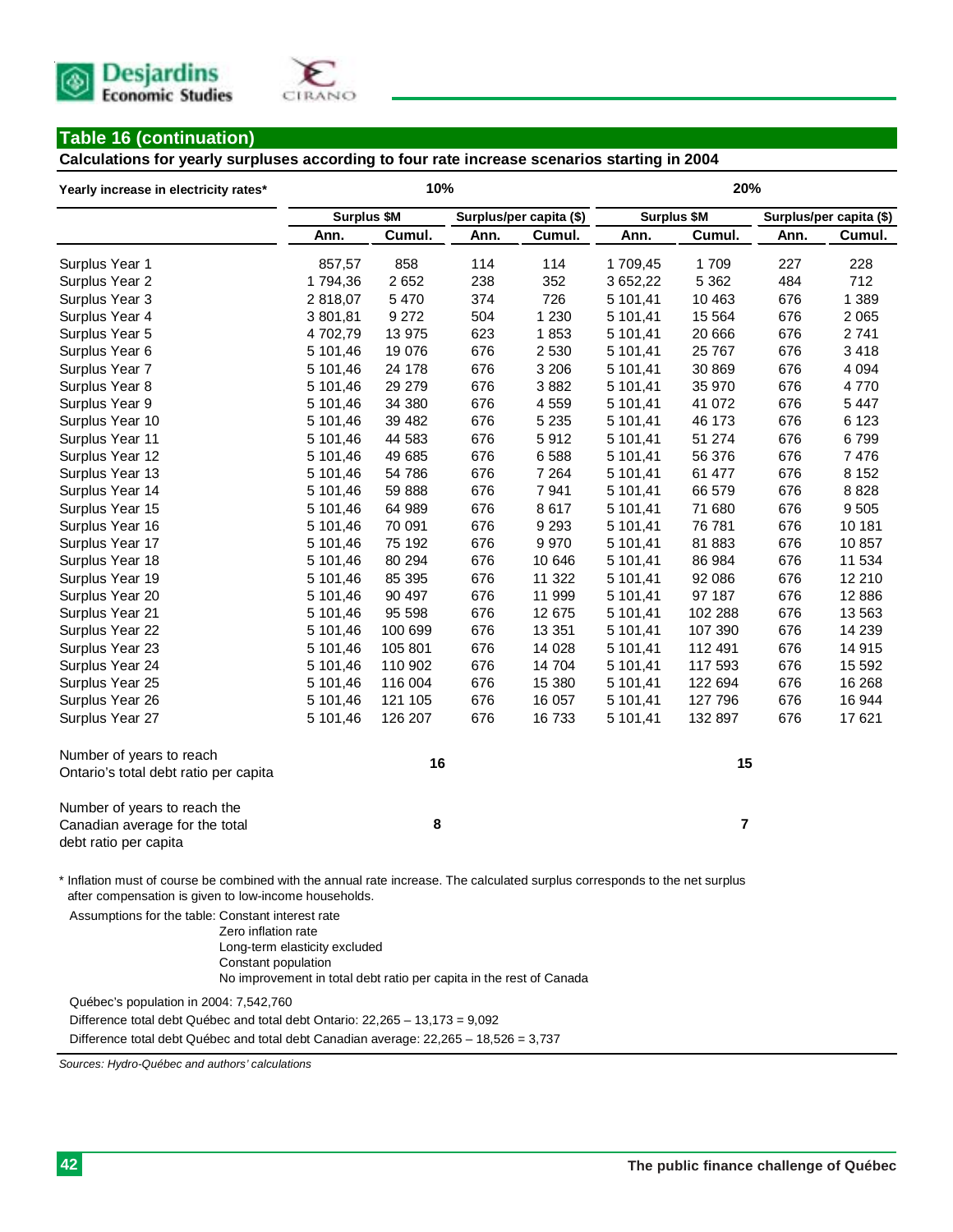## Table 16 (continuation)

**Calculations for yearly surpluses according to four rate increase scenarios starting in 2004**

| Yearly increase in electricity rates* | 10% | | | | 20% | | | |
|---|---|---|---|---|---|---|---|---|
| | Surplus $M | | Surplus/per capita ($) | | Surplus $M | | Surplus/per capita ($) | |
| | Ann. | Cumul. | Ann. | Cumul. | Ann. | Cumul. | Ann. | Cumul. |
| Surplus Year 1 | 857,57 | 858 | 114 | 114 | 1 709,45 | 1 709 | 227 | 228 |
| Surplus Year 2 | 1 794,36 | 2 652 | 238 | 352 | 3 652,22 | 5 362 | 484 | 712 |
| Surplus Year 3 | 2 818,07 | 5 470 | 374 | 726 | 5 101,41 | 10 463 | 676 | 1 389 |
| Surplus Year 4 | 3 801,81 | 9 272 | 504 | 1 230 | 5 101,41 | 15 564 | 676 | 2 065 |
| Surplus Year 5 | 4 702,79 | 13 975 | 623 | 1 853 | 5 101,41 | 20 666 | 676 | 2 741 |
| Surplus Year 6 | 5 101,46 | 19 076 | 676 | 2 530 | 5 101,41 | 25 767 | 676 | 3 418 |
| Surplus Year 7 | 5 101,46 | 24 178 | 676 | 3 206 | 5 101,41 | 30 869 | 676 | 4 094 |
| Surplus Year 8 | 5 101,46 | 29 279 | 676 | 3 882 | 5 101,41 | 35 970 | 676 | 4 770 |
| Surplus Year 9 | 5 101,46 | 34 380 | 676 | 4 559 | 5 101,41 | 41 072 | 676 | 5 447 |
| Surplus Year 10 | 5 101,46 | 39 482 | 676 | 5 235 | 5 101,41 | 46 173 | 676 | 6 123 |
| Surplus Year 11 | 5 101,46 | 44 583 | 676 | 5 912 | 5 101,41 | 51 274 | 676 | 6 799 |
| Surplus Year 12 | 5 101,46 | 49 685 | 676 | 6 588 | 5 101,41 | 56 376 | 676 | 7 476 |
| Surplus Year 13 | 5 101,46 | 54 786 | 676 | 7 264 | 5 101,41 | 61 477 | 676 | 8 152 |
| Surplus Year 14 | 5 101,46 | 59 888 | 676 | 7 941 | 5 101,41 | 66 579 | 676 | 8 828 |
| Surplus Year 15 | 5 101,46 | 64 989 | 676 | 8 617 | 5 101,41 | 71 680 | 676 | 9 505 |
| Surplus Year 16 | 5 101,46 | 70 091 | 676 | 9 293 | 5 101,41 | 76 781 | 676 | 10 181 |
| Surplus Year 17 | 5 101,46 | 75 192 | 676 | 9 970 | 5 101,41 | 81 883 | 676 | 10 857 |
| Surplus Year 18 | 5 101,46 | 80 294 | 676 | 10 646 | 5 101,41 | 86 984 | 676 | 11 534 |
| Surplus Year 19 | 5 101,46 | 85 395 | 676 | 11 322 | 5 101,41 | 92 086 | 676 | 12 210 |
| Surplus Year 20 | 5 101,46 | 90 497 | 676 | 11 999 | 5 101,41 | 97 187 | 676 | 12 886 |
| Surplus Year 21 | 5 101,46 | 95 598 | 676 | 12 675 | 5 101,41 | 102 288 | 676 | 13 563 |
| Surplus Year 22 | 5 101,46 | 100 699 | 676 | 13 351 | 5 101,41 | 107 390 | 676 | 14 239 |
| Surplus Year 23 | 5 101,46 | 105 801 | 676 | 14 028 | 5 101,41 | 112 491 | 676 | 14 915 |
| Surplus Year 24 | 5 101,46 | 110 902 | 676 | 14 704 | 5 101,41 | 117 593 | 676 | 15 592 |
| Surplus Year 25 | 5 101,46 | 116 004 | 676 | 15 380 | 5 101,41 | 122 694 | 676 | 16 268 |
| Surplus Year 26 | 5 101,46 | 121 105 | 676 | 16 057 | 5 101,41 | 127 796 | 676 | 16 944 |
| Surplus Year 27 | 5 101,46 | 126 207 | 676 | 16 733 | 5 101,41 | 132 897 | 676 | 17 621 |
| Number of years to reach Ontario's total debt ratio per capita | **16** | | | | **15** | | | |
| Number of years to reach the Canadian average for the total debt ratio per capita | **8** | | | | **7** | | | |

\* Inflation must of course be combined with the annual rate increase. The calculated surplus corresponds to the net surplus after compensation is given to low-income households.

Assumptions for the table: Constant interest rate
Zero inflation rate
Long-term elasticity excluded
Constant population
No improvement in total debt ratio per capita in the rest of Canada

Québec's population in 2004: 7,542,760

Difference total debt Québec and total debt Ontario: 22,265 – 13,173 = 9,092

Difference total debt Québec and total debt Canadian average: 22,265 – 18,526 = 3,737

*Sources: Hydro-Québec and authors' calculations*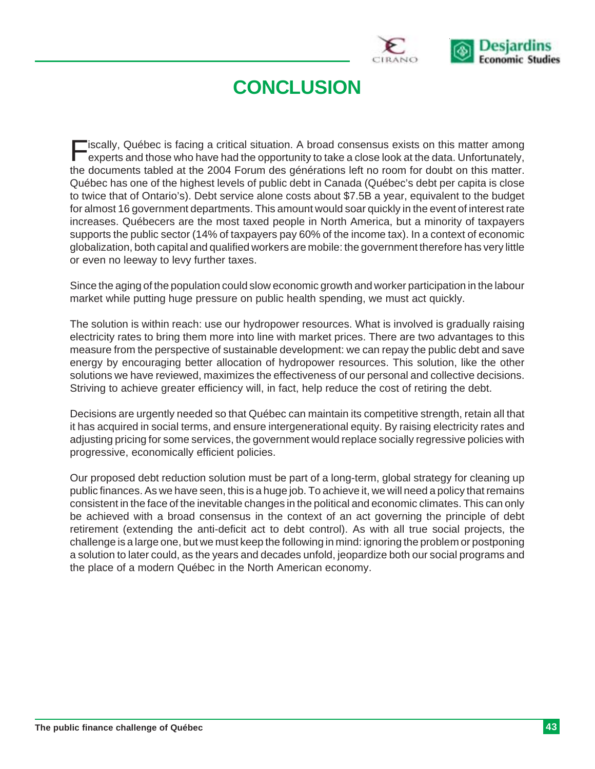# CONCLUSION

Fiscally, Québec is facing a critical situation. A broad consensus exists on this matter among experts and those who have had the opportunity to take a close look at the data. Unfortunately, the documents tabled at the 2004 Forum des générations left no room for doubt on this matter. Québec has one of the highest levels of public debt in Canada (Québec's debt per capita is close to twice that of Ontario's). Debt service alone costs about $7.5B a year, equivalent to the budget for almost 16 government departments. This amount would soar quickly in the event of interest rate increases. Québecers are the most taxed people in North America, but a minority of taxpayers supports the public sector (14% of taxpayers pay 60% of the income tax). In a context of economic globalization, both capital and qualified workers are mobile: the government therefore has very little or even no leeway to levy further taxes.

Since the aging of the population could slow economic growth and worker participation in the labour market while putting huge pressure on public health spending, we must act quickly.

The solution is within reach: use our hydropower resources. What is involved is gradually raising electricity rates to bring them more into line with market prices. There are two advantages to this measure from the perspective of sustainable development: we can repay the public debt and save energy by encouraging better allocation of hydropower resources. This solution, like the other solutions we have reviewed, maximizes the effectiveness of our personal and collective decisions. Striving to achieve greater efficiency will, in fact, help reduce the cost of retiring the debt.

Decisions are urgently needed so that Québec can maintain its competitive strength, retain all that it has acquired in social terms, and ensure intergenerational equity. By raising electricity rates and adjusting pricing for some services, the government would replace socially regressive policies with progressive, economically efficient policies.

Our proposed debt reduction solution must be part of a long-term, global strategy for cleaning up public finances. As we have seen, this is a huge job. To achieve it, we will need a policy that remains consistent in the face of the inevitable changes in the political and economic climates. This can only be achieved with a broad consensus in the context of an act governing the principle of debt retirement (extending the anti-deficit act to debt control). As with all true social projects, the challenge is a large one, but we must keep the following in mind: ignoring the problem or postponing a solution to later could, as the years and decades unfold, jeopardize both our social programs and the place of a modern Québec in the North American economy.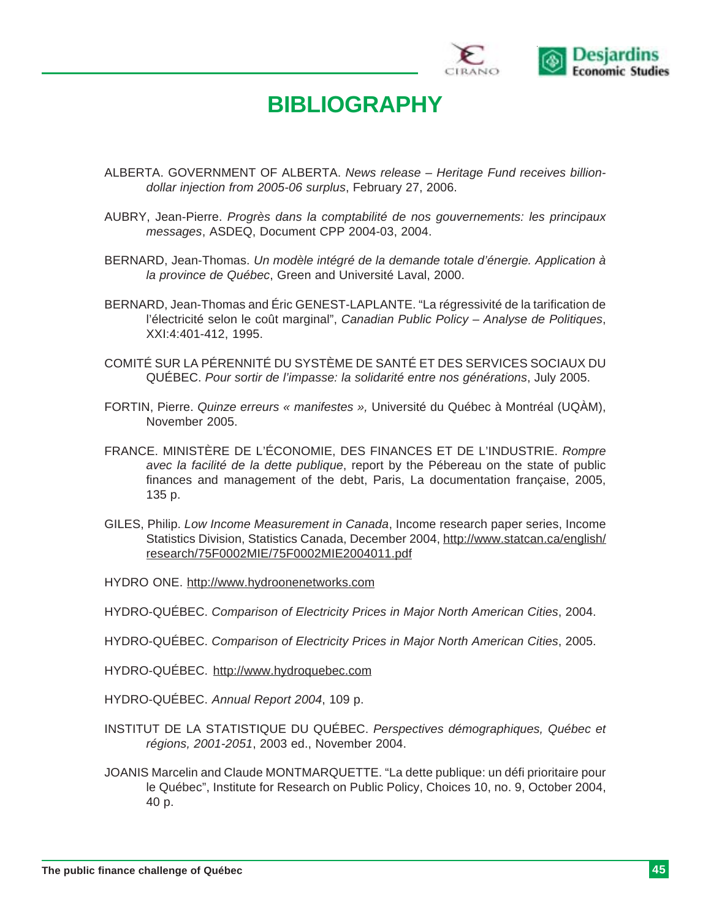# BIBLIOGRAPHY

ALBERTA. GOVERNMENT OF ALBERTA. *News release – Heritage Fund receives billion-dollar injection from 2005-06 surplus*, February 27, 2006.

AUBRY, Jean-Pierre. *Progrès dans la comptabilité de nos gouvernements: les principaux messages*, ASDEQ, Document CPP 2004-03, 2004.

BERNARD, Jean-Thomas. *Un modèle intégré de la demande totale d'énergie. Application à la province de Québec*, Green and Université Laval, 2000.

BERNARD, Jean-Thomas and Éric GENEST-LAPLANTE. "La régressivité de la tarification de l'électricité selon le coût marginal", *Canadian Public Policy – Analyse de Politiques*, XXI:4:401-412, 1995.

COMITÉ SUR LA PÉRENNITÉ DU SYSTÈME DE SANTÉ ET DES SERVICES SOCIAUX DU QUÉBEC. *Pour sortir de l'impasse: la solidarité entre nos générations*, July 2005.

FORTIN, Pierre. *Quinze erreurs « manifestes »,* Université du Québec à Montréal (UQÀM), November 2005.

FRANCE. MINISTÈRE DE L'ÉCONOMIE, DES FINANCES ET DE L'INDUSTRIE. *Rompre avec la facilité de la dette publique*, report by the Pébereau on the state of public finances and management of the debt, Paris, La documentation française, 2005, 135 p.

GILES, Philip. *Low Income Measurement in Canada*, Income research paper series, Income Statistics Division, Statistics Canada, December 2004, http://www.statcan.ca/english/research/75F0002MIE/75F0002MIE2004011.pdf

HYDRO ONE. http://www.hydroonenetworks.com

HYDRO-QUÉBEC. *Comparison of Electricity Prices in Major North American Cities*, 2004.

HYDRO-QUÉBEC. *Comparison of Electricity Prices in Major North American Cities*, 2005.

HYDRO-QUÉBEC. http://www.hydroquebec.com

HYDRO-QUÉBEC. *Annual Report 2004*, 109 p.

INSTITUT DE LA STATISTIQUE DU QUÉBEC. *Perspectives démographiques, Québec et régions, 2001-2051*, 2003 ed., November 2004.

JOANIS Marcelin and Claude MONTMARQUETTE. "La dette publique: un défi prioritaire pour le Québec", Institute for Research on Public Policy, Choices 10, no. 9, October 2004, 40 p.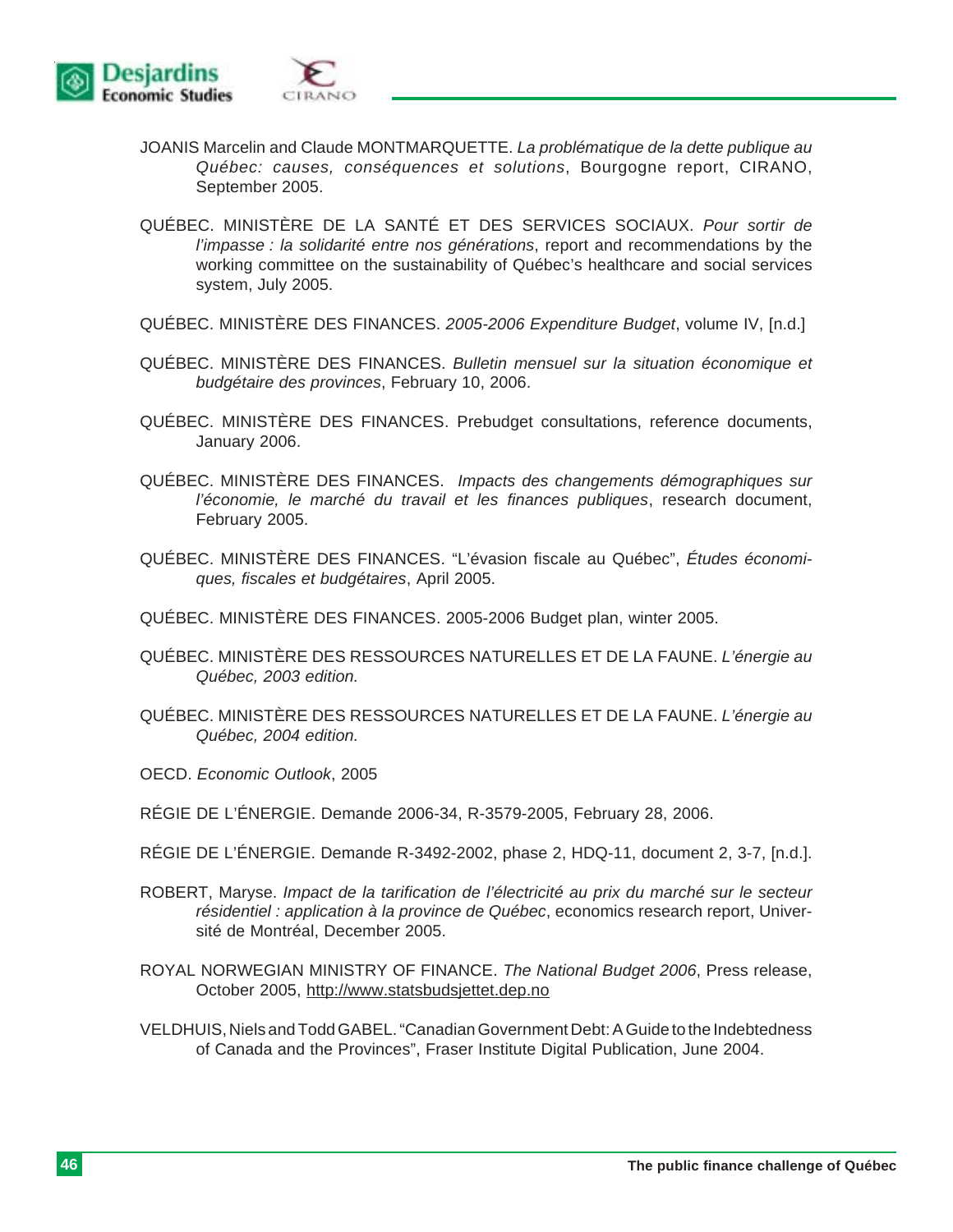JOANIS Marcelin and Claude MONTMARQUETTE. *La problématique de la dette publique au Québec: causes, conséquences et solutions*, Bourgogne report, CIRANO, September 2005.

QUÉBEC. MINISTÈRE DE LA SANTÉ ET DES SERVICES SOCIAUX. *Pour sortir de l'impasse : la solidarité entre nos générations*, report and recommendations by the working committee on the sustainability of Québec's healthcare and social services system, July 2005.

QUÉBEC. MINISTÈRE DES FINANCES. *2005-2006 Expenditure Budget*, volume IV, [n.d.]

QUÉBEC. MINISTÈRE DES FINANCES. *Bulletin mensuel sur la situation économique et budgétaire des provinces*, February 10, 2006.

QUÉBEC. MINISTÈRE DES FINANCES. Prebudget consultations, reference documents, January 2006.

QUÉBEC. MINISTÈRE DES FINANCES. *Impacts des changements démographiques sur l'économie, le marché du travail et les finances publiques*, research document, February 2005.

QUÉBEC. MINISTÈRE DES FINANCES. "L'évasion fiscale au Québec", *Études économiques, fiscales et budgétaires*, April 2005.

QUÉBEC. MINISTÈRE DES FINANCES. 2005-2006 Budget plan, winter 2005.

QUÉBEC. MINISTÈRE DES RESSOURCES NATURELLES ET DE LA FAUNE. *L'énergie au Québec, 2003 edition.*

QUÉBEC. MINISTÈRE DES RESSOURCES NATURELLES ET DE LA FAUNE. *L'énergie au Québec, 2004 edition.*

OECD. *Economic Outlook*, 2005

RÉGIE DE L'ÉNERGIE. Demande 2006-34, R-3579-2005, February 28, 2006.

RÉGIE DE L'ÉNERGIE. Demande R-3492-2002, phase 2, HDQ-11, document 2, 3-7, [n.d.].

ROBERT, Maryse. *Impact de la tarification de l'électricité au prix du marché sur le secteur résidentiel : application à la province de Québec*, economics research report, Université de Montréal, December 2005.

ROYAL NORWEGIAN MINISTRY OF FINANCE. *The National Budget 2006*, Press release, October 2005, http://www.statsbudsjettet.dep.no

VELDHUIS, Niels and Todd GABEL. "Canadian Government Debt: A Guide to the Indebtedness of Canada and the Provinces", Fraser Institute Digital Publication, June 2004.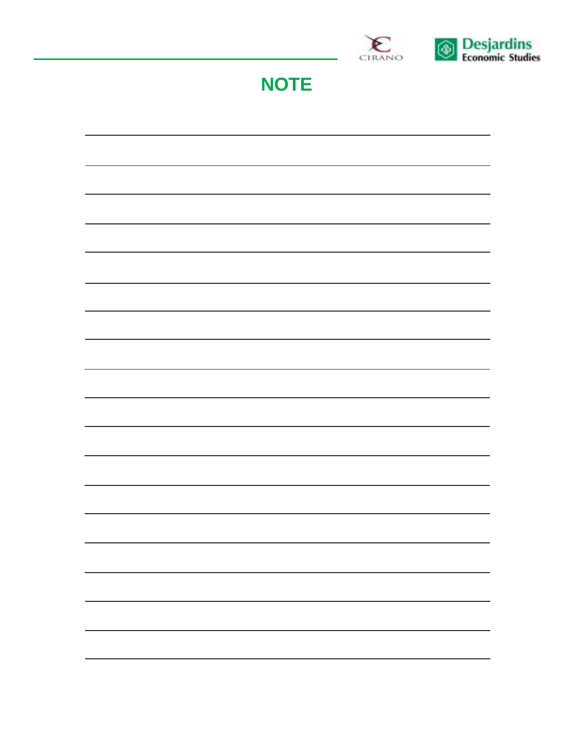# NOTE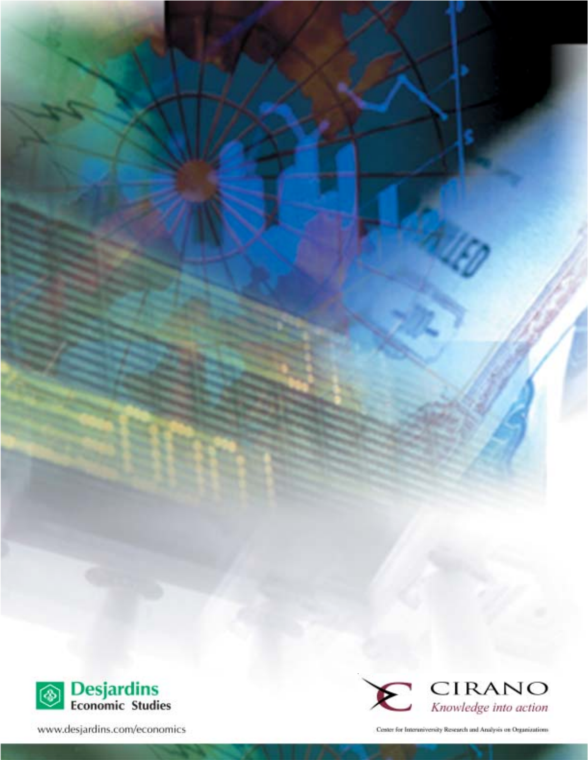**Desjardins**
**Economic Studies**

www.desjardins.com/economics

CIRANO

*Knowledge into action*

Center for Interuniversity Research and Analysis on Organizations